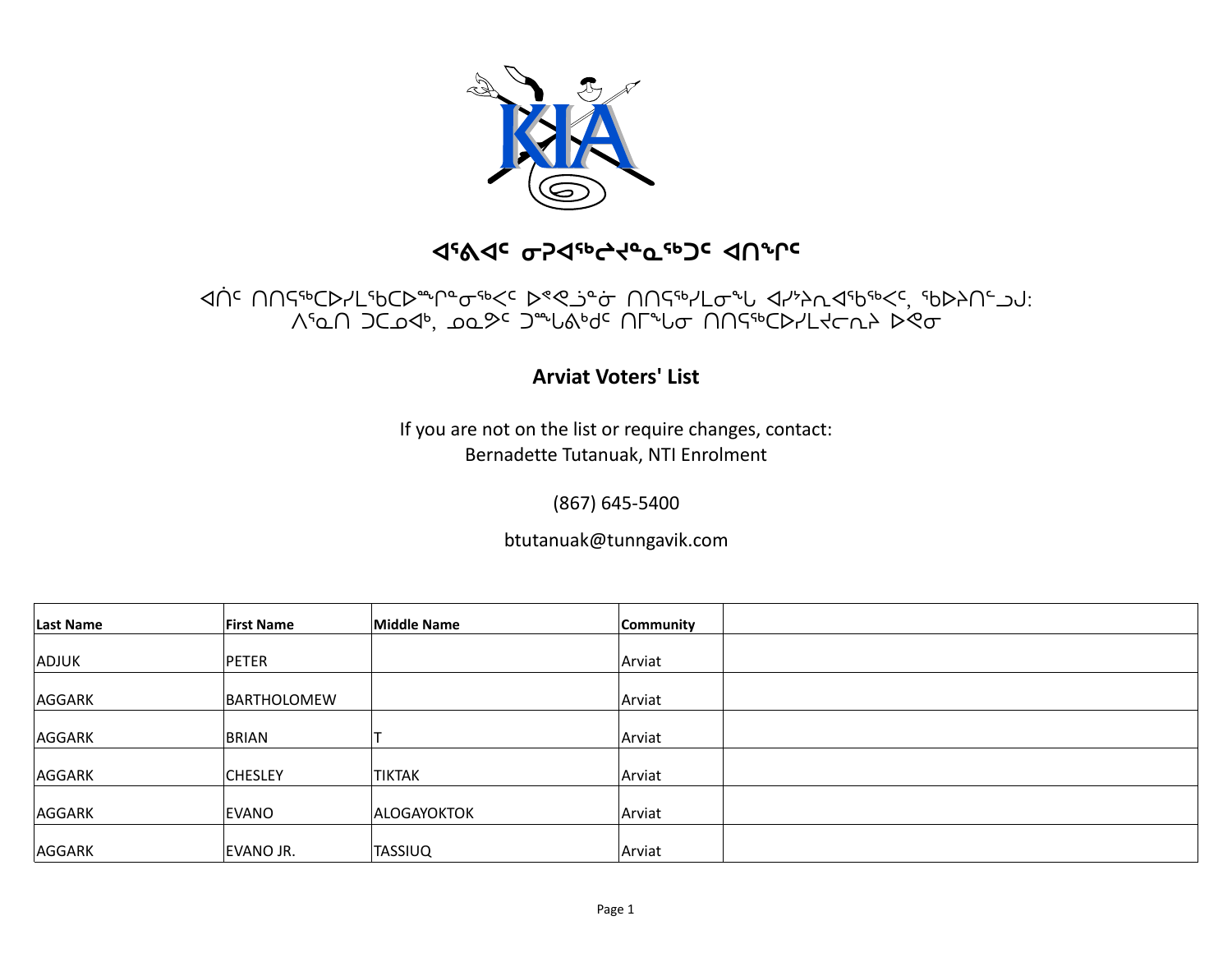# ᐊᕐᕕᐊᑦ ᓂᕈᐊᖅᓯᔪᓐᓇᖅᑐᑦ ᐊᑎᖏᑦ

ᐊᑏᑦ ᑎᑎᕋᖅᑕᐅᓯᒪᕐᑲᑕᐅᙱᓐᓂᖅᐸᑦ ᐅᕝᕙᓘᓐᓃᑦ ᑎᑎᕋᖅᓯᒪᓂᖓ ᐊᓯᔾᔨᕆᐊᖅᑲᖅᐸᑦ, ᖃᐅᔨᑎᑦᑐᒍ:
ᐱᕐᓇᑎ ᑐᑕᓄᐊᒃ, ᓄᓇᕗᑦ ᑐᙵᕕᒃᑯᑦ ᑎᒥᖓᓂ ᑎᑎᕋᖅᑕᐅᓯᒪᔪᓕᕆᔨ ᐅᕙᓂ

**Arviat Voters' List**

If you are not on the list or require changes, contact:
Bernadette Tutanuak, NTI Enrolment

(867) 645-5400

btutanuak@tunngavik.com

| Last Name | First Name | Middle Name | Community | |
|---|---|---|---|---|
| ADJUK | PETER | | Arviat | |
| AGGARK | BARTHOLOMEW | | Arviat | |
| AGGARK | BRIAN | T | Arviat | |
| AGGARK | CHESLEY | TIKTAK | Arviat | |
| AGGARK | EVANO | ALOGAYOKTOK | Arviat | |
| AGGARK | EVANO JR. | TASSIUQ | Arviat | |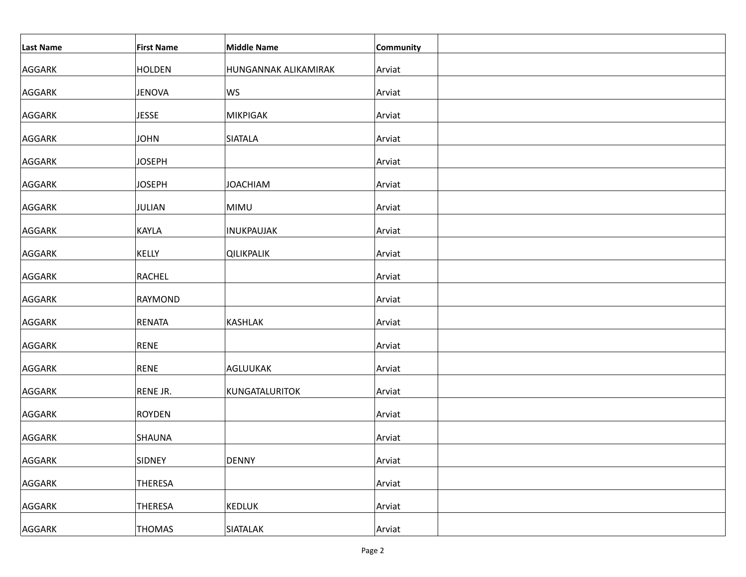| Last Name | First Name | Middle Name | Community | |
|---|---|---|---|---|
| AGGARK | HOLDEN | HUNGANNAK ALIKAMIRAK | Arviat | |
| AGGARK | JENOVA | WS | Arviat | |
| AGGARK | JESSE | MIKPIGAK | Arviat | |
| AGGARK | JOHN | SIATALA | Arviat | |
| AGGARK | JOSEPH | | Arviat | |
| AGGARK | JOSEPH | JOACHIAM | Arviat | |
| AGGARK | JULIAN | MIMU | Arviat | |
| AGGARK | KAYLA | INUKPAUJAK | Arviat | |
| AGGARK | KELLY | QILIKPALIK | Arviat | |
| AGGARK | RACHEL | | Arviat | |
| AGGARK | RAYMOND | | Arviat | |
| AGGARK | RENATA | KASHLAK | Arviat | |
| AGGARK | RENE | | Arviat | |
| AGGARK | RENE | AGLUUKAK | Arviat | |
| AGGARK | RENE JR. | KUNGATALURITOK | Arviat | |
| AGGARK | ROYDEN | | Arviat | |
| AGGARK | SHAUNA | | Arviat | |
| AGGARK | SIDNEY | DENNY | Arviat | |
| AGGARK | THERESA | | Arviat | |
| AGGARK | THERESA | KEDLUK | Arviat | |
| AGGARK | THOMAS | SIATALAK | Arviat | |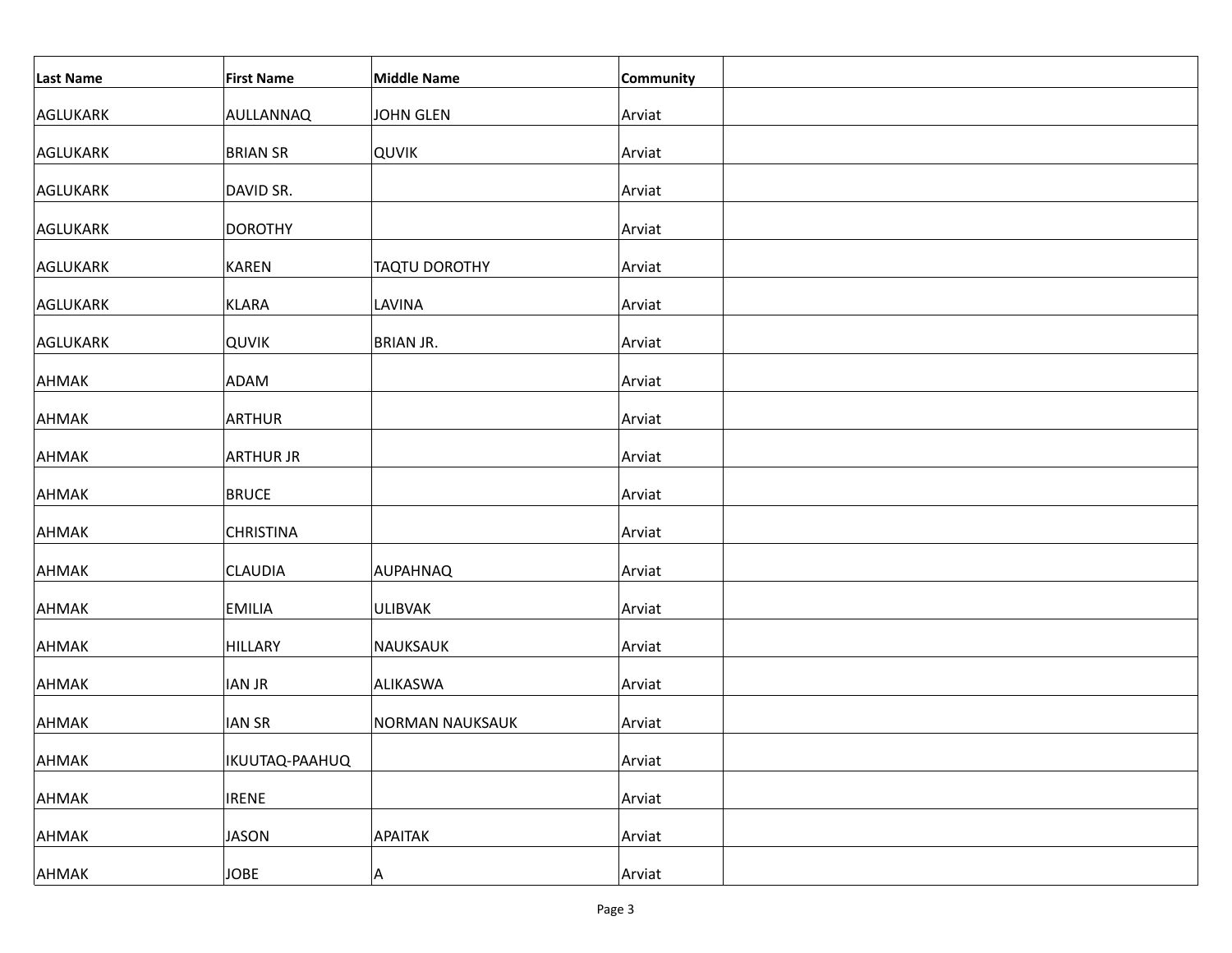| Last Name | First Name | Middle Name | Community | |
|---|---|---|---|---|
| AGLUKARK | AULLANNAQ | JOHN GLEN | Arviat | |
| AGLUKARK | BRIAN SR | QUVIK | Arviat | |
| AGLUKARK | DAVID SR. | | Arviat | |
| AGLUKARK | DOROTHY | | Arviat | |
| AGLUKARK | KAREN | TAQTU DOROTHY | Arviat | |
| AGLUKARK | KLARA | LAVINA | Arviat | |
| AGLUKARK | QUVIK | BRIAN JR. | Arviat | |
| AHMAK | ADAM | | Arviat | |
| AHMAK | ARTHUR | | Arviat | |
| AHMAK | ARTHUR JR | | Arviat | |
| AHMAK | BRUCE | | Arviat | |
| AHMAK | CHRISTINA | | Arviat | |
| AHMAK | CLAUDIA | AUPAHNAQ | Arviat | |
| AHMAK | EMILIA | ULIBVAK | Arviat | |
| AHMAK | HILLARY | NAUKSAUK | Arviat | |
| AHMAK | IAN JR | ALIKASWA | Arviat | |
| AHMAK | IAN SR | NORMAN NAUKSAUK | Arviat | |
| AHMAK | IKUUTAQ-PAAHUQ | | Arviat | |
| AHMAK | IRENE | | Arviat | |
| AHMAK | JASON | APAITAK | Arviat | |
| AHMAK | JOBE | A | Arviat | |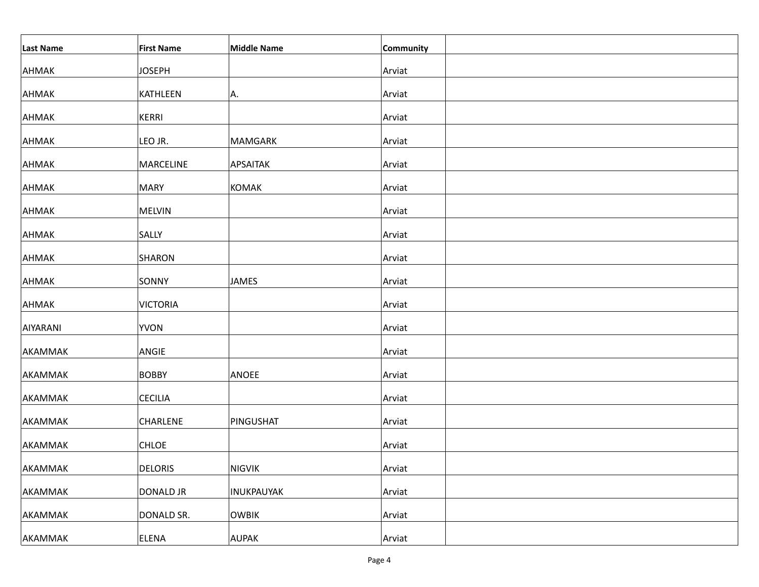| Last Name | First Name | Middle Name | Community | |
|---|---|---|---|---|
| AHMAK | JOSEPH | | Arviat | |
| AHMAK | KATHLEEN | A. | Arviat | |
| AHMAK | KERRI | | Arviat | |
| AHMAK | LEO JR. | MAMGARK | Arviat | |
| AHMAK | MARCELINE | APSAITAK | Arviat | |
| AHMAK | MARY | KOMAK | Arviat | |
| AHMAK | MELVIN | | Arviat | |
| AHMAK | SALLY | | Arviat | |
| AHMAK | SHARON | | Arviat | |
| AHMAK | SONNY | JAMES | Arviat | |
| AHMAK | VICTORIA | | Arviat | |
| AIYARANI | YVON | | Arviat | |
| AKAMMAK | ANGIE | | Arviat | |
| AKAMMAK | BOBBY | ANOEE | Arviat | |
| AKAMMAK | CECILIA | | Arviat | |
| AKAMMAK | CHARLENE | PINGUSHAT | Arviat | |
| AKAMMAK | CHLOE | | Arviat | |
| AKAMMAK | DELORIS | NIGVIK | Arviat | |
| AKAMMAK | DONALD JR | INUKPAUYAK | Arviat | |
| AKAMMAK | DONALD SR. | OWBIK | Arviat | |
| AKAMMAK | ELENA | AUPAK | Arviat | |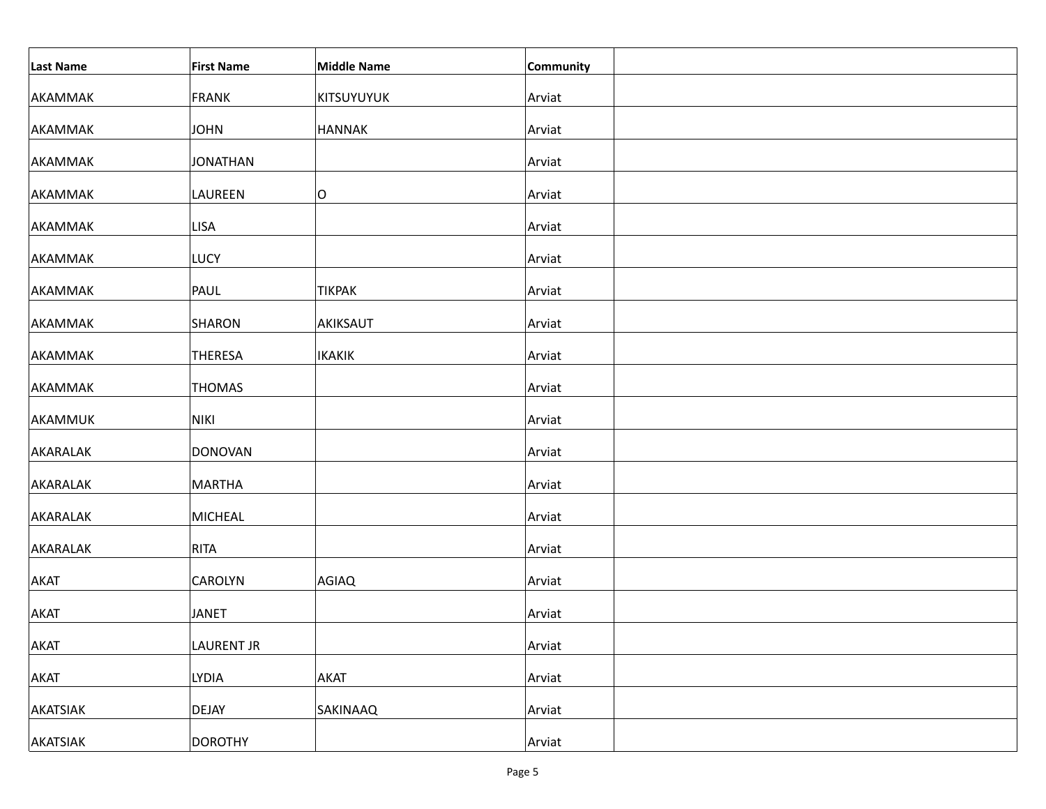| Last Name | First Name | Middle Name | Community | |
|---|---|---|---|---|
| AKAMMAK | FRANK | KITSUYUYUK | Arviat | |
| AKAMMAK | JOHN | HANNAK | Arviat | |
| AKAMMAK | JONATHAN | | Arviat | |
| AKAMMAK | LAUREEN | O | Arviat | |
| AKAMMAK | LISA | | Arviat | |
| AKAMMAK | LUCY | | Arviat | |
| AKAMMAK | PAUL | TIKPAK | Arviat | |
| AKAMMAK | SHARON | AKIKSAUT | Arviat | |
| AKAMMAK | THERESA | IKAKIK | Arviat | |
| AKAMMAK | THOMAS | | Arviat | |
| AKAMMUK | NIKI | | Arviat | |
| AKARALAK | DONOVAN | | Arviat | |
| AKARALAK | MARTHA | | Arviat | |
| AKARALAK | MICHEAL | | Arviat | |
| AKARALAK | RITA | | Arviat | |
| AKAT | CAROLYN | AGIAQ | Arviat | |
| AKAT | JANET | | Arviat | |
| AKAT | LAURENT JR | | Arviat | |
| AKAT | LYDIA | AKAT | Arviat | |
| AKATSIAK | DEJAY | SAKINAAQ | Arviat | |
| AKATSIAK | DOROTHY | | Arviat | |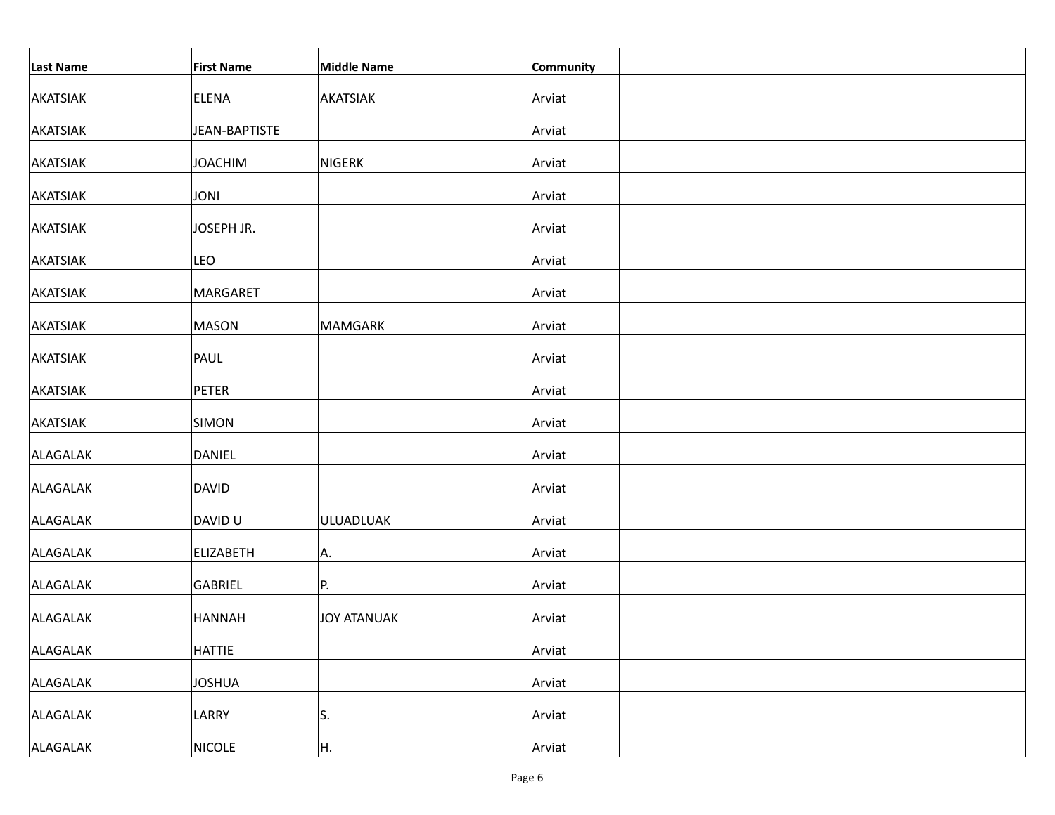| Last Name | First Name | Middle Name | Community | |
|---|---|---|---|---|
| AKATSIAK | ELENA | AKATSIAK | Arviat | |
| AKATSIAK | JEAN-BAPTISTE | | Arviat | |
| AKATSIAK | JOACHIM | NIGERK | Arviat | |
| AKATSIAK | JONI | | Arviat | |
| AKATSIAK | JOSEPH JR. | | Arviat | |
| AKATSIAK | LEO | | Arviat | |
| AKATSIAK | MARGARET | | Arviat | |
| AKATSIAK | MASON | MAMGARK | Arviat | |
| AKATSIAK | PAUL | | Arviat | |
| AKATSIAK | PETER | | Arviat | |
| AKATSIAK | SIMON | | Arviat | |
| ALAGALAK | DANIEL | | Arviat | |
| ALAGALAK | DAVID | | Arviat | |
| ALAGALAK | DAVID U | ULUADLUAK | Arviat | |
| ALAGALAK | ELIZABETH | A. | Arviat | |
| ALAGALAK | GABRIEL | P. | Arviat | |
| ALAGALAK | HANNAH | JOY ATANUAK | Arviat | |
| ALAGALAK | HATTIE | | Arviat | |
| ALAGALAK | JOSHUA | | Arviat | |
| ALAGALAK | LARRY | S. | Arviat | |
| ALAGALAK | NICOLE | H. | Arviat | |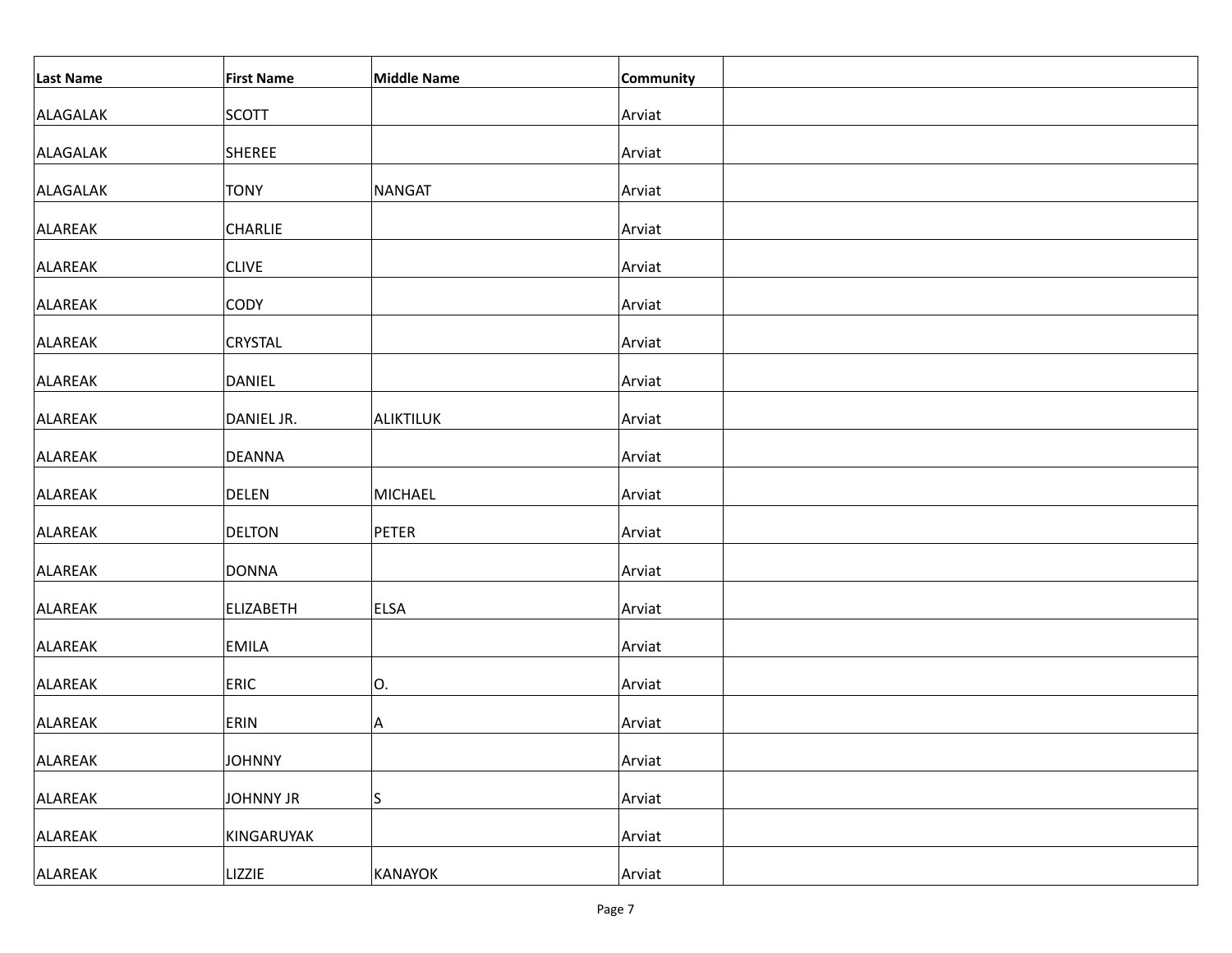| Last Name | First Name | Middle Name | Community | |
|---|---|---|---|---|
| ALAGALAK | SCOTT | | Arviat | |
| ALAGALAK | SHEREE | | Arviat | |
| ALAGALAK | TONY | NANGAT | Arviat | |
| ALAREAK | CHARLIE | | Arviat | |
| ALAREAK | CLIVE | | Arviat | |
| ALAREAK | CODY | | Arviat | |
| ALAREAK | CRYSTAL | | Arviat | |
| ALAREAK | DANIEL | | Arviat | |
| ALAREAK | DANIEL JR. | ALIKTILUK | Arviat | |
| ALAREAK | DEANNA | | Arviat | |
| ALAREAK | DELEN | MICHAEL | Arviat | |
| ALAREAK | DELTON | PETER | Arviat | |
| ALAREAK | DONNA | | Arviat | |
| ALAREAK | ELIZABETH | ELSA | Arviat | |
| ALAREAK | EMILA | | Arviat | |
| ALAREAK | ERIC | O. | Arviat | |
| ALAREAK | ERIN | A | Arviat | |
| ALAREAK | JOHNNY | | Arviat | |
| ALAREAK | JOHNNY JR | S | Arviat | |
| ALAREAK | KINGARUYAK | | Arviat | |
| ALAREAK | LIZZIE | KANAYOK | Arviat | |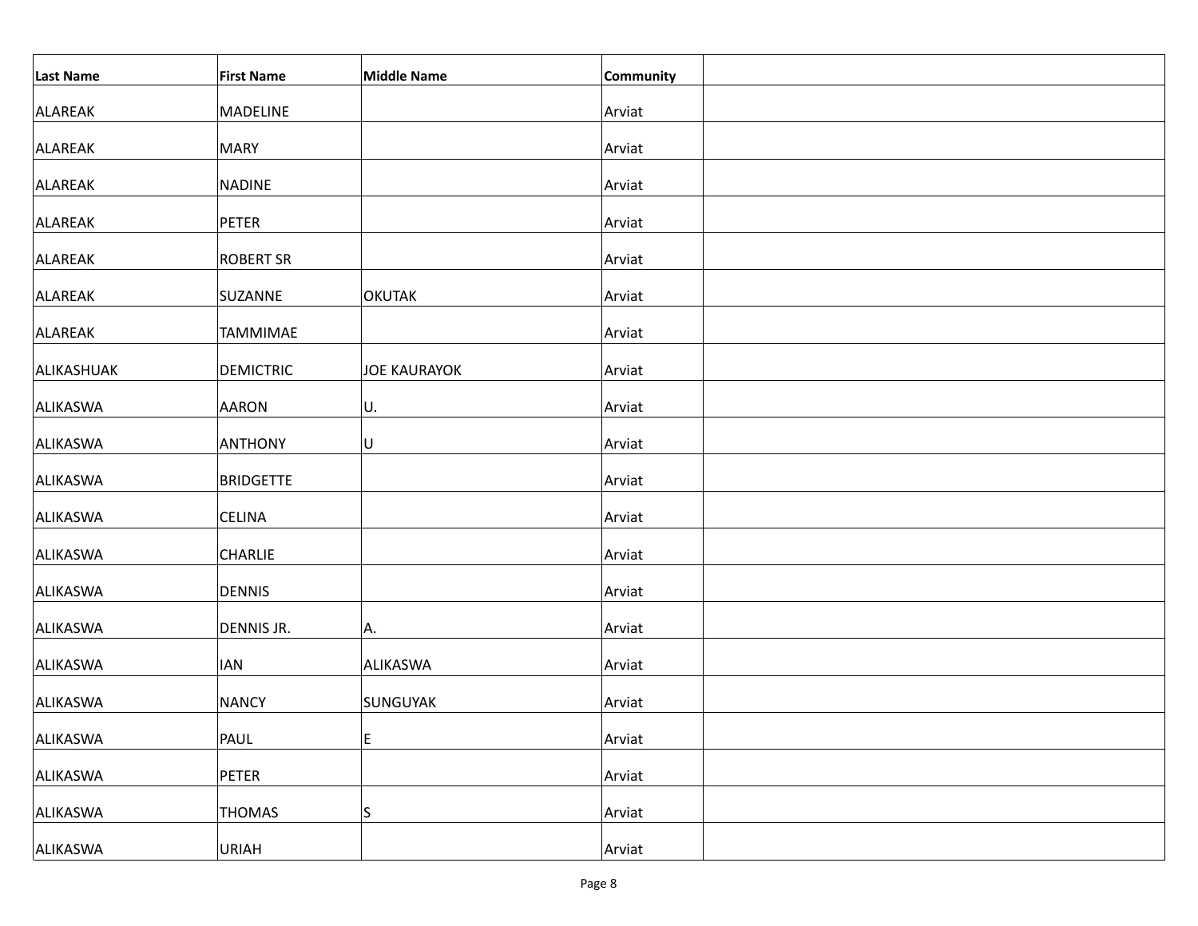| Last Name | First Name | Middle Name | Community | |
|---|---|---|---|---|
| ALAREAK | MADELINE | | Arviat | |
| ALAREAK | MARY | | Arviat | |
| ALAREAK | NADINE | | Arviat | |
| ALAREAK | PETER | | Arviat | |
| ALAREAK | ROBERT SR | | Arviat | |
| ALAREAK | SUZANNE | OKUTAK | Arviat | |
| ALAREAK | TAMMIMAE | | Arviat | |
| ALIKASHUAK | DEMICTRIC | JOE KAURAYOK | Arviat | |
| ALIKASWA | AARON | U. | Arviat | |
| ALIKASWA | ANTHONY | U | Arviat | |
| ALIKASWA | BRIDGETTE | | Arviat | |
| ALIKASWA | CELINA | | Arviat | |
| ALIKASWA | CHARLIE | | Arviat | |
| ALIKASWA | DENNIS | | Arviat | |
| ALIKASWA | DENNIS JR. | A. | Arviat | |
| ALIKASWA | IAN | ALIKASWA | Arviat | |
| ALIKASWA | NANCY | SUNGUYAK | Arviat | |
| ALIKASWA | PAUL | E | Arviat | |
| ALIKASWA | PETER | | Arviat | |
| ALIKASWA | THOMAS | S | Arviat | |
| ALIKASWA | URIAH | | Arviat | |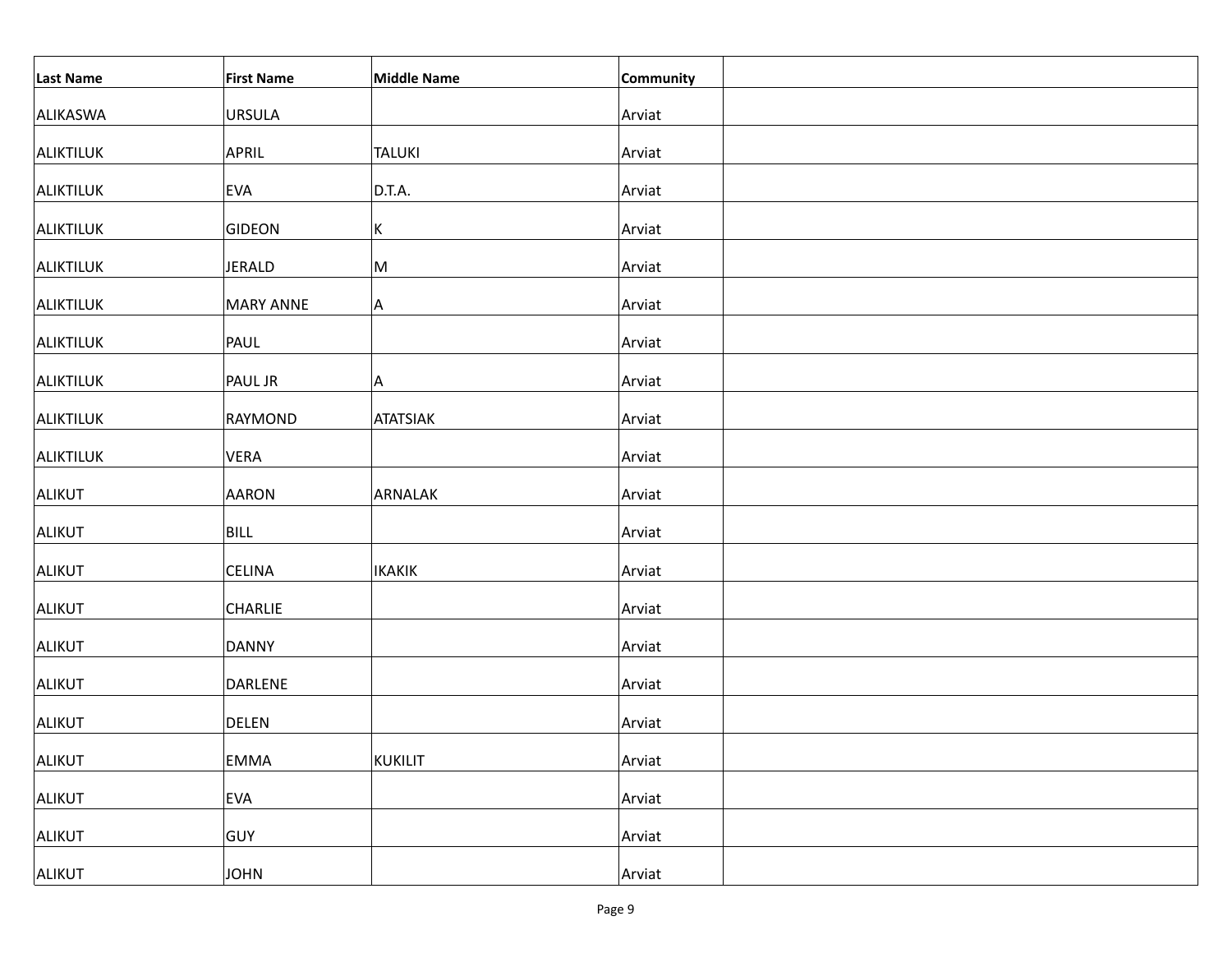| Last Name | First Name | Middle Name | Community | |
|---|---|---|---|---|
| ALIKASWA | URSULA | | Arviat | |
| ALIKTILUK | APRIL | TALUKI | Arviat | |
| ALIKTILUK | EVA | D.T.A. | Arviat | |
| ALIKTILUK | GIDEON | K | Arviat | |
| ALIKTILUK | JERALD | M | Arviat | |
| ALIKTILUK | MARY ANNE | A | Arviat | |
| ALIKTILUK | PAUL | | Arviat | |
| ALIKTILUK | PAUL JR | A | Arviat | |
| ALIKTILUK | RAYMOND | ATATSIAK | Arviat | |
| ALIKTILUK | VERA | | Arviat | |
| ALIKUT | AARON | ARNALAK | Arviat | |
| ALIKUT | BILL | | Arviat | |
| ALIKUT | CELINA | IKAKIK | Arviat | |
| ALIKUT | CHARLIE | | Arviat | |
| ALIKUT | DANNY | | Arviat | |
| ALIKUT | DARLENE | | Arviat | |
| ALIKUT | DELEN | | Arviat | |
| ALIKUT | EMMA | KUKILIT | Arviat | |
| ALIKUT | EVA | | Arviat | |
| ALIKUT | GUY | | Arviat | |
| ALIKUT | JOHN | | Arviat | |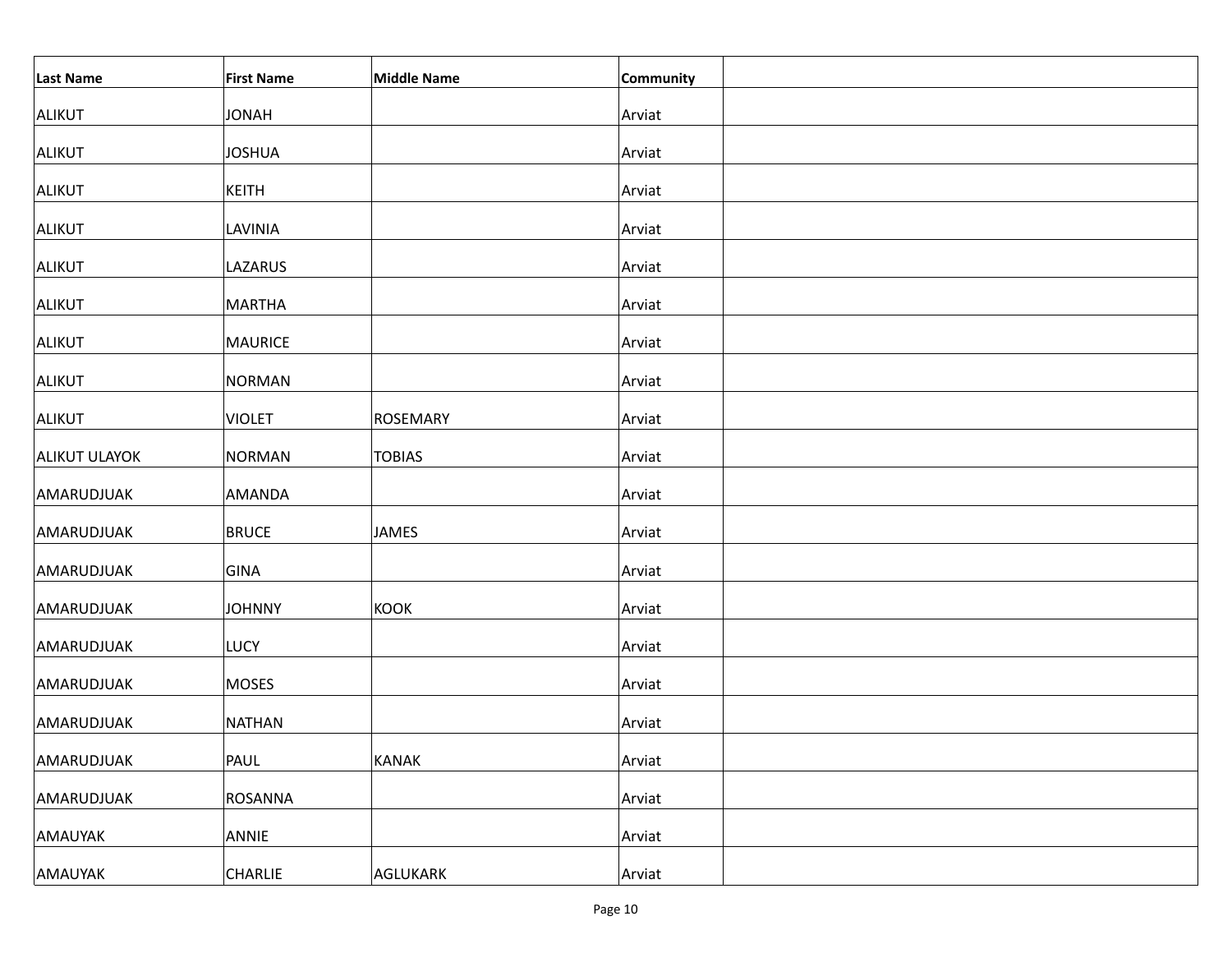| Last Name | First Name | Middle Name | Community | |
|---|---|---|---|---|
| ALIKUT | JONAH | | Arviat | |
| ALIKUT | JOSHUA | | Arviat | |
| ALIKUT | KEITH | | Arviat | |
| ALIKUT | LAVINIA | | Arviat | |
| ALIKUT | LAZARUS | | Arviat | |
| ALIKUT | MARTHA | | Arviat | |
| ALIKUT | MAURICE | | Arviat | |
| ALIKUT | NORMAN | | Arviat | |
| ALIKUT | VIOLET | ROSEMARY | Arviat | |
| ALIKUT ULAYOK | NORMAN | TOBIAS | Arviat | |
| AMARUDJUAK | AMANDA | | Arviat | |
| AMARUDJUAK | BRUCE | JAMES | Arviat | |
| AMARUDJUAK | GINA | | Arviat | |
| AMARUDJUAK | JOHNNY | KOOK | Arviat | |
| AMARUDJUAK | LUCY | | Arviat | |
| AMARUDJUAK | MOSES | | Arviat | |
| AMARUDJUAK | NATHAN | | Arviat | |
| AMARUDJUAK | PAUL | KANAK | Arviat | |
| AMARUDJUAK | ROSANNA | | Arviat | |
| AMAUYAK | ANNIE | | Arviat | |
| AMAUYAK | CHARLIE | AGLUKARK | Arviat | |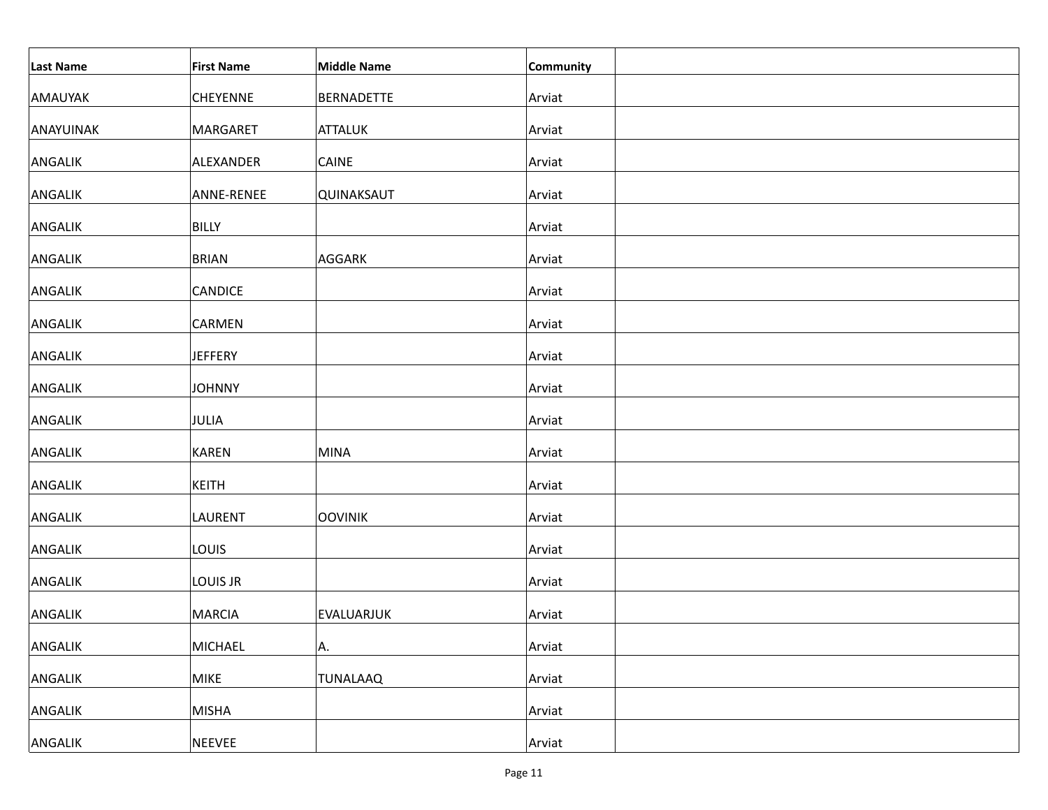| Last Name | First Name | Middle Name | Community | |
|---|---|---|---|---|
| AMAUYAK | CHEYENNE | BERNADETTE | Arviat | |
| ANAYUINAK | MARGARET | ATTALUK | Arviat | |
| ANGALIK | ALEXANDER | CAINE | Arviat | |
| ANGALIK | ANNE-RENEE | QUINAKSAUT | Arviat | |
| ANGALIK | BILLY | | Arviat | |
| ANGALIK | BRIAN | AGGARK | Arviat | |
| ANGALIK | CANDICE | | Arviat | |
| ANGALIK | CARMEN | | Arviat | |
| ANGALIK | JEFFERY | | Arviat | |
| ANGALIK | JOHNNY | | Arviat | |
| ANGALIK | JULIA | | Arviat | |
| ANGALIK | KAREN | MINA | Arviat | |
| ANGALIK | KEITH | | Arviat | |
| ANGALIK | LAURENT | OOVINIK | Arviat | |
| ANGALIK | LOUIS | | Arviat | |
| ANGALIK | LOUIS JR | | Arviat | |
| ANGALIK | MARCIA | EVALUARJUK | Arviat | |
| ANGALIK | MICHAEL | A. | Arviat | |
| ANGALIK | MIKE | TUNALAAQ | Arviat | |
| ANGALIK | MISHA | | Arviat | |
| ANGALIK | NEEVEE | | Arviat | |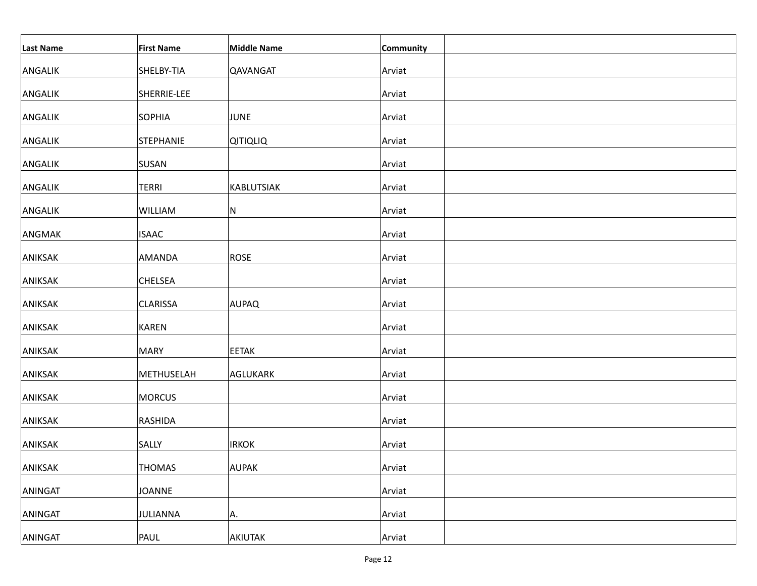| Last Name | First Name | Middle Name | Community | |
|---|---|---|---|---|
| ANGALIK | SHELBY-TIA | QAVANGAT | Arviat | |
| ANGALIK | SHERRIE-LEE | | Arviat | |
| ANGALIK | SOPHIA | JUNE | Arviat | |
| ANGALIK | STEPHANIE | QITIQLIQ | Arviat | |
| ANGALIK | SUSAN | | Arviat | |
| ANGALIK | TERRI | KABLUTSIAK | Arviat | |
| ANGALIK | WILLIAM | N | Arviat | |
| ANGMAK | ISAAC | | Arviat | |
| ANIKSAK | AMANDA | ROSE | Arviat | |
| ANIKSAK | CHELSEA | | Arviat | |
| ANIKSAK | CLARISSA | AUPAQ | Arviat | |
| ANIKSAK | KAREN | | Arviat | |
| ANIKSAK | MARY | EETAK | Arviat | |
| ANIKSAK | METHUSELAH | AGLUKARK | Arviat | |
| ANIKSAK | MORCUS | | Arviat | |
| ANIKSAK | RASHIDA | | Arviat | |
| ANIKSAK | SALLY | IRKOK | Arviat | |
| ANIKSAK | THOMAS | AUPAK | Arviat | |
| ANINGAT | JOANNE | | Arviat | |
| ANINGAT | JULIANNA | A. | Arviat | |
| ANINGAT | PAUL | AKIUTAK | Arviat | |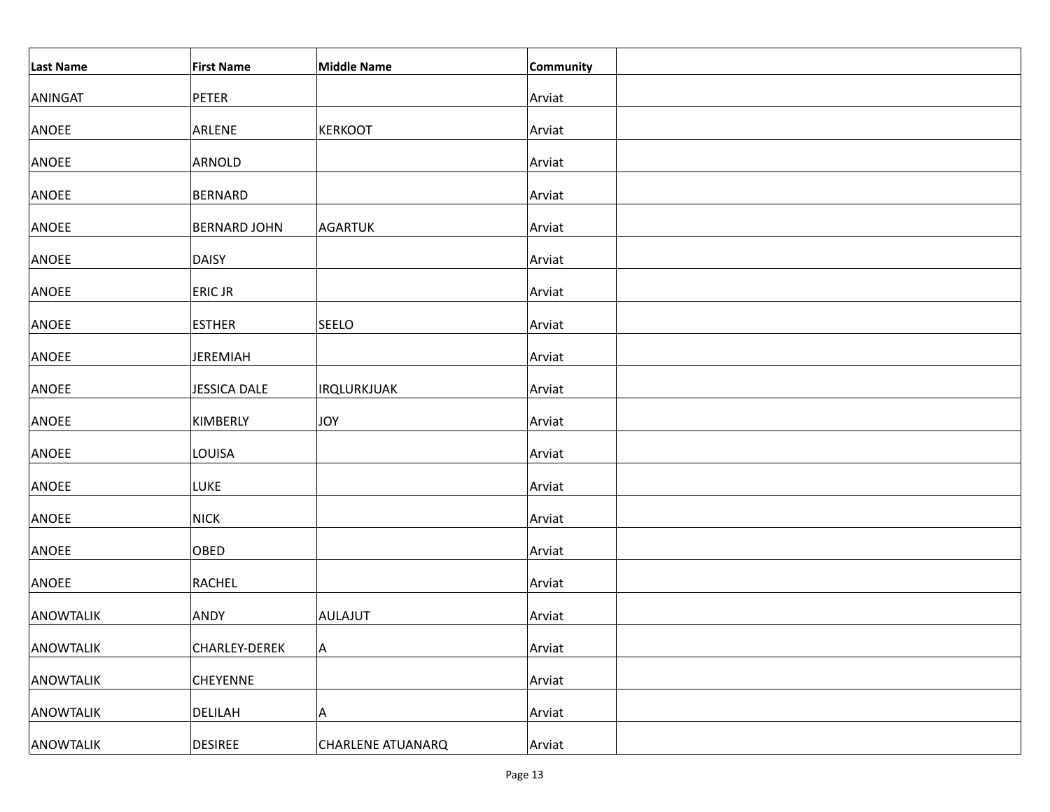| Last Name | First Name | Middle Name | Community | |
|---|---|---|---|---|
| ANINGAT | PETER | | Arviat | |
| ANOEE | ARLENE | KERKOOT | Arviat | |
| ANOEE | ARNOLD | | Arviat | |
| ANOEE | BERNARD | | Arviat | |
| ANOEE | BERNARD JOHN | AGARTUK | Arviat | |
| ANOEE | DAISY | | Arviat | |
| ANOEE | ERIC JR | | Arviat | |
| ANOEE | ESTHER | SEELO | Arviat | |
| ANOEE | JEREMIAH | | Arviat | |
| ANOEE | JESSICA DALE | IRQLURKJUAK | Arviat | |
| ANOEE | KIMBERLY | JOY | Arviat | |
| ANOEE | LOUISA | | Arviat | |
| ANOEE | LUKE | | Arviat | |
| ANOEE | NICK | | Arviat | |
| ANOEE | OBED | | Arviat | |
| ANOEE | RACHEL | | Arviat | |
| ANOWTALIK | ANDY | AULAJUT | Arviat | |
| ANOWTALIK | CHARLEY-DEREK | A | Arviat | |
| ANOWTALIK | CHEYENNE | | Arviat | |
| ANOWTALIK | DELILAH | A | Arviat | |
| ANOWTALIK | DESIREE | CHARLENE ATUANARQ | Arviat | |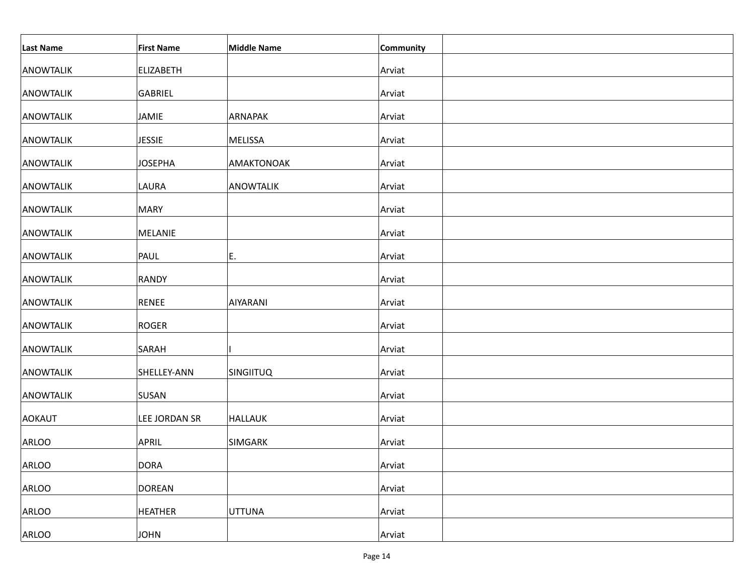| Last Name | First Name | Middle Name | Community | |
|---|---|---|---|---|
| ANOWTALIK | ELIZABETH | | Arviat | |
| ANOWTALIK | GABRIEL | | Arviat | |
| ANOWTALIK | JAMIE | ARNAPAK | Arviat | |
| ANOWTALIK | JESSIE | MELISSA | Arviat | |
| ANOWTALIK | JOSEPHA | AMAKTONOAK | Arviat | |
| ANOWTALIK | LAURA | ANOWTALIK | Arviat | |
| ANOWTALIK | MARY | | Arviat | |
| ANOWTALIK | MELANIE | | Arviat | |
| ANOWTALIK | PAUL | E. | Arviat | |
| ANOWTALIK | RANDY | | Arviat | |
| ANOWTALIK | RENEE | AIYARANI | Arviat | |
| ANOWTALIK | ROGER | | Arviat | |
| ANOWTALIK | SARAH | I | Arviat | |
| ANOWTALIK | SHELLEY-ANN | SINGIITUQ | Arviat | |
| ANOWTALIK | SUSAN | | Arviat | |
| AOKAUT | LEE JORDAN SR | HALLAUK | Arviat | |
| ARLOO | APRIL | SIMGARK | Arviat | |
| ARLOO | DORA | | Arviat | |
| ARLOO | DOREAN | | Arviat | |
| ARLOO | HEATHER | UTTUNA | Arviat | |
| ARLOO | JOHN | | Arviat | |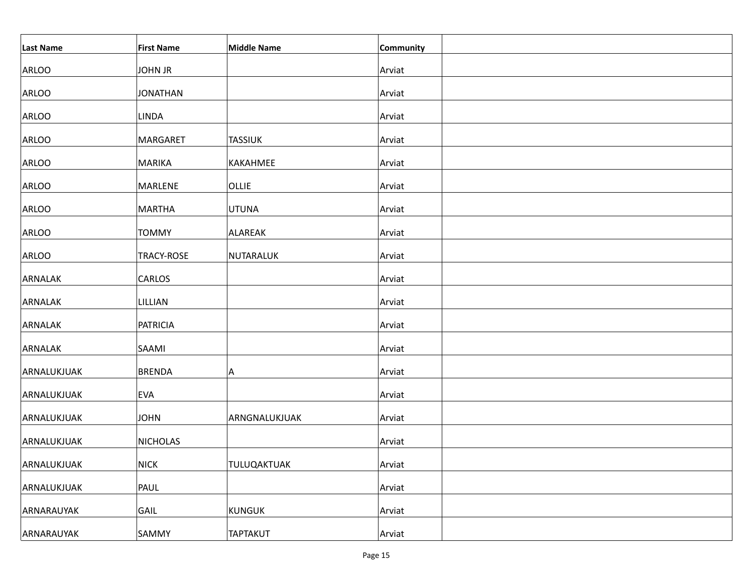| Last Name | First Name | Middle Name | Community | |
|---|---|---|---|---|
| ARLOO | JOHN JR | | Arviat | |
| ARLOO | JONATHAN | | Arviat | |
| ARLOO | LINDA | | Arviat | |
| ARLOO | MARGARET | TASSIUK | Arviat | |
| ARLOO | MARIKA | KAKAHMEE | Arviat | |
| ARLOO | MARLENE | OLLIE | Arviat | |
| ARLOO | MARTHA | UTUNA | Arviat | |
| ARLOO | TOMMY | ALAREAK | Arviat | |
| ARLOO | TRACY-ROSE | NUTARALUK | Arviat | |
| ARNALAK | CARLOS | | Arviat | |
| ARNALAK | LILLIAN | | Arviat | |
| ARNALAK | PATRICIA | | Arviat | |
| ARNALAK | SAAMI | | Arviat | |
| ARNALUKJUAK | BRENDA | A | Arviat | |
| ARNALUKJUAK | EVA | | Arviat | |
| ARNALUKJUAK | JOHN | ARNGNALUKJUAK | Arviat | |
| ARNALUKJUAK | NICHOLAS | | Arviat | |
| ARNALUKJUAK | NICK | TULUQAKTUAK | Arviat | |
| ARNALUKJUAK | PAUL | | Arviat | |
| ARNARAUYAK | GAIL | KUNGUK | Arviat | |
| ARNARAUYAK | SAMMY | TAPTAKUT | Arviat | |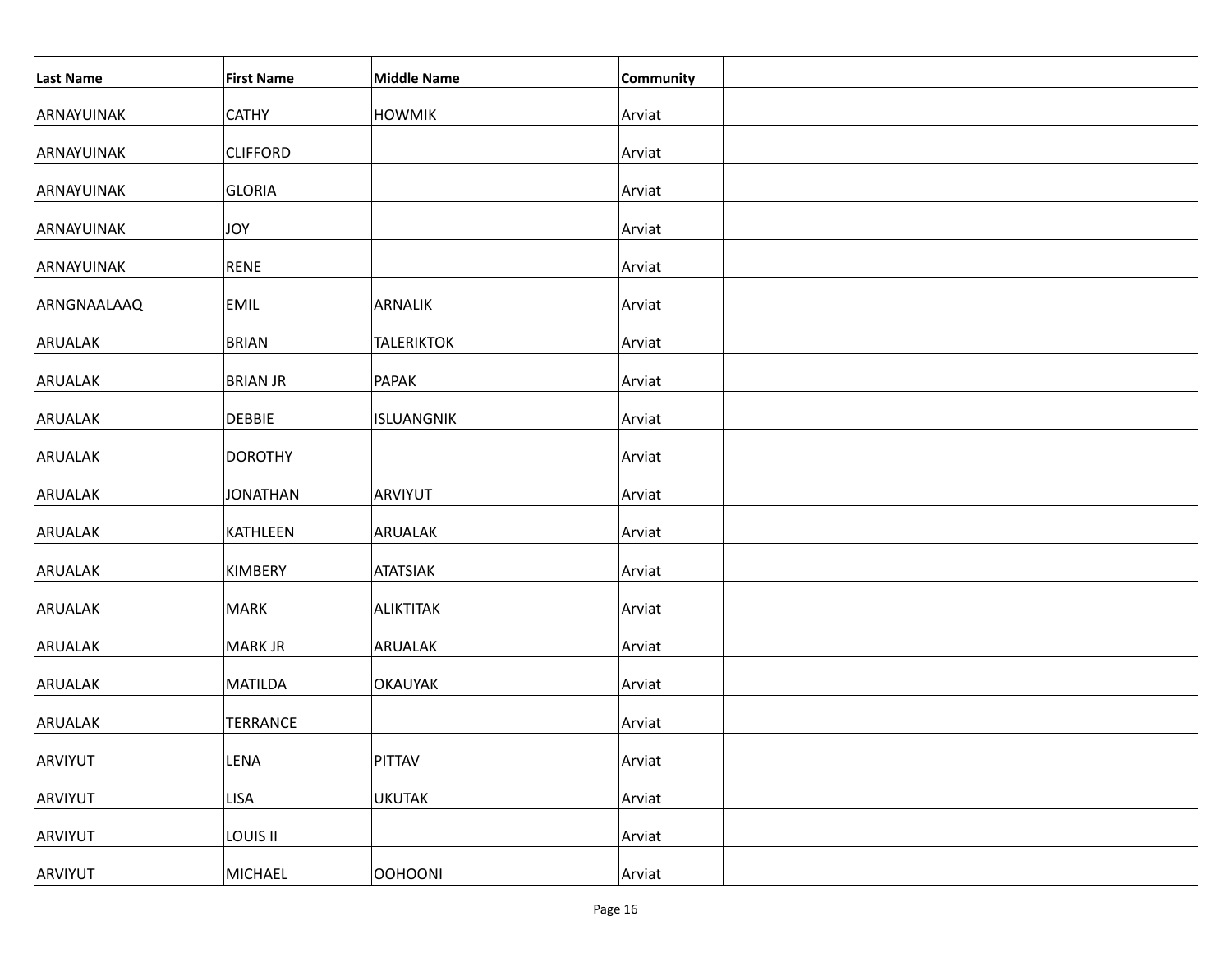| Last Name | First Name | Middle Name | Community | |
|---|---|---|---|---|
| ARNAYUINAK | CATHY | HOWMIK | Arviat | |
| ARNAYUINAK | CLIFFORD | | Arviat | |
| ARNAYUINAK | GLORIA | | Arviat | |
| ARNAYUINAK | JOY | | Arviat | |
| ARNAYUINAK | RENE | | Arviat | |
| ARNGNAALAAQ | EMIL | ARNALIK | Arviat | |
| ARUALAK | BRIAN | TALERIKTOK | Arviat | |
| ARUALAK | BRIAN JR | PAPAK | Arviat | |
| ARUALAK | DEBBIE | ISLUANGNIK | Arviat | |
| ARUALAK | DOROTHY | | Arviat | |
| ARUALAK | JONATHAN | ARVIYUT | Arviat | |
| ARUALAK | KATHLEEN | ARUALAK | Arviat | |
| ARUALAK | KIMBERY | ATATSIAK | Arviat | |
| ARUALAK | MARK | ALIKTITAK | Arviat | |
| ARUALAK | MARK JR | ARUALAK | Arviat | |
| ARUALAK | MATILDA | OKAUYAK | Arviat | |
| ARUALAK | TERRANCE | | Arviat | |
| ARVIYUT | LENA | PITTAV | Arviat | |
| ARVIYUT | LISA | UKUTAK | Arviat | |
| ARVIYUT | LOUIS II | | Arviat | |
| ARVIYUT | MICHAEL | OOHOONI | Arviat | |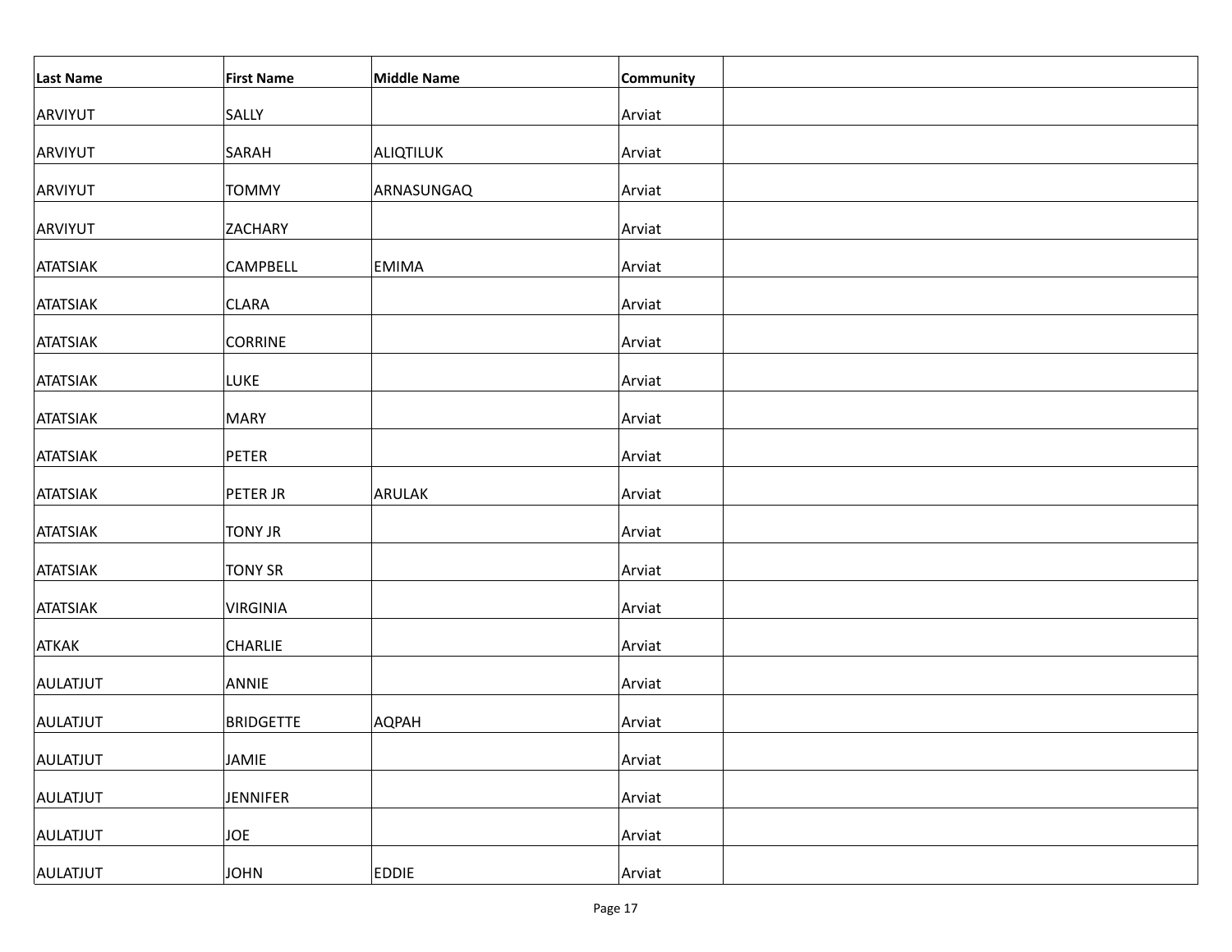| Last Name | First Name | Middle Name | Community | |
|---|---|---|---|---|
| ARVIYUT | SALLY | | Arviat | |
| ARVIYUT | SARAH | ALIQTILUK | Arviat | |
| ARVIYUT | TOMMY | ARNASUNGAQ | Arviat | |
| ARVIYUT | ZACHARY | | Arviat | |
| ATATSIAK | CAMPBELL | EMIMA | Arviat | |
| ATATSIAK | CLARA | | Arviat | |
| ATATSIAK | CORRINE | | Arviat | |
| ATATSIAK | LUKE | | Arviat | |
| ATATSIAK | MARY | | Arviat | |
| ATATSIAK | PETER | | Arviat | |
| ATATSIAK | PETER JR | ARULAK | Arviat | |
| ATATSIAK | TONY JR | | Arviat | |
| ATATSIAK | TONY SR | | Arviat | |
| ATATSIAK | VIRGINIA | | Arviat | |
| ATKAK | CHARLIE | | Arviat | |
| AULATJUT | ANNIE | | Arviat | |
| AULATJUT | BRIDGETTE | AQPAH | Arviat | |
| AULATJUT | JAMIE | | Arviat | |
| AULATJUT | JENNIFER | | Arviat | |
| AULATJUT | JOE | | Arviat | |
| AULATJUT | JOHN | EDDIE | Arviat | |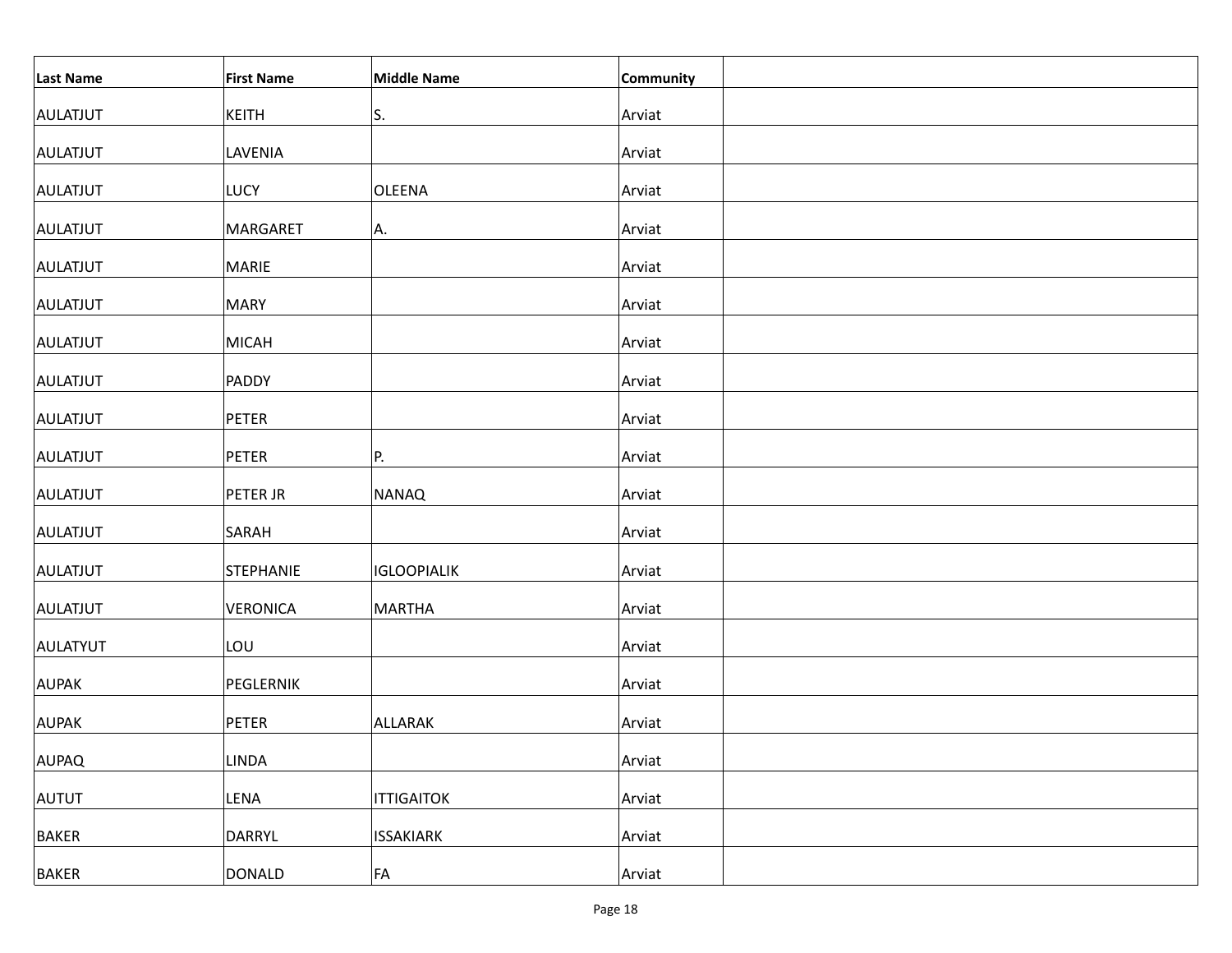| Last Name | First Name | Middle Name | Community | |
|---|---|---|---|---|
| AULATJUT | KEITH | S. | Arviat | |
| AULATJUT | LAVENIA | | Arviat | |
| AULATJUT | LUCY | OLEENA | Arviat | |
| AULATJUT | MARGARET | A. | Arviat | |
| AULATJUT | MARIE | | Arviat | |
| AULATJUT | MARY | | Arviat | |
| AULATJUT | MICAH | | Arviat | |
| AULATJUT | PADDY | | Arviat | |
| AULATJUT | PETER | | Arviat | |
| AULATJUT | PETER | P. | Arviat | |
| AULATJUT | PETER JR | NANAQ | Arviat | |
| AULATJUT | SARAH | | Arviat | |
| AULATJUT | STEPHANIE | IGLOOPIALIK | Arviat | |
| AULATJUT | VERONICA | MARTHA | Arviat | |
| AULATYUT | LOU | | Arviat | |
| AUPAK | PEGLERNIK | | Arviat | |
| AUPAK | PETER | ALLARAK | Arviat | |
| AUPAQ | LINDA | | Arviat | |
| AUTUT | LENA | ITTIGAITOK | Arviat | |
| BAKER | DARRYL | ISSAKIARK | Arviat | |
| BAKER | DONALD | FA | Arviat | |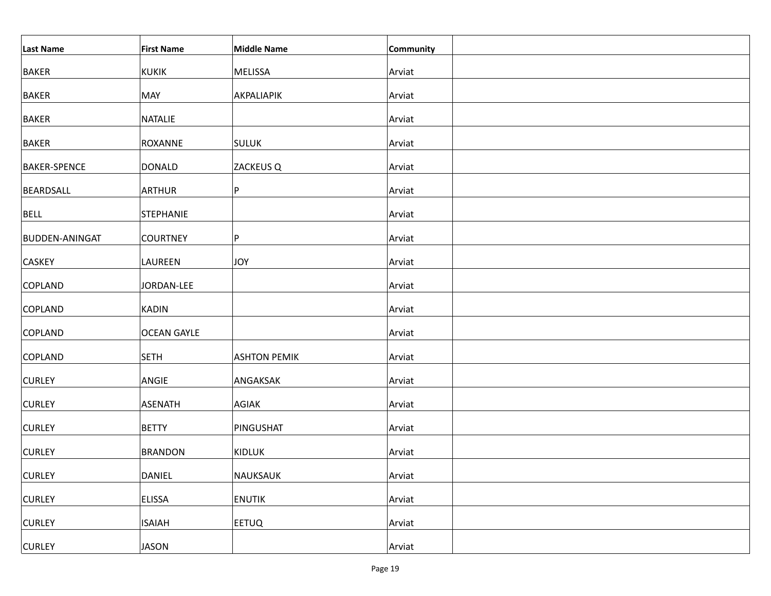| Last Name | First Name | Middle Name | Community | |
|---|---|---|---|---|
| BAKER | KUKIK | MELISSA | Arviat | |
| BAKER | MAY | AKPALIAPIK | Arviat | |
| BAKER | NATALIE | | Arviat | |
| BAKER | ROXANNE | SULUK | Arviat | |
| BAKER-SPENCE | DONALD | ZACKEUS Q | Arviat | |
| BEARDSALL | ARTHUR | P | Arviat | |
| BELL | STEPHANIE | | Arviat | |
| BUDDEN-ANINGAT | COURTNEY | P | Arviat | |
| CASKEY | LAUREEN | JOY | Arviat | |
| COPLAND | JORDAN-LEE | | Arviat | |
| COPLAND | KADIN | | Arviat | |
| COPLAND | OCEAN GAYLE | | Arviat | |
| COPLAND | SETH | ASHTON PEMIK | Arviat | |
| CURLEY | ANGIE | ANGAKSAK | Arviat | |
| CURLEY | ASENATH | AGIAK | Arviat | |
| CURLEY | BETTY | PINGUSHAT | Arviat | |
| CURLEY | BRANDON | KIDLUK | Arviat | |
| CURLEY | DANIEL | NAUKSAUK | Arviat | |
| CURLEY | ELISSA | ENUTIK | Arviat | |
| CURLEY | ISAIAH | EETUQ | Arviat | |
| CURLEY | JASON | | Arviat | |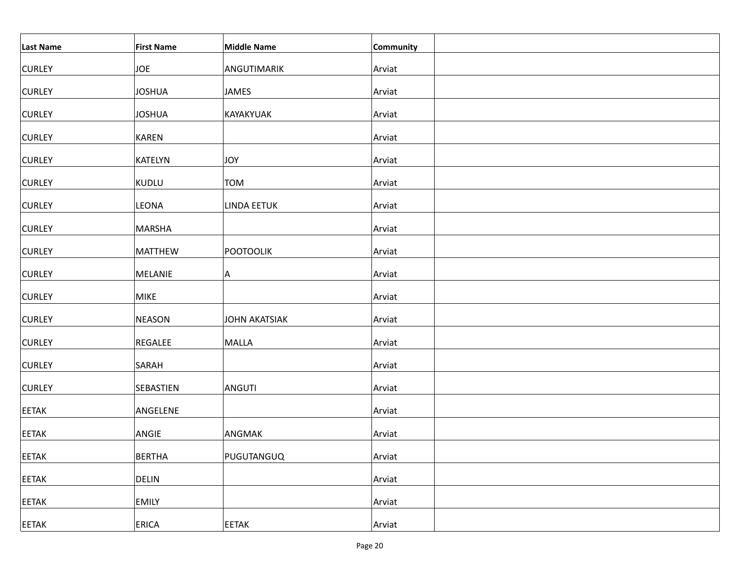| Last Name | First Name | Middle Name | Community | |
|---|---|---|---|---|
| CURLEY | JOE | ANGUTIMARIK | Arviat | |
| CURLEY | JOSHUA | JAMES | Arviat | |
| CURLEY | JOSHUA | KAYAKYUAK | Arviat | |
| CURLEY | KAREN | | Arviat | |
| CURLEY | KATELYN | JOY | Arviat | |
| CURLEY | KUDLU | TOM | Arviat | |
| CURLEY | LEONA | LINDA EETUK | Arviat | |
| CURLEY | MARSHA | | Arviat | |
| CURLEY | MATTHEW | POOTOOLIK | Arviat | |
| CURLEY | MELANIE | A | Arviat | |
| CURLEY | MIKE | | Arviat | |
| CURLEY | NEASON | JOHN AKATSIAK | Arviat | |
| CURLEY | REGALEE | MALLA | Arviat | |
| CURLEY | SARAH | | Arviat | |
| CURLEY | SEBASTIEN | ANGUTI | Arviat | |
| EETAK | ANGELENE | | Arviat | |
| EETAK | ANGIE | ANGMAK | Arviat | |
| EETAK | BERTHA | PUGUTANGUQ | Arviat | |
| EETAK | DELIN | | Arviat | |
| EETAK | EMILY | | Arviat | |
| EETAK | ERICA | EETAK | Arviat | |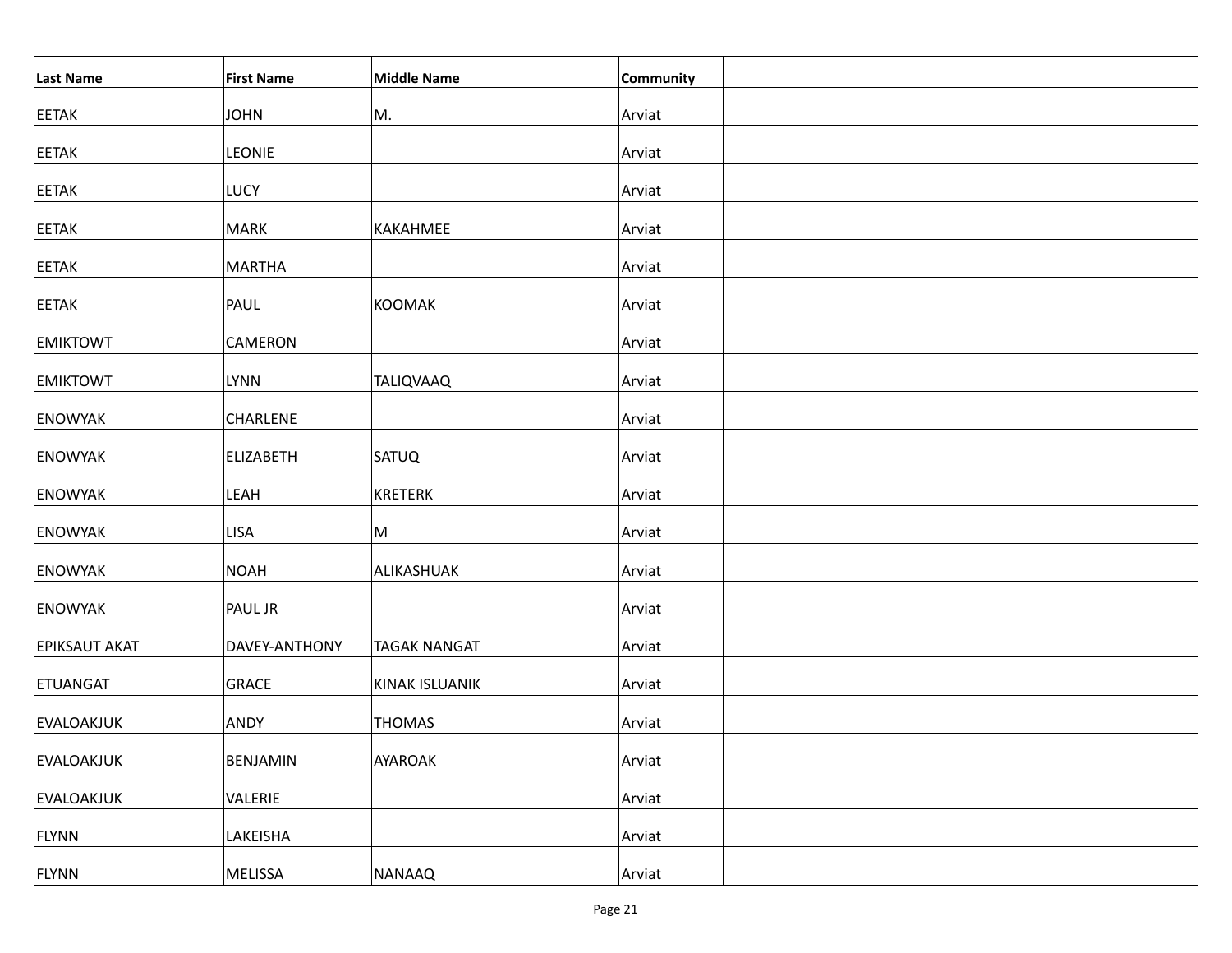| Last Name | First Name | Middle Name | Community | |
|---|---|---|---|---|
| EETAK | JOHN | M. | Arviat | |
| EETAK | LEONIE | | Arviat | |
| EETAK | LUCY | | Arviat | |
| EETAK | MARK | KAKAHMEE | Arviat | |
| EETAK | MARTHA | | Arviat | |
| EETAK | PAUL | KOOMAK | Arviat | |
| EMIKTOWT | CAMERON | | Arviat | |
| EMIKTOWT | LYNN | TALIQVAAQ | Arviat | |
| ENOWYAK | CHARLENE | | Arviat | |
| ENOWYAK | ELIZABETH | SATUQ | Arviat | |
| ENOWYAK | LEAH | KRETERK | Arviat | |
| ENOWYAK | LISA | M | Arviat | |
| ENOWYAK | NOAH | ALIKASHUAK | Arviat | |
| ENOWYAK | PAUL JR | | Arviat | |
| EPIKSAUT AKAT | DAVEY-ANTHONY | TAGAK NANGAT | Arviat | |
| ETUANGAT | GRACE | KINAK ISLUANIK | Arviat | |
| EVALOAKJUK | ANDY | THOMAS | Arviat | |
| EVALOAKJUK | BENJAMIN | AYAROAK | Arviat | |
| EVALOAKJUK | VALERIE | | Arviat | |
| FLYNN | LAKEISHA | | Arviat | |
| FLYNN | MELISSA | NANAAQ | Arviat | |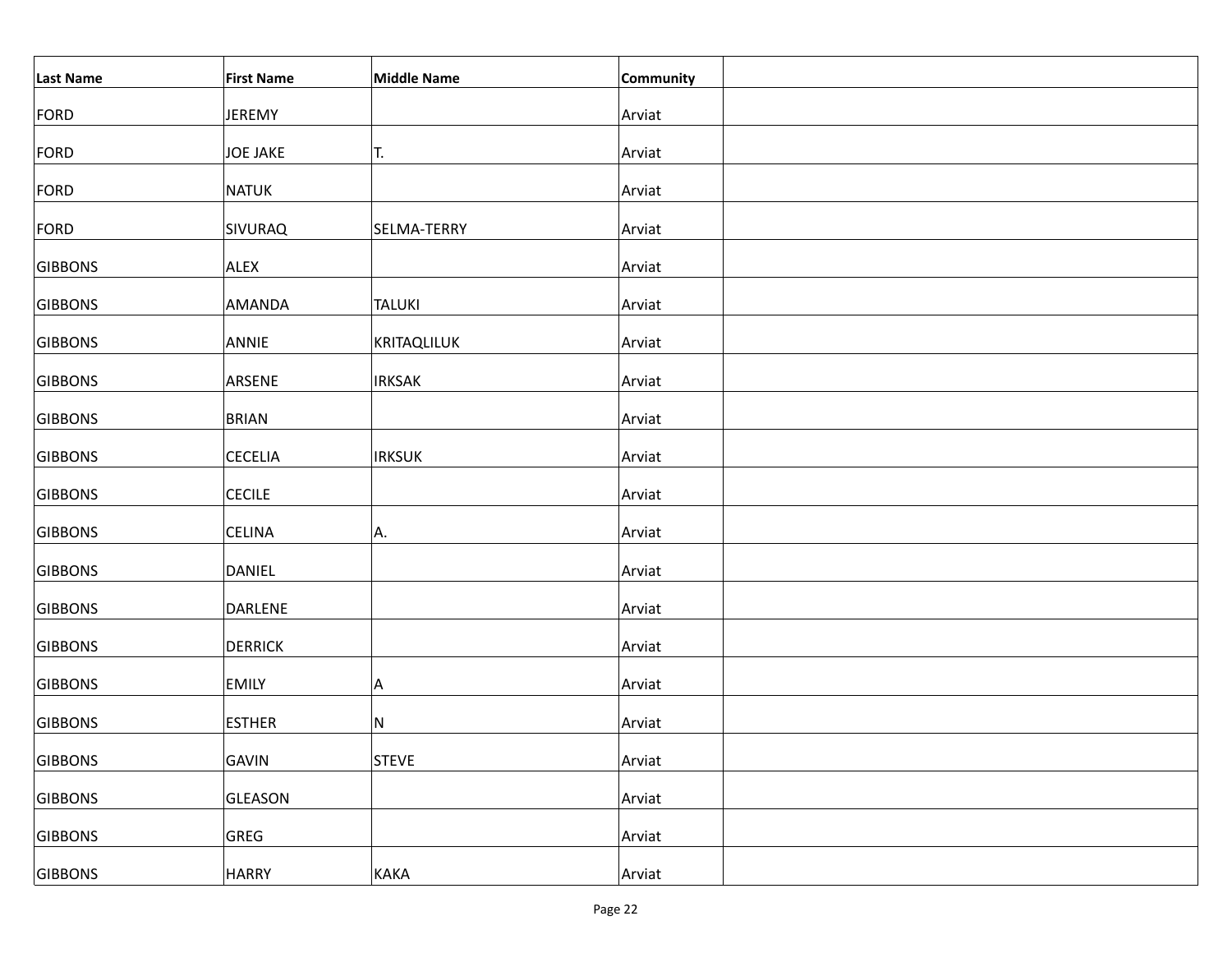| Last Name | First Name | Middle Name | Community | |
|---|---|---|---|---|
| FORD | JEREMY | | Arviat | |
| FORD | JOE JAKE | T. | Arviat | |
| FORD | NATUK | | Arviat | |
| FORD | SIVURAQ | SELMA-TERRY | Arviat | |
| GIBBONS | ALEX | | Arviat | |
| GIBBONS | AMANDA | TALUKI | Arviat | |
| GIBBONS | ANNIE | KRITAQLILUK | Arviat | |
| GIBBONS | ARSENE | IRKSAK | Arviat | |
| GIBBONS | BRIAN | | Arviat | |
| GIBBONS | CECELIA | IRKSUK | Arviat | |
| GIBBONS | CECILE | | Arviat | |
| GIBBONS | CELINA | A. | Arviat | |
| GIBBONS | DANIEL | | Arviat | |
| GIBBONS | DARLENE | | Arviat | |
| GIBBONS | DERRICK | | Arviat | |
| GIBBONS | EMILY | A | Arviat | |
| GIBBONS | ESTHER | N | Arviat | |
| GIBBONS | GAVIN | STEVE | Arviat | |
| GIBBONS | GLEASON | | Arviat | |
| GIBBONS | GREG | | Arviat | |
| GIBBONS | HARRY | KAKA | Arviat | |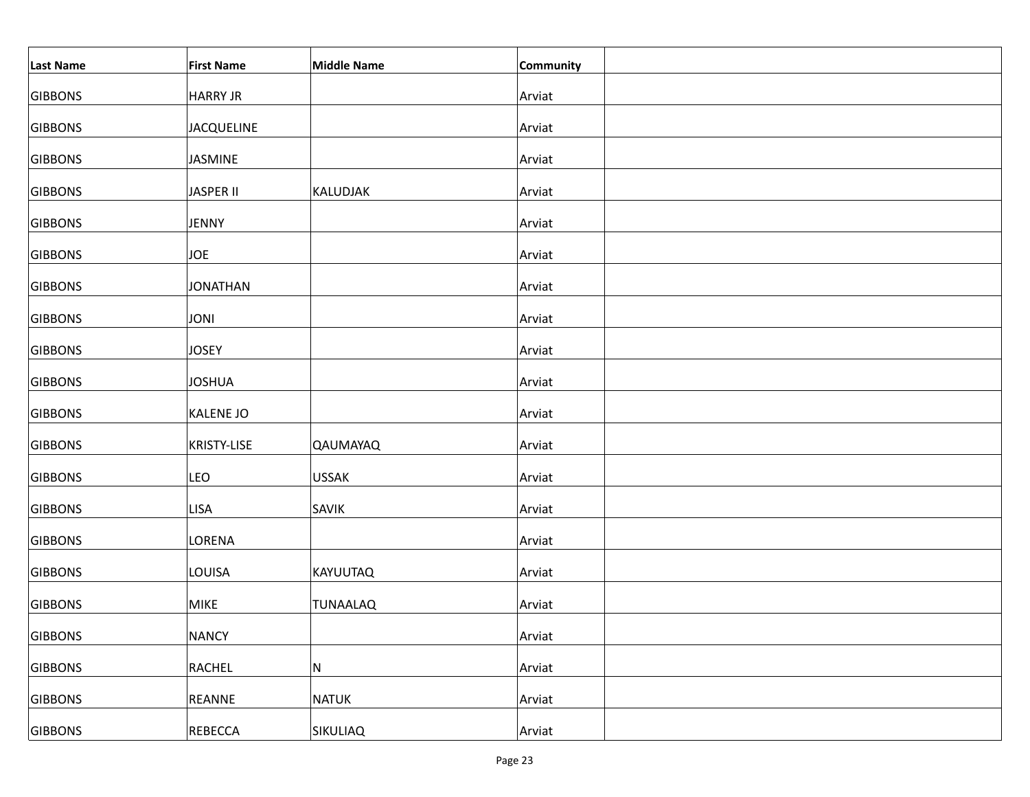| Last Name | First Name | Middle Name | Community | |
|---|---|---|---|---|
| GIBBONS | HARRY JR | | Arviat | |
| GIBBONS | JACQUELINE | | Arviat | |
| GIBBONS | JASMINE | | Arviat | |
| GIBBONS | JASPER II | KALUDJAK | Arviat | |
| GIBBONS | JENNY | | Arviat | |
| GIBBONS | JOE | | Arviat | |
| GIBBONS | JONATHAN | | Arviat | |
| GIBBONS | JONI | | Arviat | |
| GIBBONS | JOSEY | | Arviat | |
| GIBBONS | JOSHUA | | Arviat | |
| GIBBONS | KALENE JO | | Arviat | |
| GIBBONS | KRISTY-LISE | QAUMAYAQ | Arviat | |
| GIBBONS | LEO | USSAK | Arviat | |
| GIBBONS | LISA | SAVIK | Arviat | |
| GIBBONS | LORENA | | Arviat | |
| GIBBONS | LOUISA | KAYUUTAQ | Arviat | |
| GIBBONS | MIKE | TUNAALAQ | Arviat | |
| GIBBONS | NANCY | | Arviat | |
| GIBBONS | RACHEL | N | Arviat | |
| GIBBONS | REANNE | NATUK | Arviat | |
| GIBBONS | REBECCA | SIKULIAQ | Arviat | |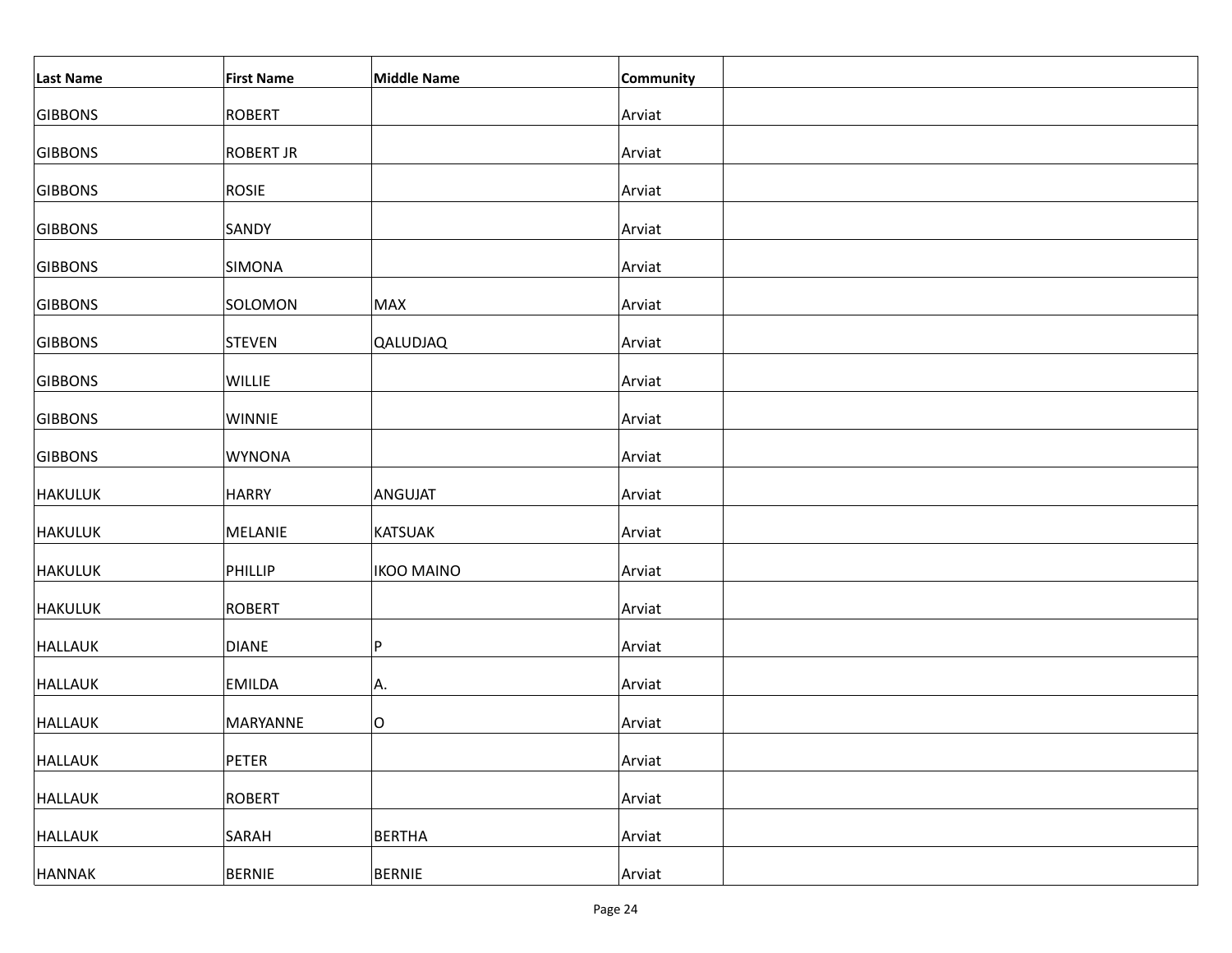| Last Name | First Name | Middle Name | Community | |
|---|---|---|---|---|
| GIBBONS | ROBERT | | Arviat | |
| GIBBONS | ROBERT JR | | Arviat | |
| GIBBONS | ROSIE | | Arviat | |
| GIBBONS | SANDY | | Arviat | |
| GIBBONS | SIMONA | | Arviat | |
| GIBBONS | SOLOMON | MAX | Arviat | |
| GIBBONS | STEVEN | QALUDJAQ | Arviat | |
| GIBBONS | WILLIE | | Arviat | |
| GIBBONS | WINNIE | | Arviat | |
| GIBBONS | WYNONA | | Arviat | |
| HAKULUK | HARRY | ANGUJAT | Arviat | |
| HAKULUK | MELANIE | KATSUAK | Arviat | |
| HAKULUK | PHILLIP | IKOO MAINO | Arviat | |
| HAKULUK | ROBERT | | Arviat | |
| HALLAUK | DIANE | P | Arviat | |
| HALLAUK | EMILDA | A. | Arviat | |
| HALLAUK | MARYANNE | O | Arviat | |
| HALLAUK | PETER | | Arviat | |
| HALLAUK | ROBERT | | Arviat | |
| HALLAUK | SARAH | BERTHA | Arviat | |
| HANNAK | BERNIE | BERNIE | Arviat | |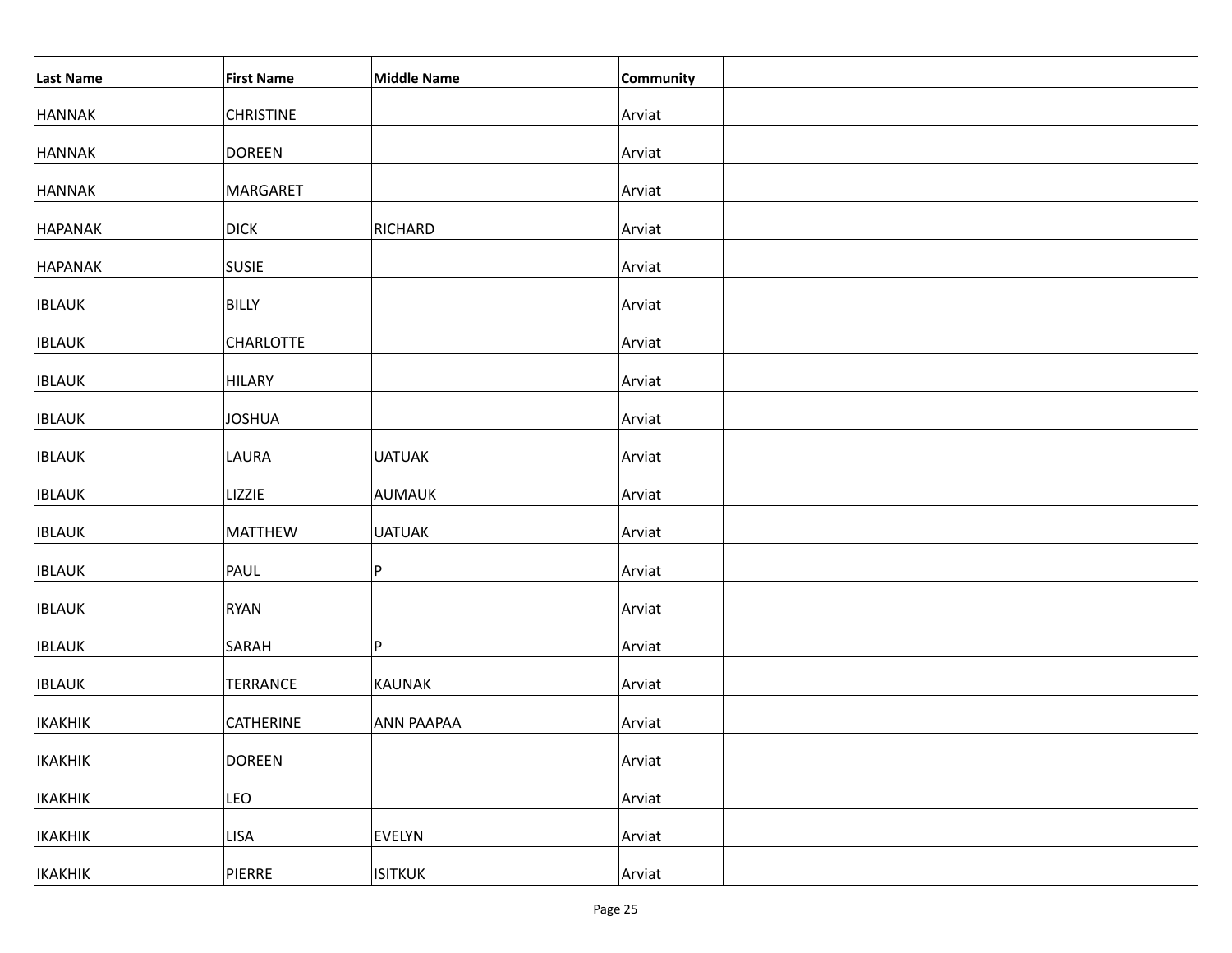| Last Name | First Name | Middle Name | Community | |
|---|---|---|---|---|
| HANNAK | CHRISTINE | | Arviat | |
| HANNAK | DOREEN | | Arviat | |
| HANNAK | MARGARET | | Arviat | |
| HAPANAK | DICK | RICHARD | Arviat | |
| HAPANAK | SUSIE | | Arviat | |
| IBLAUK | BILLY | | Arviat | |
| IBLAUK | CHARLOTTE | | Arviat | |
| IBLAUK | HILARY | | Arviat | |
| IBLAUK | JOSHUA | | Arviat | |
| IBLAUK | LAURA | UATUAK | Arviat | |
| IBLAUK | LIZZIE | AUMAUK | Arviat | |
| IBLAUK | MATTHEW | UATUAK | Arviat | |
| IBLAUK | PAUL | P | Arviat | |
| IBLAUK | RYAN | | Arviat | |
| IBLAUK | SARAH | P | Arviat | |
| IBLAUK | TERRANCE | KAUNAK | Arviat | |
| IKAKHIK | CATHERINE | ANN PAAPAA | Arviat | |
| IKAKHIK | DOREEN | | Arviat | |
| IKAKHIK | LEO | | Arviat | |
| IKAKHIK | LISA | EVELYN | Arviat | |
| IKAKHIK | PIERRE | ISITKUK | Arviat | |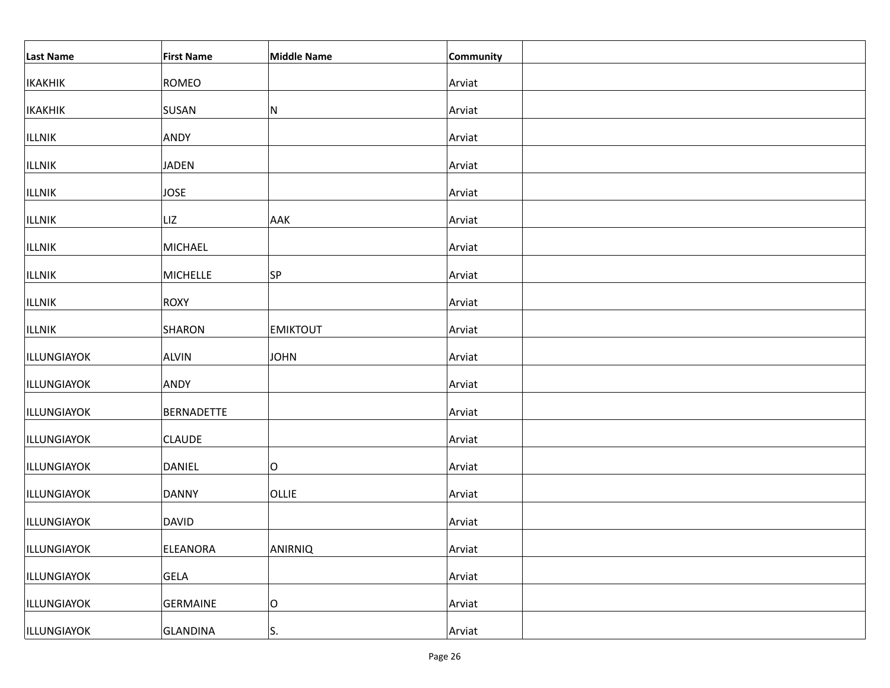| Last Name | First Name | Middle Name | Community | |
|---|---|---|---|---|
| IKAKHIK | ROMEO | | Arviat | |
| IKAKHIK | SUSAN | N | Arviat | |
| ILLNIK | ANDY | | Arviat | |
| ILLNIK | JADEN | | Arviat | |
| ILLNIK | JOSE | | Arviat | |
| ILLNIK | LIZ | AAK | Arviat | |
| ILLNIK | MICHAEL | | Arviat | |
| ILLNIK | MICHELLE | SP | Arviat | |
| ILLNIK | ROXY | | Arviat | |
| ILLNIK | SHARON | EMIKTOUT | Arviat | |
| ILLUNGIAYOK | ALVIN | JOHN | Arviat | |
| ILLUNGIAYOK | ANDY | | Arviat | |
| ILLUNGIAYOK | BERNADETTE | | Arviat | |
| ILLUNGIAYOK | CLAUDE | | Arviat | |
| ILLUNGIAYOK | DANIEL | O | Arviat | |
| ILLUNGIAYOK | DANNY | OLLIE | Arviat | |
| ILLUNGIAYOK | DAVID | | Arviat | |
| ILLUNGIAYOK | ELEANORA | ANIRNIQ | Arviat | |
| ILLUNGIAYOK | GELA | | Arviat | |
| ILLUNGIAYOK | GERMAINE | O | Arviat | |
| ILLUNGIAYOK | GLANDINA | S. | Arviat | |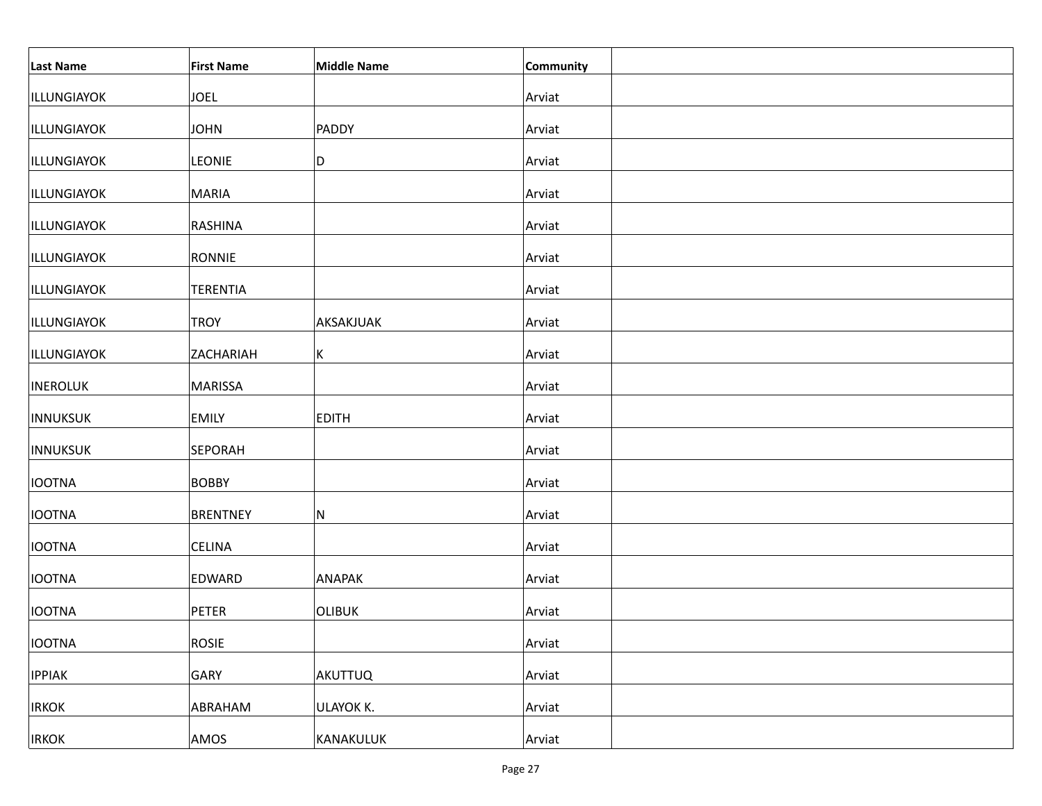| Last Name | First Name | Middle Name | Community | |
|---|---|---|---|---|
| ILLUNGIAYOK | JOEL | | Arviat | |
| ILLUNGIAYOK | JOHN | PADDY | Arviat | |
| ILLUNGIAYOK | LEONIE | D | Arviat | |
| ILLUNGIAYOK | MARIA | | Arviat | |
| ILLUNGIAYOK | RASHINA | | Arviat | |
| ILLUNGIAYOK | RONNIE | | Arviat | |
| ILLUNGIAYOK | TERENTIA | | Arviat | |
| ILLUNGIAYOK | TROY | AKSAKJUAK | Arviat | |
| ILLUNGIAYOK | ZACHARIAH | K | Arviat | |
| INEROLUK | MARISSA | | Arviat | |
| INNUKSUK | EMILY | EDITH | Arviat | |
| INNUKSUK | SEPORAH | | Arviat | |
| IOOTNA | BOBBY | | Arviat | |
| IOOTNA | BRENTNEY | N | Arviat | |
| IOOTNA | CELINA | | Arviat | |
| IOOTNA | EDWARD | ANAPAK | Arviat | |
| IOOTNA | PETER | OLIBUK | Arviat | |
| IOOTNA | ROSIE | | Arviat | |
| IPPIAK | GARY | AKUTTUQ | Arviat | |
| IRKOK | ABRAHAM | ULAYOK K. | Arviat | |
| IRKOK | AMOS | KANAKULUK | Arviat | |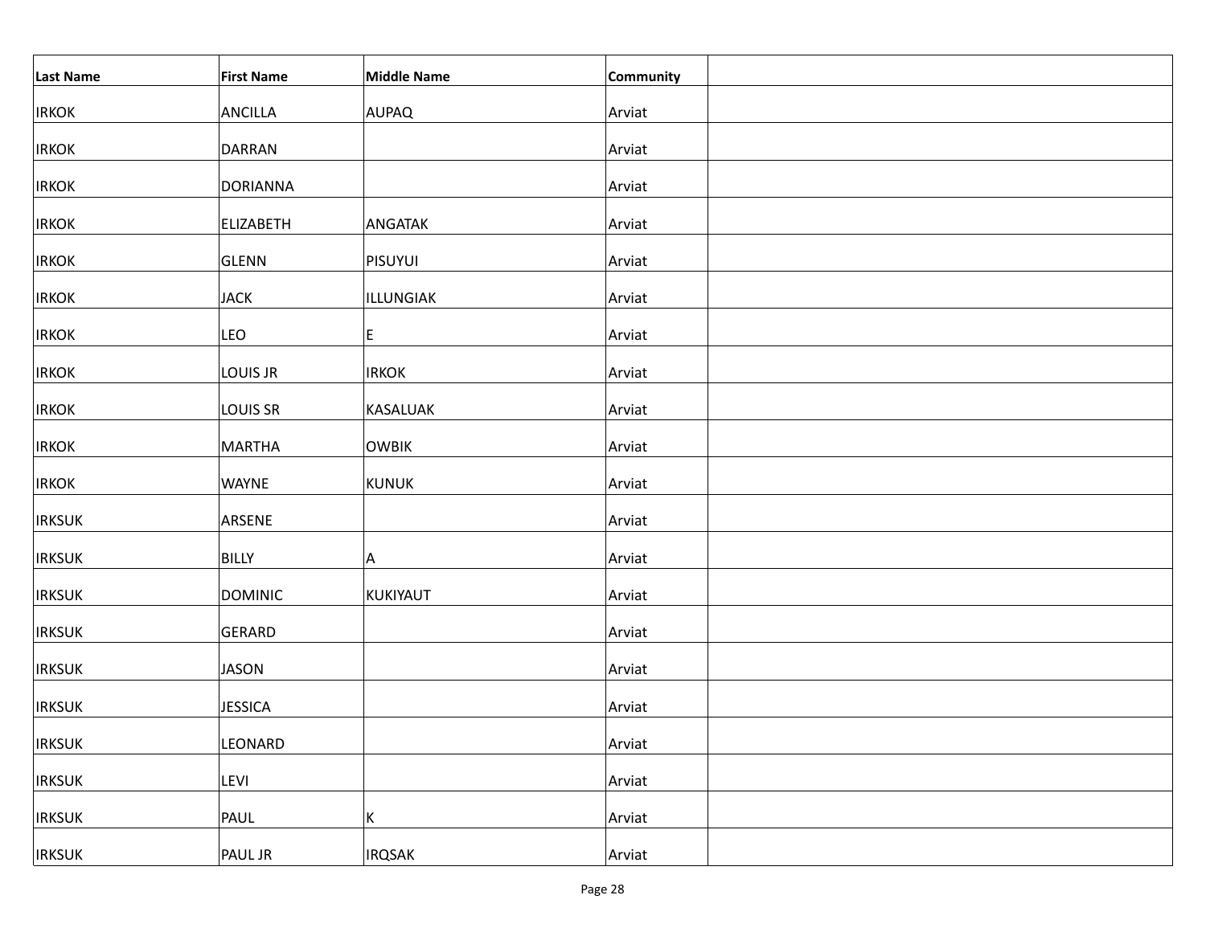| Last Name | First Name | Middle Name | Community | |
|---|---|---|---|---|
| IRKOK | ANCILLA | AUPAQ | Arviat | |
| IRKOK | DARRAN | | Arviat | |
| IRKOK | DORIANNA | | Arviat | |
| IRKOK | ELIZABETH | ANGATAK | Arviat | |
| IRKOK | GLENN | PISUYUI | Arviat | |
| IRKOK | JACK | ILLUNGIAK | Arviat | |
| IRKOK | LEO | E | Arviat | |
| IRKOK | LOUIS JR | IRKOK | Arviat | |
| IRKOK | LOUIS SR | KASALUAK | Arviat | |
| IRKOK | MARTHA | OWBIK | Arviat | |
| IRKOK | WAYNE | KUNUK | Arviat | |
| IRKSUK | ARSENE | | Arviat | |
| IRKSUK | BILLY | A | Arviat | |
| IRKSUK | DOMINIC | KUKIYAUT | Arviat | |
| IRKSUK | GERARD | | Arviat | |
| IRKSUK | JASON | | Arviat | |
| IRKSUK | JESSICA | | Arviat | |
| IRKSUK | LEONARD | | Arviat | |
| IRKSUK | LEVI | | Arviat | |
| IRKSUK | PAUL | K | Arviat | |
| IRKSUK | PAUL JR | IRQSAK | Arviat | |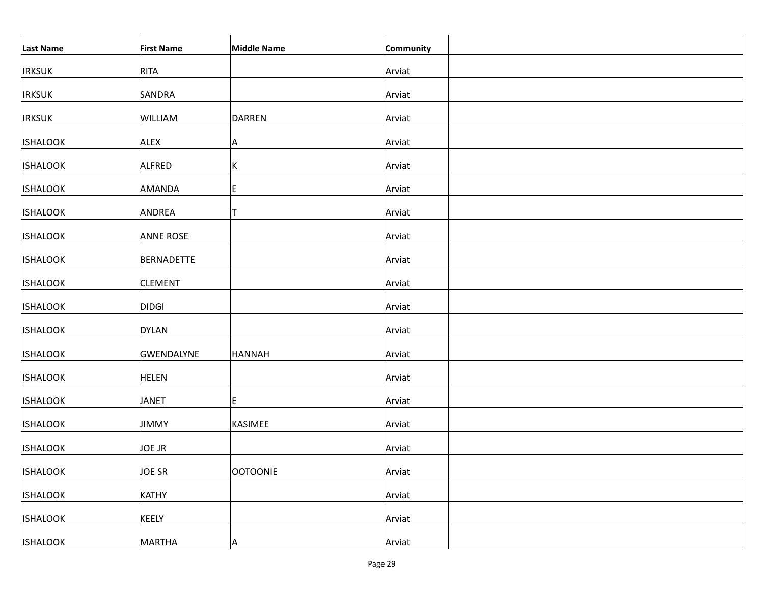| Last Name | First Name | Middle Name | Community | |
|---|---|---|---|---|
| IRKSUK | RITA | | Arviat | |
| IRKSUK | SANDRA | | Arviat | |
| IRKSUK | WILLIAM | DARREN | Arviat | |
| ISHALOOK | ALEX | A | Arviat | |
| ISHALOOK | ALFRED | K | Arviat | |
| ISHALOOK | AMANDA | E | Arviat | |
| ISHALOOK | ANDREA | T | Arviat | |
| ISHALOOK | ANNE ROSE | | Arviat | |
| ISHALOOK | BERNADETTE | | Arviat | |
| ISHALOOK | CLEMENT | | Arviat | |
| ISHALOOK | DIDGI | | Arviat | |
| ISHALOOK | DYLAN | | Arviat | |
| ISHALOOK | GWENDALYNE | HANNAH | Arviat | |
| ISHALOOK | HELEN | | Arviat | |
| ISHALOOK | JANET | E | Arviat | |
| ISHALOOK | JIMMY | KASIMEE | Arviat | |
| ISHALOOK | JOE JR | | Arviat | |
| ISHALOOK | JOE SR | OOTOONIE | Arviat | |
| ISHALOOK | KATHY | | Arviat | |
| ISHALOOK | KEELY | | Arviat | |
| ISHALOOK | MARTHA | A | Arviat | |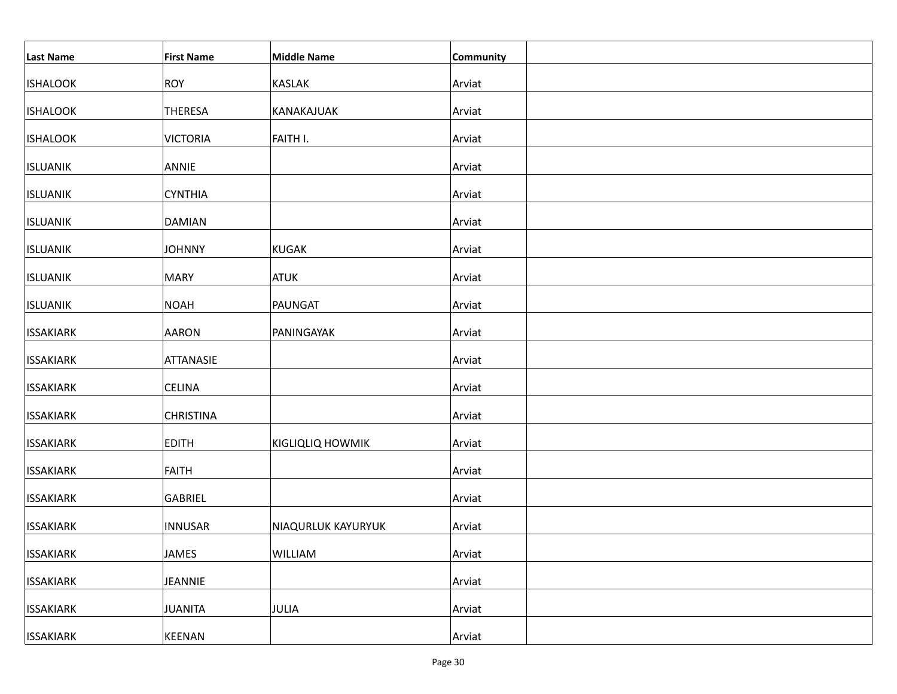| Last Name | First Name | Middle Name | Community | |
|---|---|---|---|---|
| ISHALOOK | ROY | KASLAK | Arviat | |
| ISHALOOK | THERESA | KANAKAJUAK | Arviat | |
| ISHALOOK | VICTORIA | FAITH I. | Arviat | |
| ISLUANIK | ANNIE | | Arviat | |
| ISLUANIK | CYNTHIA | | Arviat | |
| ISLUANIK | DAMIAN | | Arviat | |
| ISLUANIK | JOHNNY | KUGAK | Arviat | |
| ISLUANIK | MARY | ATUK | Arviat | |
| ISLUANIK | NOAH | PAUNGAT | Arviat | |
| ISSAKIARK | AARON | PANINGAYAK | Arviat | |
| ISSAKIARK | ATTANASIE | | Arviat | |
| ISSAKIARK | CELINA | | Arviat | |
| ISSAKIARK | CHRISTINA | | Arviat | |
| ISSAKIARK | EDITH | KIGLIQLIQ HOWMIK | Arviat | |
| ISSAKIARK | FAITH | | Arviat | |
| ISSAKIARK | GABRIEL | | Arviat | |
| ISSAKIARK | INNUSAR | NIAQURLUK KAYURYUK | Arviat | |
| ISSAKIARK | JAMES | WILLIAM | Arviat | |
| ISSAKIARK | JEANNIE | | Arviat | |
| ISSAKIARK | JUANITA | JULIA | Arviat | |
| ISSAKIARK | KEENAN | | Arviat | |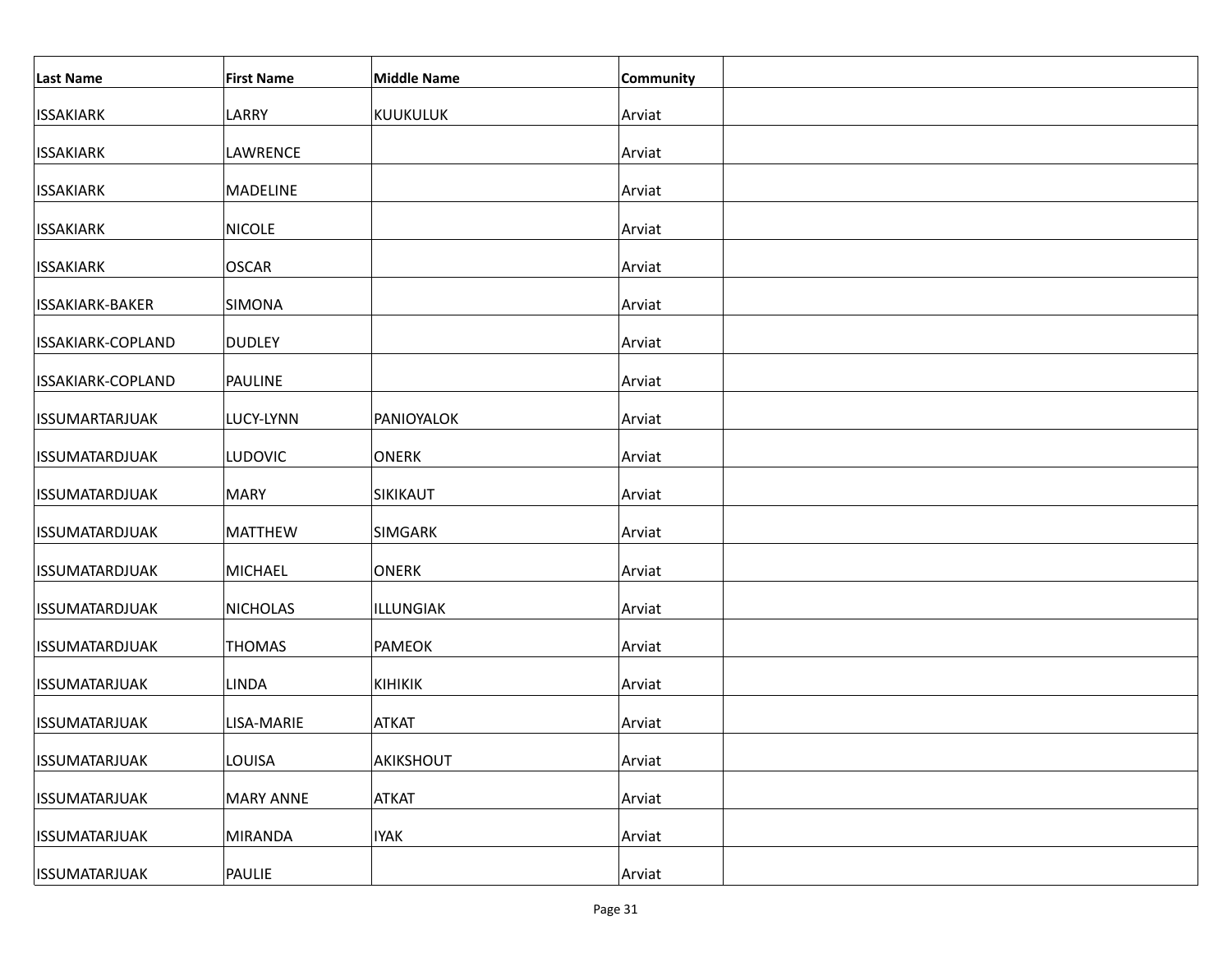| Last Name | First Name | Middle Name | Community | |
|---|---|---|---|---|
| ISSAKIARK | LARRY | KUUKULUK | Arviat | |
| ISSAKIARK | LAWRENCE | | Arviat | |
| ISSAKIARK | MADELINE | | Arviat | |
| ISSAKIARK | NICOLE | | Arviat | |
| ISSAKIARK | OSCAR | | Arviat | |
| ISSAKIARK-BAKER | SIMONA | | Arviat | |
| ISSAKIARK-COPLAND | DUDLEY | | Arviat | |
| ISSAKIARK-COPLAND | PAULINE | | Arviat | |
| ISSUMARTARJUAK | LUCY-LYNN | PANIOYALOK | Arviat | |
| ISSUMATARDJUAK | LUDOVIC | ONERK | Arviat | |
| ISSUMATARDJUAK | MARY | SIKIKAUT | Arviat | |
| ISSUMATARDJUAK | MATTHEW | SIMGARK | Arviat | |
| ISSUMATARDJUAK | MICHAEL | ONERK | Arviat | |
| ISSUMATARDJUAK | NICHOLAS | ILLUNGIAK | Arviat | |
| ISSUMATARDJUAK | THOMAS | PAMEOK | Arviat | |
| ISSUMATARJUAK | LINDA | KIHIKIK | Arviat | |
| ISSUMATARJUAK | LISA-MARIE | ATKAT | Arviat | |
| ISSUMATARJUAK | LOUISA | AKIKSHOUT | Arviat | |
| ISSUMATARJUAK | MARY ANNE | ATKAT | Arviat | |
| ISSUMATARJUAK | MIRANDA | IYAK | Arviat | |
| ISSUMATARJUAK | PAULIE | | Arviat | |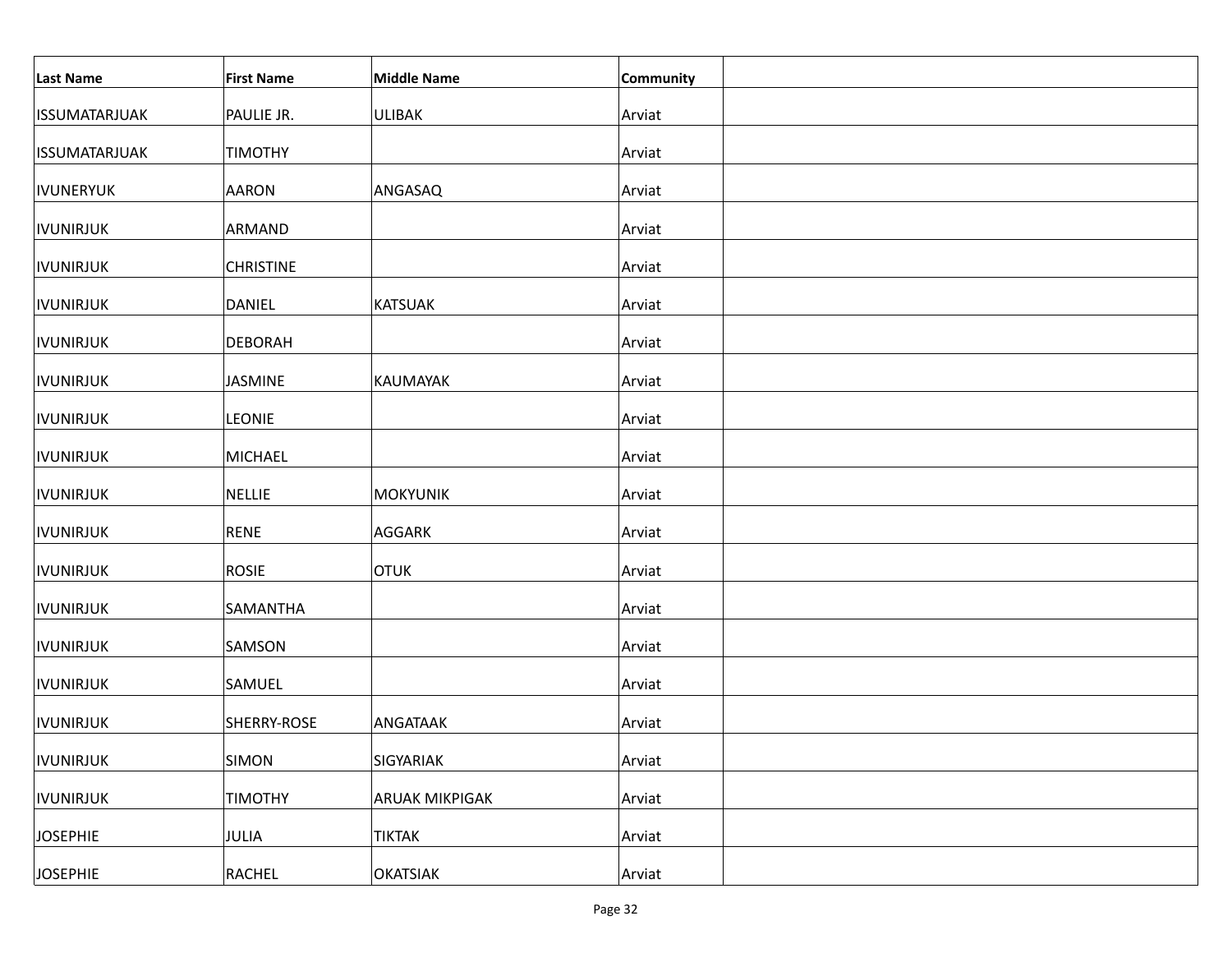| Last Name | First Name | Middle Name | Community | |
|---|---|---|---|---|
| ISSUMATARJUAK | PAULIE JR. | ULIBAK | Arviat | |
| ISSUMATARJUAK | TIMOTHY | | Arviat | |
| IVUNERYUK | AARON | ANGASAQ | Arviat | |
| IVUNIRJUK | ARMAND | | Arviat | |
| IVUNIRJUK | CHRISTINE | | Arviat | |
| IVUNIRJUK | DANIEL | KATSUAK | Arviat | |
| IVUNIRJUK | DEBORAH | | Arviat | |
| IVUNIRJUK | JASMINE | KAUMAYAK | Arviat | |
| IVUNIRJUK | LEONIE | | Arviat | |
| IVUNIRJUK | MICHAEL | | Arviat | |
| IVUNIRJUK | NELLIE | MOKYUNIK | Arviat | |
| IVUNIRJUK | RENE | AGGARK | Arviat | |
| IVUNIRJUK | ROSIE | OTUK | Arviat | |
| IVUNIRJUK | SAMANTHA | | Arviat | |
| IVUNIRJUK | SAMSON | | Arviat | |
| IVUNIRJUK | SAMUEL | | Arviat | |
| IVUNIRJUK | SHERRY-ROSE | ANGATAAK | Arviat | |
| IVUNIRJUK | SIMON | SIGYARIAK | Arviat | |
| IVUNIRJUK | TIMOTHY | ARUAK MIKPIGAK | Arviat | |
| JOSEPHIE | JULIA | TIKTAK | Arviat | |
| JOSEPHIE | RACHEL | OKATSIAK | Arviat | |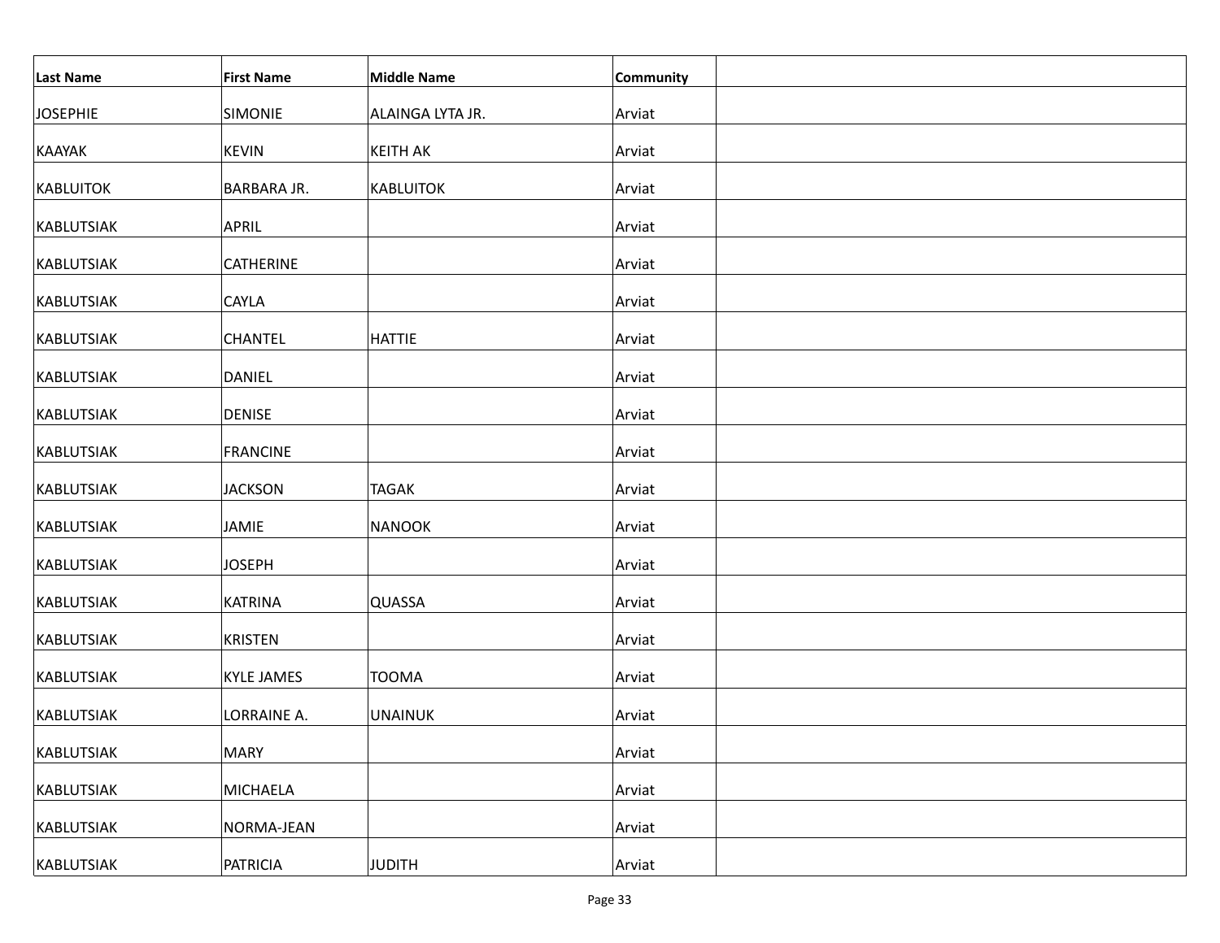| Last Name | First Name | Middle Name | Community | |
|---|---|---|---|---|
| JOSEPHIE | SIMONIE | ALAINGA LYTA JR. | Arviat | |
| KAAYAK | KEVIN | KEITH AK | Arviat | |
| KABLUITOK | BARBARA JR. | KABLUITOK | Arviat | |
| KABLUTSIAK | APRIL | | Arviat | |
| KABLUTSIAK | CATHERINE | | Arviat | |
| KABLUTSIAK | CAYLA | | Arviat | |
| KABLUTSIAK | CHANTEL | HATTIE | Arviat | |
| KABLUTSIAK | DANIEL | | Arviat | |
| KABLUTSIAK | DENISE | | Arviat | |
| KABLUTSIAK | FRANCINE | | Arviat | |
| KABLUTSIAK | JACKSON | TAGAK | Arviat | |
| KABLUTSIAK | JAMIE | NANOOK | Arviat | |
| KABLUTSIAK | JOSEPH | | Arviat | |
| KABLUTSIAK | KATRINA | QUASSA | Arviat | |
| KABLUTSIAK | KRISTEN | | Arviat | |
| KABLUTSIAK | KYLE JAMES | TOOMA | Arviat | |
| KABLUTSIAK | LORRAINE A. | UNAINUK | Arviat | |
| KABLUTSIAK | MARY | | Arviat | |
| KABLUTSIAK | MICHAELA | | Arviat | |
| KABLUTSIAK | NORMA-JEAN | | Arviat | |
| KABLUTSIAK | PATRICIA | JUDITH | Arviat | |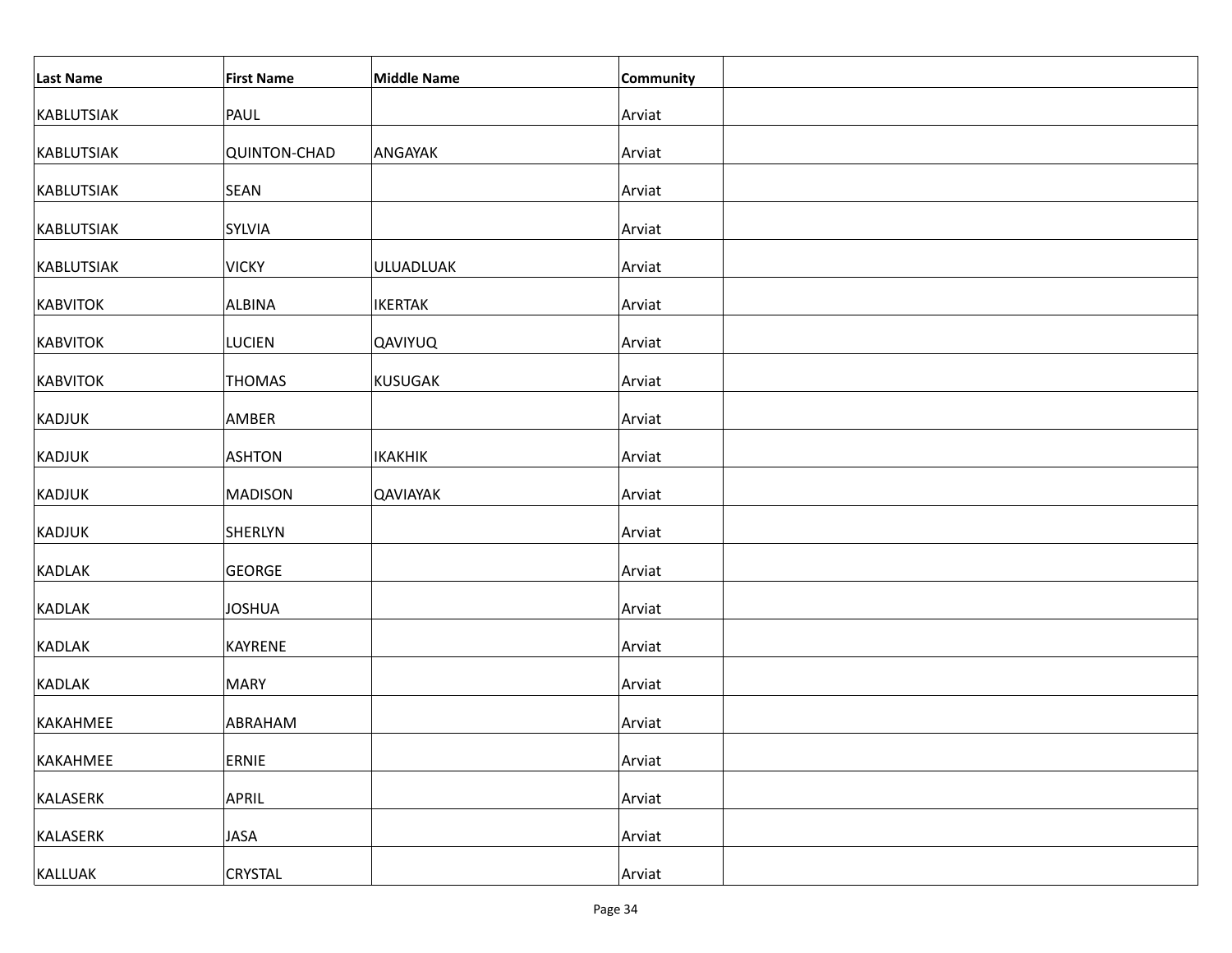| Last Name | First Name | Middle Name | Community | |
|---|---|---|---|---|
| KABLUTSIAK | PAUL | | Arviat | |
| KABLUTSIAK | QUINTON-CHAD | ANGAYAK | Arviat | |
| KABLUTSIAK | SEAN | | Arviat | |
| KABLUTSIAK | SYLVIA | | Arviat | |
| KABLUTSIAK | VICKY | ULUADLUAK | Arviat | |
| KABVITOK | ALBINA | IKERTAK | Arviat | |
| KABVITOK | LUCIEN | QAVIYUQ | Arviat | |
| KABVITOK | THOMAS | KUSUGAK | Arviat | |
| KADJUK | AMBER | | Arviat | |
| KADJUK | ASHTON | IKAKHIK | Arviat | |
| KADJUK | MADISON | QAVIAYAK | Arviat | |
| KADJUK | SHERLYN | | Arviat | |
| KADLAK | GEORGE | | Arviat | |
| KADLAK | JOSHUA | | Arviat | |
| KADLAK | KAYRENE | | Arviat | |
| KADLAK | MARY | | Arviat | |
| KAKAHMEE | ABRAHAM | | Arviat | |
| KAKAHMEE | ERNIE | | Arviat | |
| KALASERK | APRIL | | Arviat | |
| KALASERK | JASA | | Arviat | |
| KALLUAK | CRYSTAL | | Arviat | |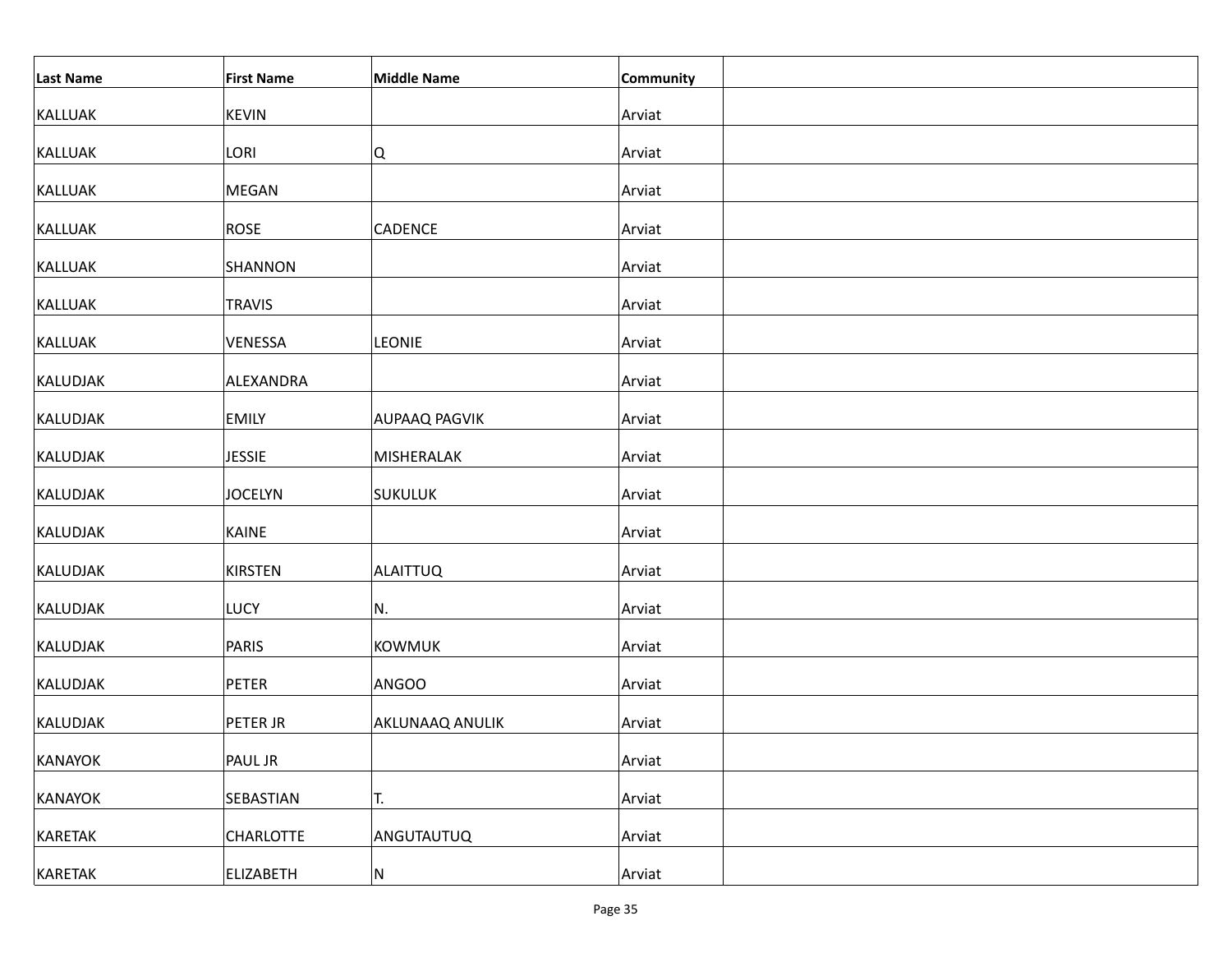| Last Name | First Name | Middle Name | Community | |
|---|---|---|---|---|
| KALLUAK | KEVIN | | Arviat | |
| KALLUAK | LORI | Q | Arviat | |
| KALLUAK | MEGAN | | Arviat | |
| KALLUAK | ROSE | CADENCE | Arviat | |
| KALLUAK | SHANNON | | Arviat | |
| KALLUAK | TRAVIS | | Arviat | |
| KALLUAK | VENESSA | LEONIE | Arviat | |
| KALUDJAK | ALEXANDRA | | Arviat | |
| KALUDJAK | EMILY | AUPAAQ PAGVIK | Arviat | |
| KALUDJAK | JESSIE | MISHERALAK | Arviat | |
| KALUDJAK | JOCELYN | SUKULUK | Arviat | |
| KALUDJAK | KAINE | | Arviat | |
| KALUDJAK | KIRSTEN | ALAITTUQ | Arviat | |
| KALUDJAK | LUCY | N. | Arviat | |
| KALUDJAK | PARIS | KOWMUK | Arviat | |
| KALUDJAK | PETER | ANGOO | Arviat | |
| KALUDJAK | PETER JR | AKLUNAAQ ANULIK | Arviat | |
| KANAYOK | PAUL JR | | Arviat | |
| KANAYOK | SEBASTIAN | T. | Arviat | |
| KARETAK | CHARLOTTE | ANGUTAUTUQ | Arviat | |
| KARETAK | ELIZABETH | N | Arviat | |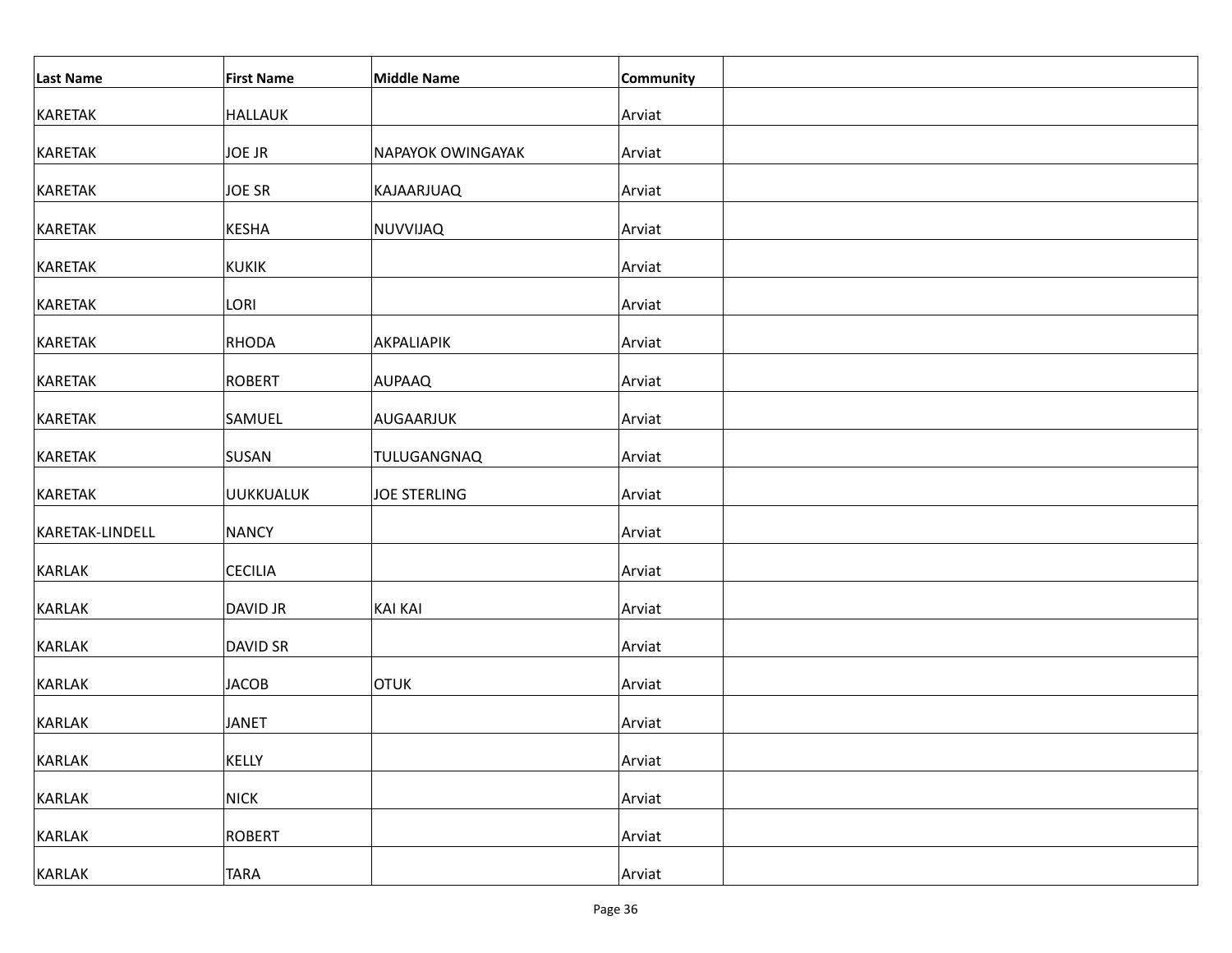| Last Name | First Name | Middle Name | Community | |
|---|---|---|---|---|
| KARETAK | HALLAUK | | Arviat | |
| KARETAK | JOE JR | NAPAYOK OWINGAYAK | Arviat | |
| KARETAK | JOE SR | KAJAARJUAQ | Arviat | |
| KARETAK | KESHA | NUVVIJAQ | Arviat | |
| KARETAK | KUKIK | | Arviat | |
| KARETAK | LORI | | Arviat | |
| KARETAK | RHODA | AKPALIAPIK | Arviat | |
| KARETAK | ROBERT | AUPAAQ | Arviat | |
| KARETAK | SAMUEL | AUGAARJUK | Arviat | |
| KARETAK | SUSAN | TULUGANGNAQ | Arviat | |
| KARETAK | UUKKUALUK | JOE STERLING | Arviat | |
| KARETAK-LINDELL | NANCY | | Arviat | |
| KARLAK | CECILIA | | Arviat | |
| KARLAK | DAVID JR | KAI KAI | Arviat | |
| KARLAK | DAVID SR | | Arviat | |
| KARLAK | JACOB | OTUK | Arviat | |
| KARLAK | JANET | | Arviat | |
| KARLAK | KELLY | | Arviat | |
| KARLAK | NICK | | Arviat | |
| KARLAK | ROBERT | | Arviat | |
| KARLAK | TARA | | Arviat | |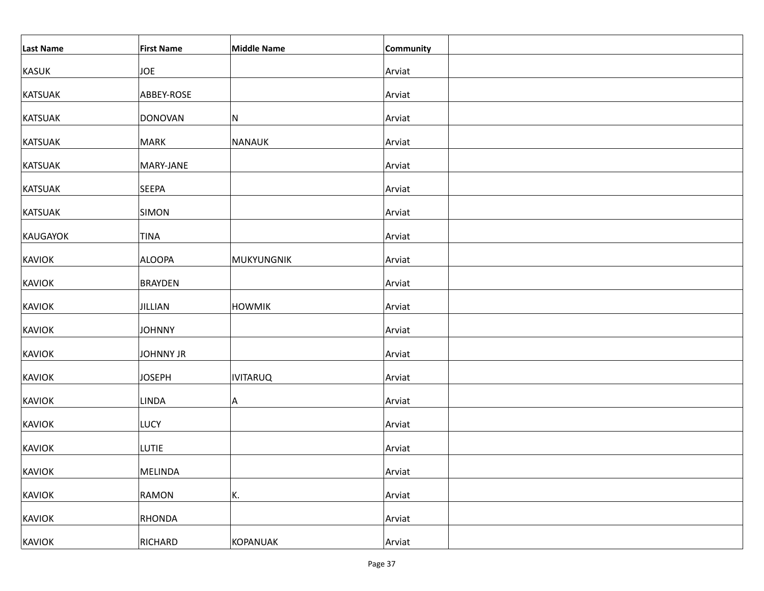| Last Name | First Name | Middle Name | Community | |
|---|---|---|---|---|
| KASUK | JOE | | Arviat | |
| KATSUAK | ABBEY-ROSE | | Arviat | |
| KATSUAK | DONOVAN | N | Arviat | |
| KATSUAK | MARK | NANAUK | Arviat | |
| KATSUAK | MARY-JANE | | Arviat | |
| KATSUAK | SEEPA | | Arviat | |
| KATSUAK | SIMON | | Arviat | |
| KAUGAYOK | TINA | | Arviat | |
| KAVIOK | ALOOPA | MUKYUNGNIK | Arviat | |
| KAVIOK | BRAYDEN | | Arviat | |
| KAVIOK | JILLIAN | HOWMIK | Arviat | |
| KAVIOK | JOHNNY | | Arviat | |
| KAVIOK | JOHNNY JR | | Arviat | |
| KAVIOK | JOSEPH | IVITARUQ | Arviat | |
| KAVIOK | LINDA | A | Arviat | |
| KAVIOK | LUCY | | Arviat | |
| KAVIOK | LUTIE | | Arviat | |
| KAVIOK | MELINDA | | Arviat | |
| KAVIOK | RAMON | K. | Arviat | |
| KAVIOK | RHONDA | | Arviat | |
| KAVIOK | RICHARD | KOPANUAK | Arviat | |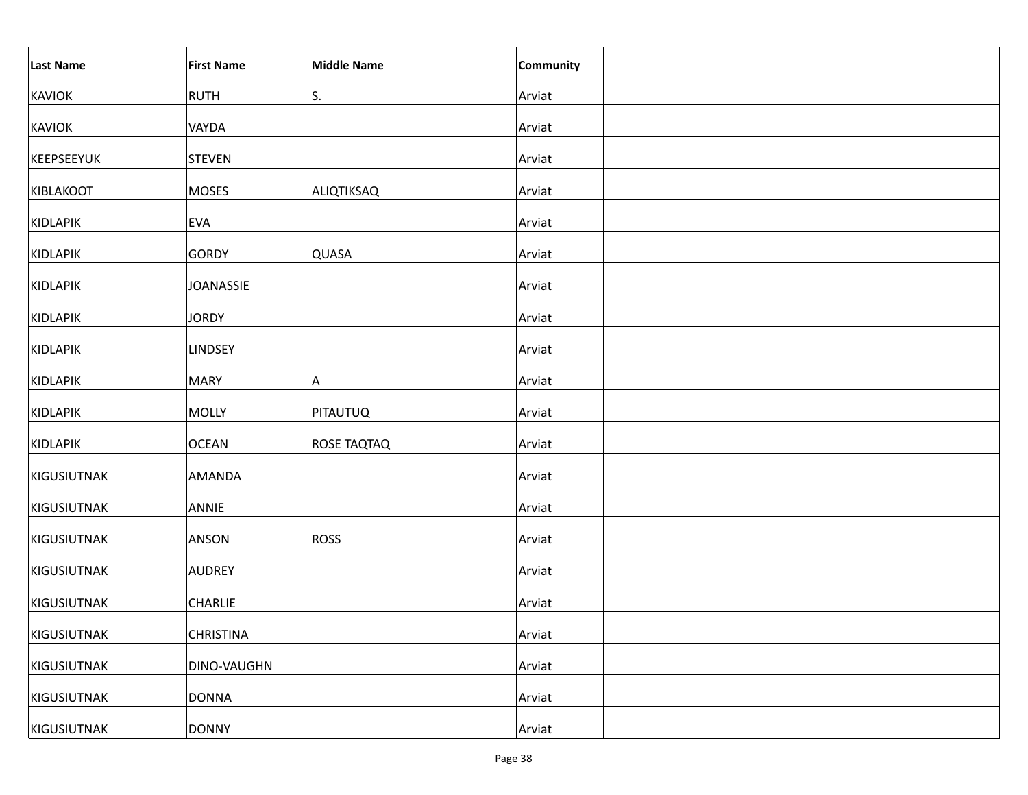| Last Name | First Name | Middle Name | Community | |
|---|---|---|---|---|
| KAVIOK | RUTH | S. | Arviat | |
| KAVIOK | VAYDA | | Arviat | |
| KEEPSEEYUK | STEVEN | | Arviat | |
| KIBLAKOOT | MOSES | ALIQTIKSAQ | Arviat | |
| KIDLAPIK | EVA | | Arviat | |
| KIDLAPIK | GORDY | QUASA | Arviat | |
| KIDLAPIK | JOANASSIE | | Arviat | |
| KIDLAPIK | JORDY | | Arviat | |
| KIDLAPIK | LINDSEY | | Arviat | |
| KIDLAPIK | MARY | A | Arviat | |
| KIDLAPIK | MOLLY | PITAUTUQ | Arviat | |
| KIDLAPIK | OCEAN | ROSE TAQTAQ | Arviat | |
| KIGUSIUTNAK | AMANDA | | Arviat | |
| KIGUSIUTNAK | ANNIE | | Arviat | |
| KIGUSIUTNAK | ANSON | ROSS | Arviat | |
| KIGUSIUTNAK | AUDREY | | Arviat | |
| KIGUSIUTNAK | CHARLIE | | Arviat | |
| KIGUSIUTNAK | CHRISTINA | | Arviat | |
| KIGUSIUTNAK | DINO-VAUGHN | | Arviat | |
| KIGUSIUTNAK | DONNA | | Arviat | |
| KIGUSIUTNAK | DONNY | | Arviat | |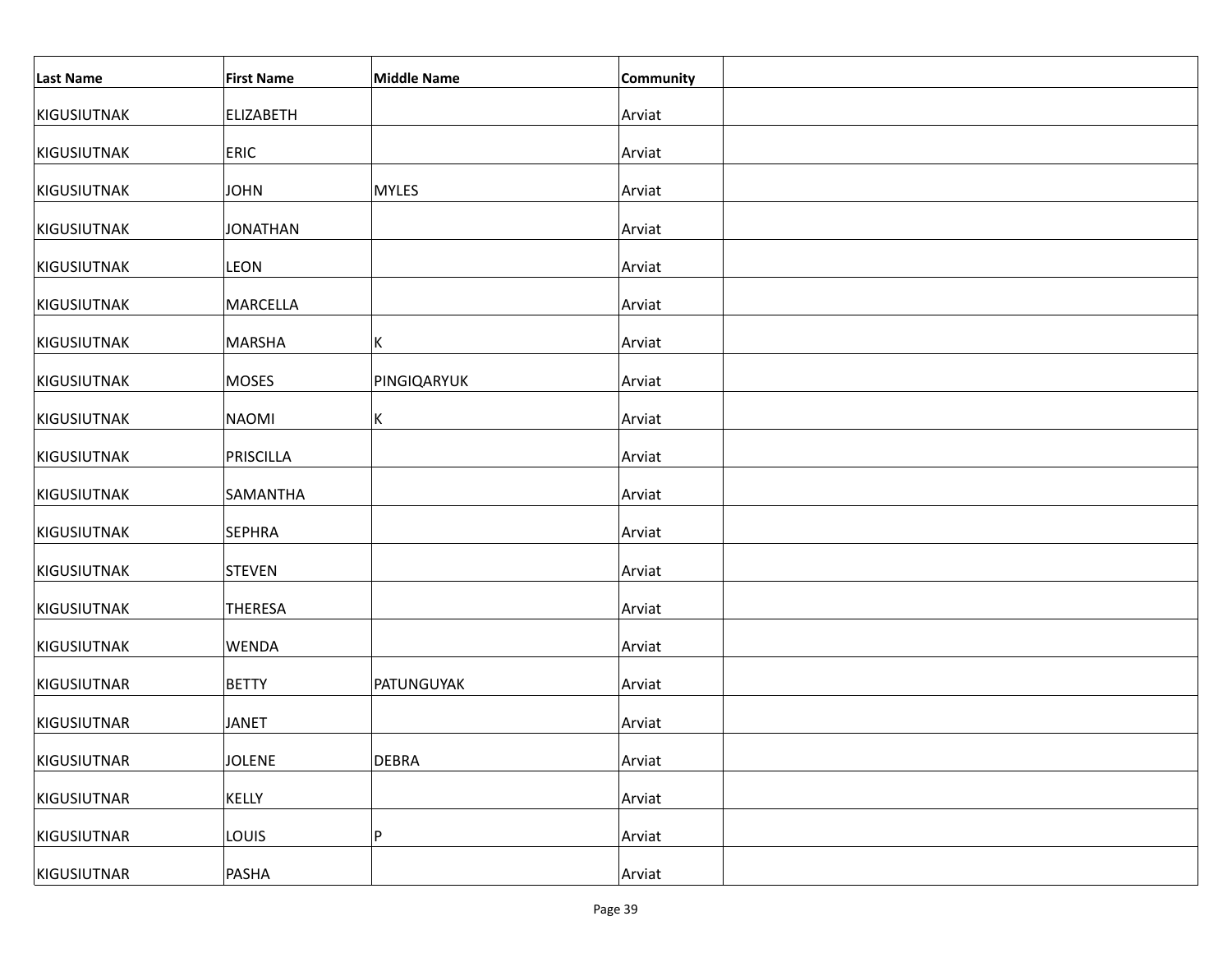| Last Name | First Name | Middle Name | Community | |
|---|---|---|---|---|
| KIGUSIUTNAK | ELIZABETH | | Arviat | |
| KIGUSIUTNAK | ERIC | | Arviat | |
| KIGUSIUTNAK | JOHN | MYLES | Arviat | |
| KIGUSIUTNAK | JONATHAN | | Arviat | |
| KIGUSIUTNAK | LEON | | Arviat | |
| KIGUSIUTNAK | MARCELLA | | Arviat | |
| KIGUSIUTNAK | MARSHA | K | Arviat | |
| KIGUSIUTNAK | MOSES | PINGIQARYUK | Arviat | |
| KIGUSIUTNAK | NAOMI | K | Arviat | |
| KIGUSIUTNAK | PRISCILLA | | Arviat | |
| KIGUSIUTNAK | SAMANTHA | | Arviat | |
| KIGUSIUTNAK | SEPHRA | | Arviat | |
| KIGUSIUTNAK | STEVEN | | Arviat | |
| KIGUSIUTNAK | THERESA | | Arviat | |
| KIGUSIUTNAK | WENDA | | Arviat | |
| KIGUSIUTNAR | BETTY | PATUNGUYAK | Arviat | |
| KIGUSIUTNAR | JANET | | Arviat | |
| KIGUSIUTNAR | JOLENE | DEBRA | Arviat | |
| KIGUSIUTNAR | KELLY | | Arviat | |
| KIGUSIUTNAR | LOUIS | P | Arviat | |
| KIGUSIUTNAR | PASHA | | Arviat | |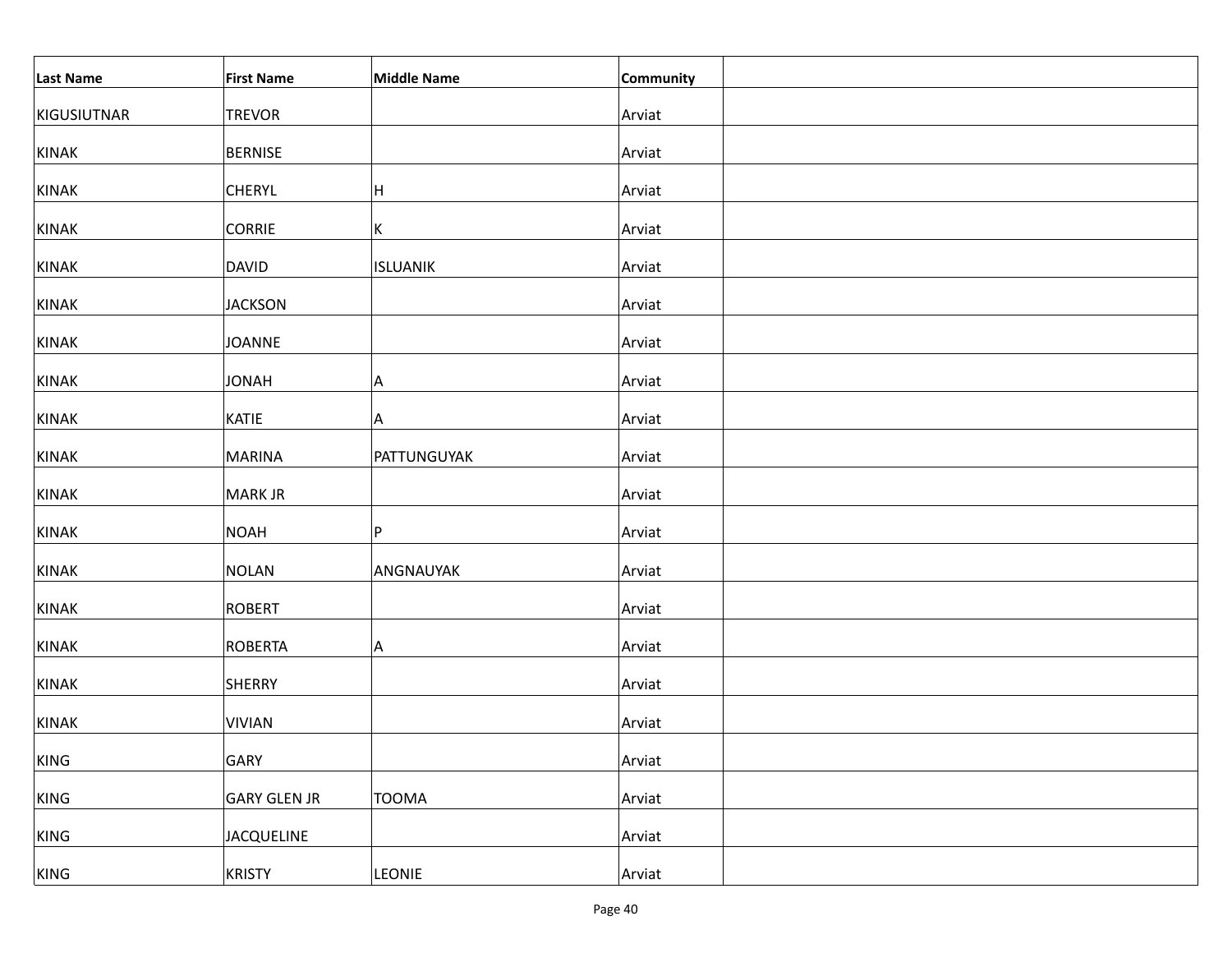| Last Name | First Name | Middle Name | Community | |
|---|---|---|---|---|
| KIGUSIUTNAR | TREVOR | | Arviat | |
| KINAK | BERNISE | | Arviat | |
| KINAK | CHERYL | H | Arviat | |
| KINAK | CORRIE | K | Arviat | |
| KINAK | DAVID | ISLUANIK | Arviat | |
| KINAK | JACKSON | | Arviat | |
| KINAK | JOANNE | | Arviat | |
| KINAK | JONAH | A | Arviat | |
| KINAK | KATIE | A | Arviat | |
| KINAK | MARINA | PATTUNGUYAK | Arviat | |
| KINAK | MARK JR | | Arviat | |
| KINAK | NOAH | P | Arviat | |
| KINAK | NOLAN | ANGNAUYAK | Arviat | |
| KINAK | ROBERT | | Arviat | |
| KINAK | ROBERTA | A | Arviat | |
| KINAK | SHERRY | | Arviat | |
| KINAK | VIVIAN | | Arviat | |
| KING | GARY | | Arviat | |
| KING | GARY GLEN JR | TOOMA | Arviat | |
| KING | JACQUELINE | | Arviat | |
| KING | KRISTY | LEONIE | Arviat | |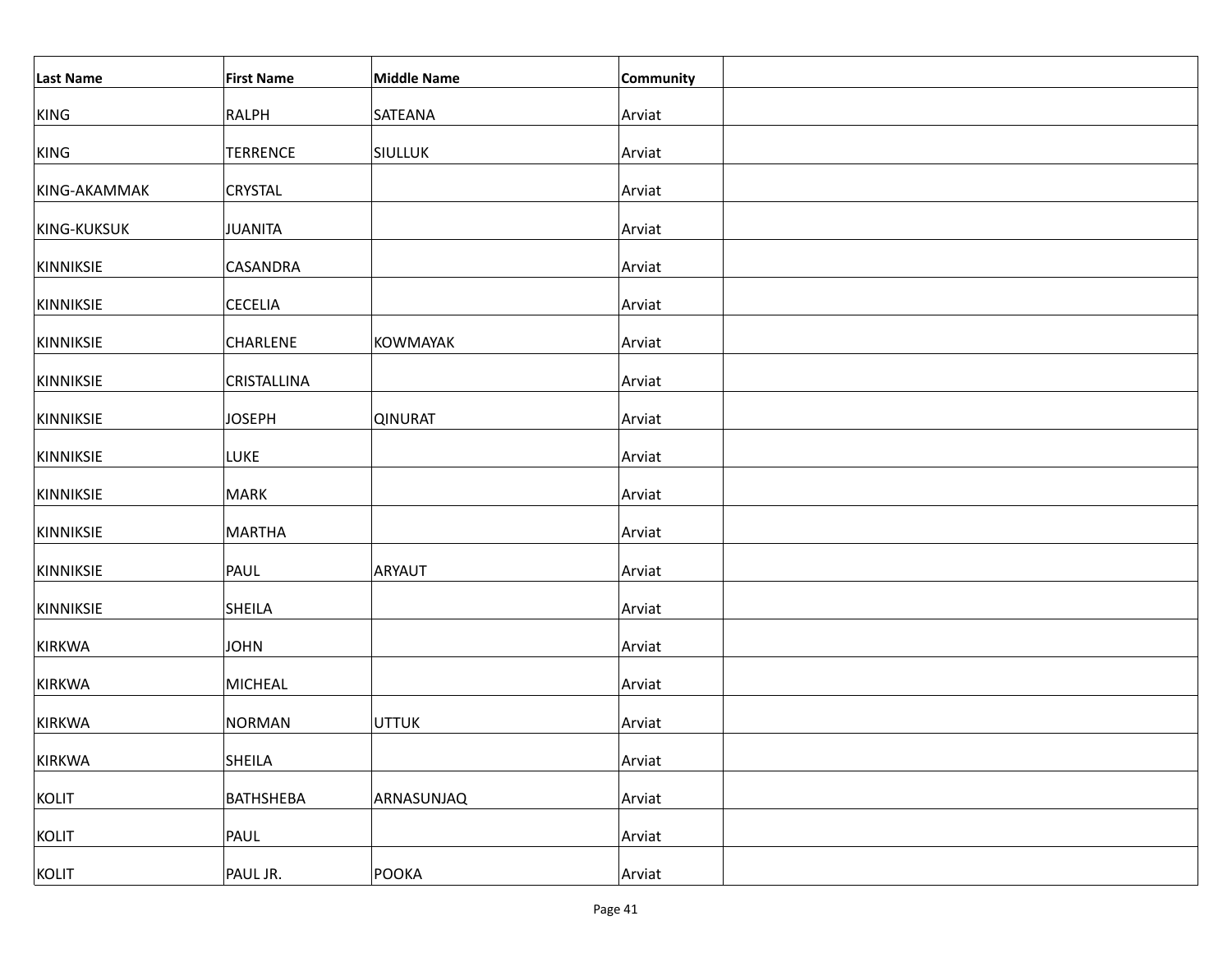| Last Name | First Name | Middle Name | Community | |
|---|---|---|---|---|
| KING | RALPH | SATEANA | Arviat | |
| KING | TERRENCE | SIULLUK | Arviat | |
| KING-AKAMMAK | CRYSTAL | | Arviat | |
| KING-KUKSUK | JUANITA | | Arviat | |
| KINNIKSIE | CASANDRA | | Arviat | |
| KINNIKSIE | CECELIA | | Arviat | |
| KINNIKSIE | CHARLENE | KOWMAYAK | Arviat | |
| KINNIKSIE | CRISTALLINA | | Arviat | |
| KINNIKSIE | JOSEPH | QINURAT | Arviat | |
| KINNIKSIE | LUKE | | Arviat | |
| KINNIKSIE | MARK | | Arviat | |
| KINNIKSIE | MARTHA | | Arviat | |
| KINNIKSIE | PAUL | ARYAUT | Arviat | |
| KINNIKSIE | SHEILA | | Arviat | |
| KIRKWA | JOHN | | Arviat | |
| KIRKWA | MICHEAL | | Arviat | |
| KIRKWA | NORMAN | UTTUK | Arviat | |
| KIRKWA | SHEILA | | Arviat | |
| KOLIT | BATHSHEBA | ARNASUNJAQ | Arviat | |
| KOLIT | PAUL | | Arviat | |
| KOLIT | PAUL JR. | POOKA | Arviat | |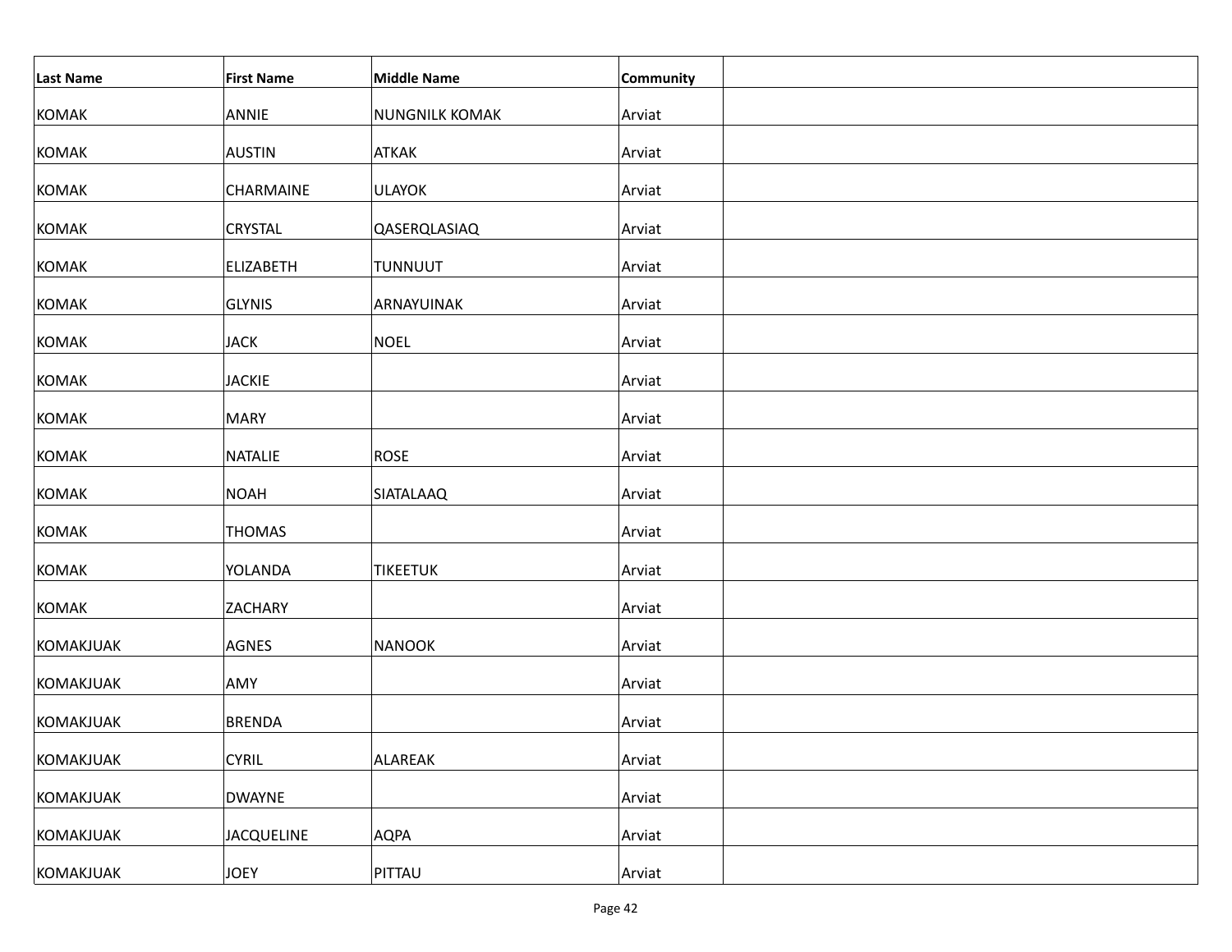| Last Name | First Name | Middle Name | Community | |
|---|---|---|---|---|
| KOMAK | ANNIE | NUNGNILK KOMAK | Arviat | |
| KOMAK | AUSTIN | ATKAK | Arviat | |
| KOMAK | CHARMAINE | ULAYOK | Arviat | |
| KOMAK | CRYSTAL | QASERQLASIAQ | Arviat | |
| KOMAK | ELIZABETH | TUNNUUT | Arviat | |
| KOMAK | GLYNIS | ARNAYUINAK | Arviat | |
| KOMAK | JACK | NOEL | Arviat | |
| KOMAK | JACKIE | | Arviat | |
| KOMAK | MARY | | Arviat | |
| KOMAK | NATALIE | ROSE | Arviat | |
| KOMAK | NOAH | SIATALAAQ | Arviat | |
| KOMAK | THOMAS | | Arviat | |
| KOMAK | YOLANDA | TIKEETUK | Arviat | |
| KOMAK | ZACHARY | | Arviat | |
| KOMAKJUAK | AGNES | NANOOK | Arviat | |
| KOMAKJUAK | AMY | | Arviat | |
| KOMAKJUAK | BRENDA | | Arviat | |
| KOMAKJUAK | CYRIL | ALAREAK | Arviat | |
| KOMAKJUAK | DWAYNE | | Arviat | |
| KOMAKJUAK | JACQUELINE | AQPA | Arviat | |
| KOMAKJUAK | JOEY | PITTAU | Arviat | |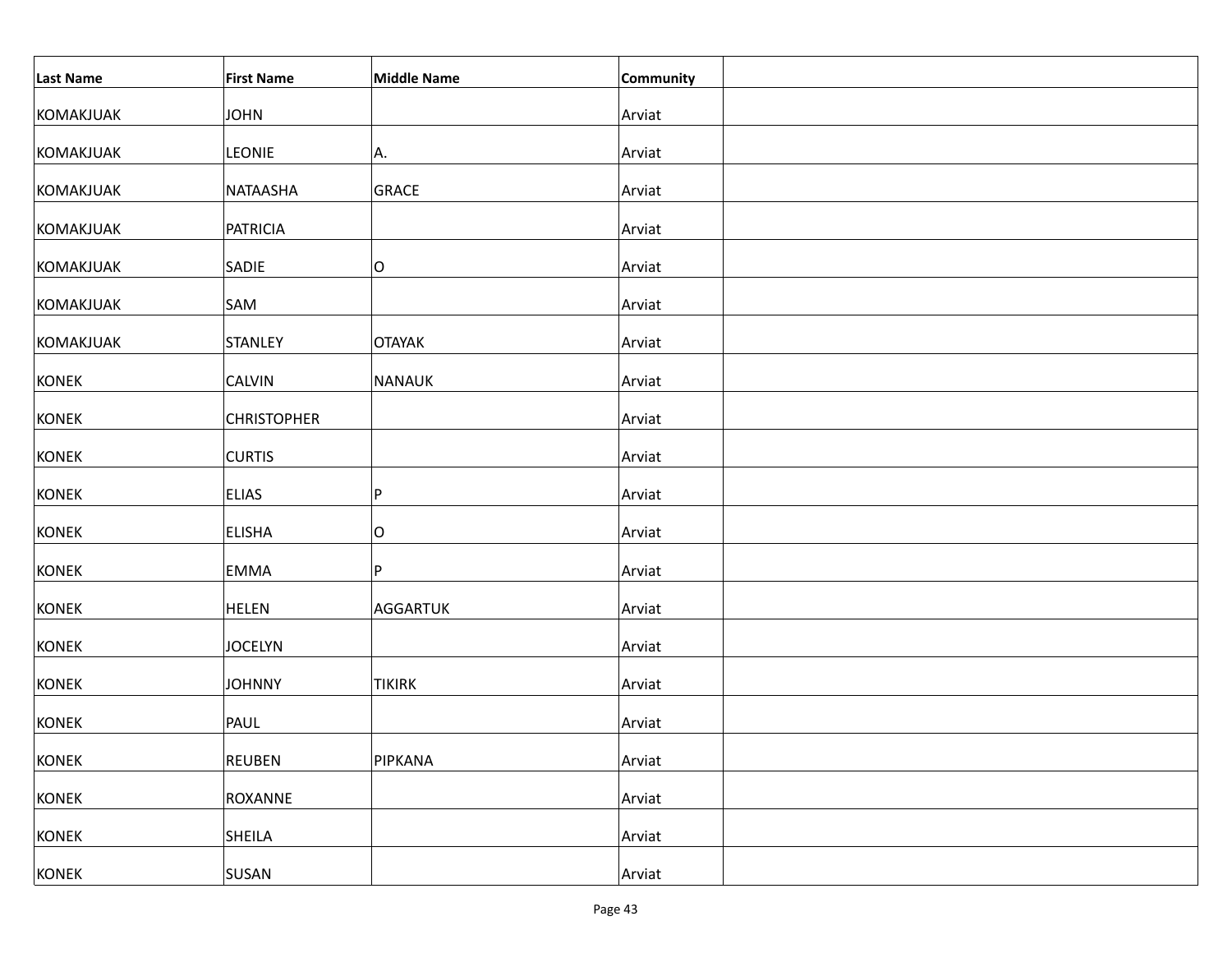| Last Name | First Name | Middle Name | Community | |
|---|---|---|---|---|
| KOMAKJUAK | JOHN | | Arviat | |
| KOMAKJUAK | LEONIE | A. | Arviat | |
| KOMAKJUAK | NATAASHA | GRACE | Arviat | |
| KOMAKJUAK | PATRICIA | | Arviat | |
| KOMAKJUAK | SADIE | O | Arviat | |
| KOMAKJUAK | SAM | | Arviat | |
| KOMAKJUAK | STANLEY | OTAYAK | Arviat | |
| KONEK | CALVIN | NANAUK | Arviat | |
| KONEK | CHRISTOPHER | | Arviat | |
| KONEK | CURTIS | | Arviat | |
| KONEK | ELIAS | P | Arviat | |
| KONEK | ELISHA | O | Arviat | |
| KONEK | EMMA | P | Arviat | |
| KONEK | HELEN | AGGARTUK | Arviat | |
| KONEK | JOCELYN | | Arviat | |
| KONEK | JOHNNY | TIKIRK | Arviat | |
| KONEK | PAUL | | Arviat | |
| KONEK | REUBEN | PIPKANA | Arviat | |
| KONEK | ROXANNE | | Arviat | |
| KONEK | SHEILA | | Arviat | |
| KONEK | SUSAN | | Arviat | |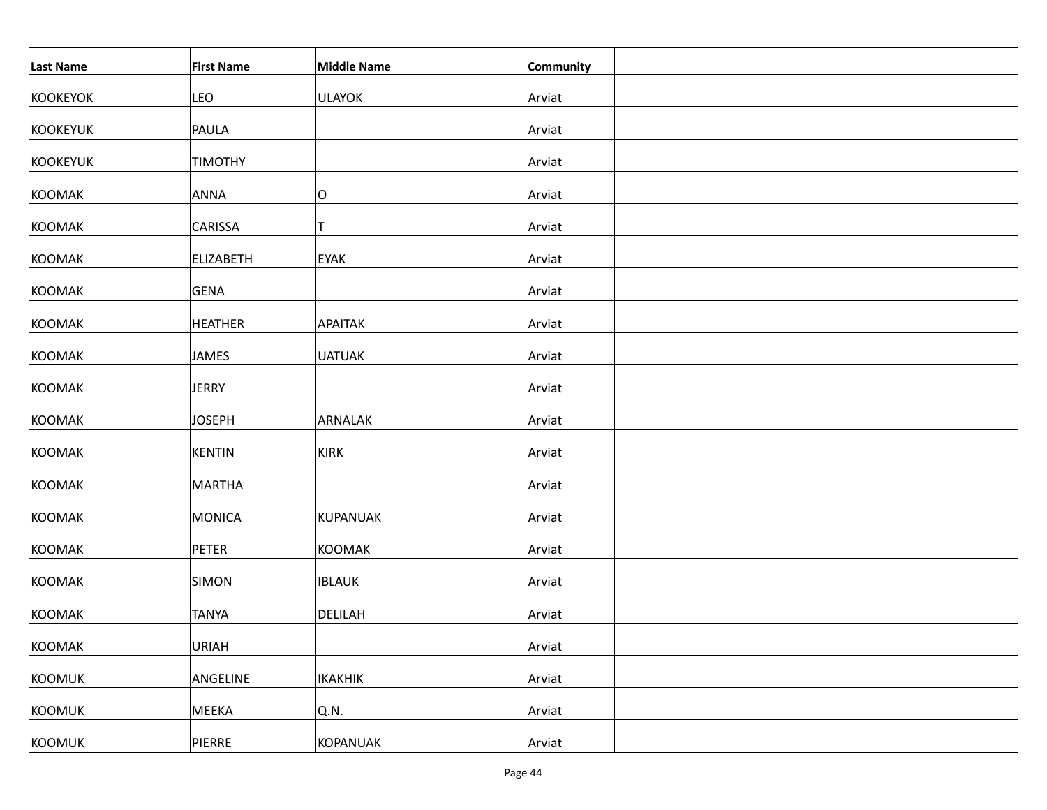| Last Name | First Name | Middle Name | Community | |
|---|---|---|---|---|
| KOOKEYOK | LEO | ULAYOK | Arviat | |
| KOOKEYUK | PAULA | | Arviat | |
| KOOKEYUK | TIMOTHY | | Arviat | |
| KOOMAK | ANNA | O | Arviat | |
| KOOMAK | CARISSA | T | Arviat | |
| KOOMAK | ELIZABETH | EYAK | Arviat | |
| KOOMAK | GENA | | Arviat | |
| KOOMAK | HEATHER | APAITAK | Arviat | |
| KOOMAK | JAMES | UATUAK | Arviat | |
| KOOMAK | JERRY | | Arviat | |
| KOOMAK | JOSEPH | ARNALAK | Arviat | |
| KOOMAK | KENTIN | KIRK | Arviat | |
| KOOMAK | MARTHA | | Arviat | |
| KOOMAK | MONICA | KUPANUAK | Arviat | |
| KOOMAK | PETER | KOOMAK | Arviat | |
| KOOMAK | SIMON | IBLAUK | Arviat | |
| KOOMAK | TANYA | DELILAH | Arviat | |
| KOOMAK | URIAH | | Arviat | |
| KOOMUK | ANGELINE | IKAKHIK | Arviat | |
| KOOMUK | MEEKA | Q.N. | Arviat | |
| KOOMUK | PIERRE | KOPANUAK | Arviat | |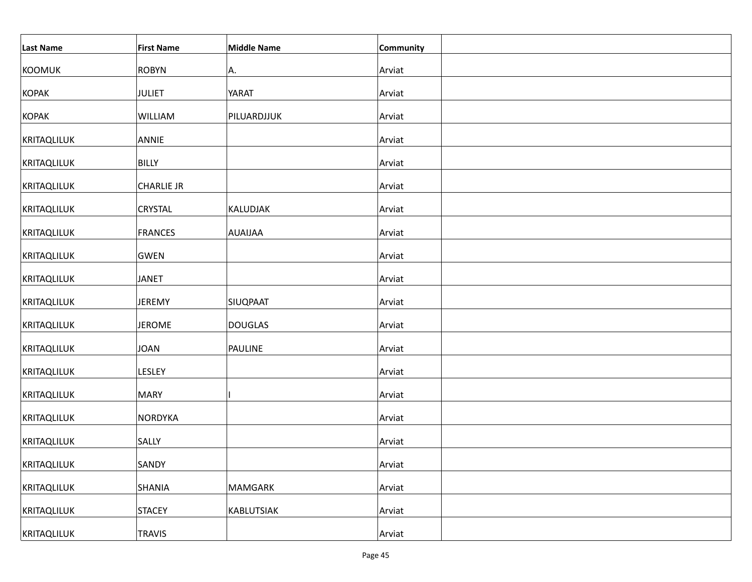| Last Name | First Name | Middle Name | Community | |
|---|---|---|---|---|
| KOOMUK | ROBYN | A. | Arviat | |
| KOPAK | JULIET | YARAT | Arviat | |
| KOPAK | WILLIAM | PILUARDJJUK | Arviat | |
| KRITAQLILUK | ANNIE | | Arviat | |
| KRITAQLILUK | BILLY | | Arviat | |
| KRITAQLILUK | CHARLIE JR | | Arviat | |
| KRITAQLILUK | CRYSTAL | KALUDJAK | Arviat | |
| KRITAQLILUK | FRANCES | AUAIJAA | Arviat | |
| KRITAQLILUK | GWEN | | Arviat | |
| KRITAQLILUK | JANET | | Arviat | |
| KRITAQLILUK | JEREMY | SIUQPAAT | Arviat | |
| KRITAQLILUK | JEROME | DOUGLAS | Arviat | |
| KRITAQLILUK | JOAN | PAULINE | Arviat | |
| KRITAQLILUK | LESLEY | | Arviat | |
| KRITAQLILUK | MARY | I | Arviat | |
| KRITAQLILUK | NORDYKA | | Arviat | |
| KRITAQLILUK | SALLY | | Arviat | |
| KRITAQLILUK | SANDY | | Arviat | |
| KRITAQLILUK | SHANIA | MAMGARK | Arviat | |
| KRITAQLILUK | STACEY | KABLUTSIAK | Arviat | |
| KRITAQLILUK | TRAVIS | | Arviat | |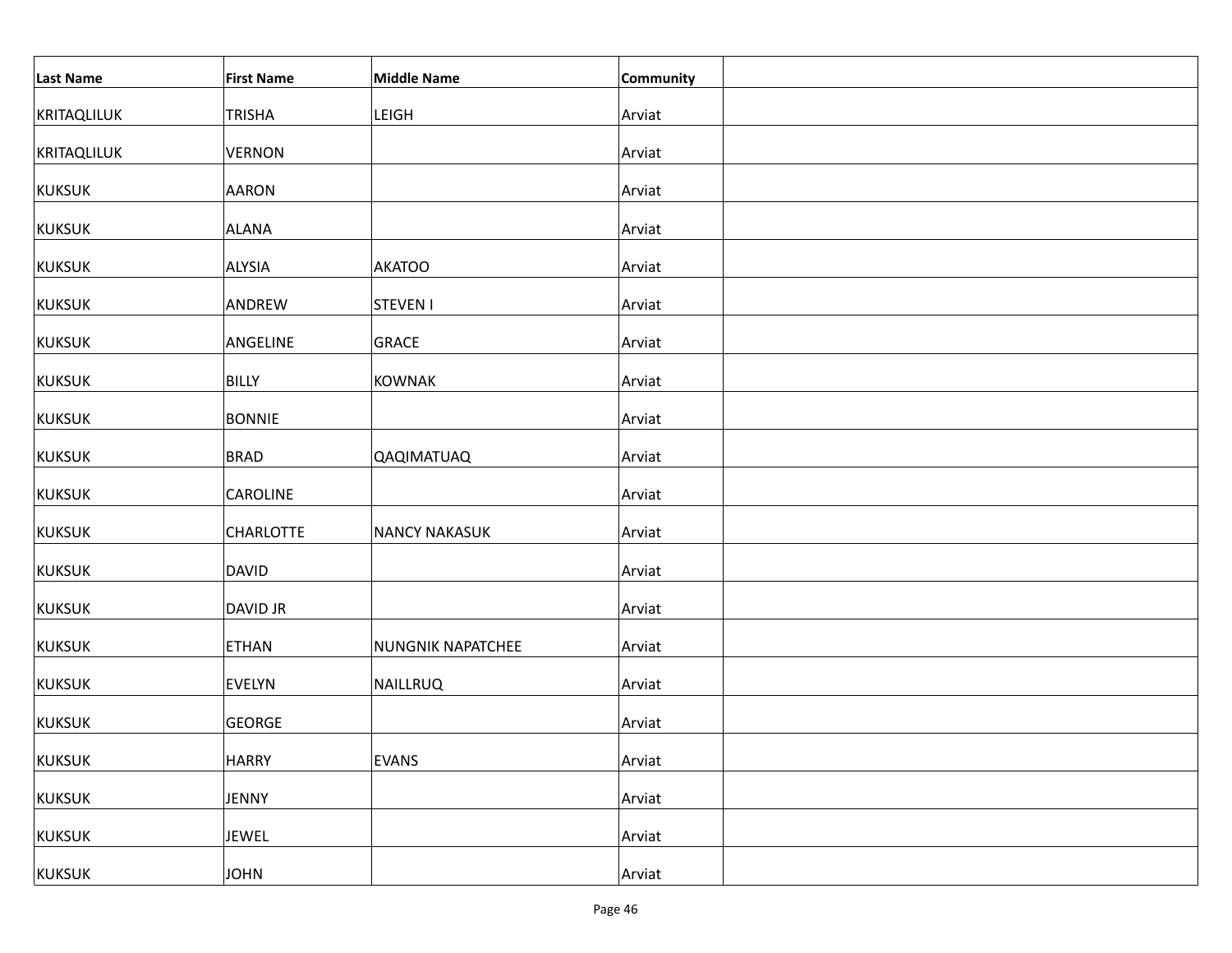| Last Name | First Name | Middle Name | Community | |
|---|---|---|---|---|
| KRITAQLILUK | TRISHA | LEIGH | Arviat | |
| KRITAQLILUK | VERNON | | Arviat | |
| KUKSUK | AARON | | Arviat | |
| KUKSUK | ALANA | | Arviat | |
| KUKSUK | ALYSIA | AKATOO | Arviat | |
| KUKSUK | ANDREW | STEVEN I | Arviat | |
| KUKSUK | ANGELINE | GRACE | Arviat | |
| KUKSUK | BILLY | KOWNAK | Arviat | |
| KUKSUK | BONNIE | | Arviat | |
| KUKSUK | BRAD | QAQIMATUAQ | Arviat | |
| KUKSUK | CAROLINE | | Arviat | |
| KUKSUK | CHARLOTTE | NANCY NAKASUK | Arviat | |
| KUKSUK | DAVID | | Arviat | |
| KUKSUK | DAVID JR | | Arviat | |
| KUKSUK | ETHAN | NUNGNIK NAPATCHEE | Arviat | |
| KUKSUK | EVELYN | NAILLRUQ | Arviat | |
| KUKSUK | GEORGE | | Arviat | |
| KUKSUK | HARRY | EVANS | Arviat | |
| KUKSUK | JENNY | | Arviat | |
| KUKSUK | JEWEL | | Arviat | |
| KUKSUK | JOHN | | Arviat | |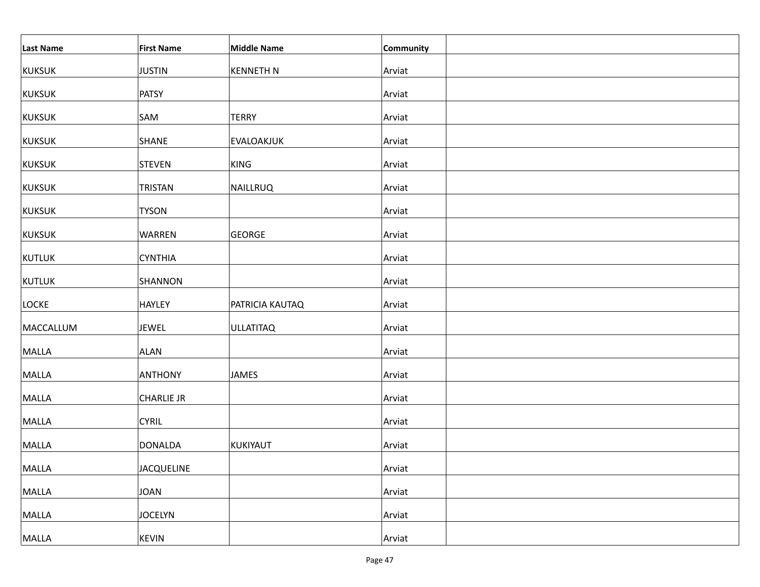| Last Name | First Name | Middle Name | Community | |
|---|---|---|---|---|
| KUKSUK | JUSTIN | KENNETH N | Arviat | |
| KUKSUK | PATSY | | Arviat | |
| KUKSUK | SAM | TERRY | Arviat | |
| KUKSUK | SHANE | EVALOAKJUK | Arviat | |
| KUKSUK | STEVEN | KING | Arviat | |
| KUKSUK | TRISTAN | NAILLRUQ | Arviat | |
| KUKSUK | TYSON | | Arviat | |
| KUKSUK | WARREN | GEORGE | Arviat | |
| KUTLUK | CYNTHIA | | Arviat | |
| KUTLUK | SHANNON | | Arviat | |
| LOCKE | HAYLEY | PATRICIA KAUTAQ | Arviat | |
| MACCALLUM | JEWEL | ULLATITAQ | Arviat | |
| MALLA | ALAN | | Arviat | |
| MALLA | ANTHONY | JAMES | Arviat | |
| MALLA | CHARLIE JR | | Arviat | |
| MALLA | CYRIL | | Arviat | |
| MALLA | DONALDA | KUKIYAUT | Arviat | |
| MALLA | JACQUELINE | | Arviat | |
| MALLA | JOAN | | Arviat | |
| MALLA | JOCELYN | | Arviat | |
| MALLA | KEVIN | | Arviat | |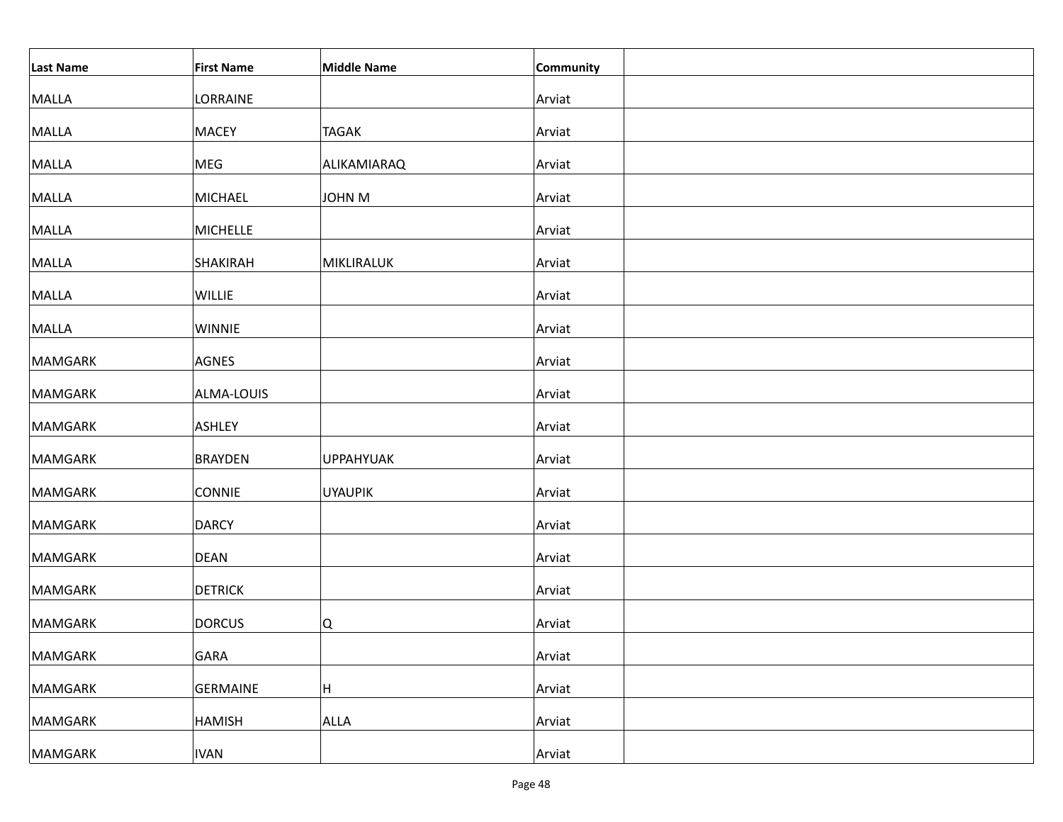| Last Name | First Name | Middle Name | Community | |
|---|---|---|---|---|
| MALLA | LORRAINE | | Arviat | |
| MALLA | MACEY | TAGAK | Arviat | |
| MALLA | MEG | ALIKAMIARAQ | Arviat | |
| MALLA | MICHAEL | JOHN M | Arviat | |
| MALLA | MICHELLE | | Arviat | |
| MALLA | SHAKIRAH | MIKLIRALUK | Arviat | |
| MALLA | WILLIE | | Arviat | |
| MALLA | WINNIE | | Arviat | |
| MAMGARK | AGNES | | Arviat | |
| MAMGARK | ALMA-LOUIS | | Arviat | |
| MAMGARK | ASHLEY | | Arviat | |
| MAMGARK | BRAYDEN | UPPAHYUAK | Arviat | |
| MAMGARK | CONNIE | UYAUPIK | Arviat | |
| MAMGARK | DARCY | | Arviat | |
| MAMGARK | DEAN | | Arviat | |
| MAMGARK | DETRICK | | Arviat | |
| MAMGARK | DORCUS | Q | Arviat | |
| MAMGARK | GARA | | Arviat | |
| MAMGARK | GERMAINE | H | Arviat | |
| MAMGARK | HAMISH | ALLA | Arviat | |
| MAMGARK | IVAN | | Arviat | |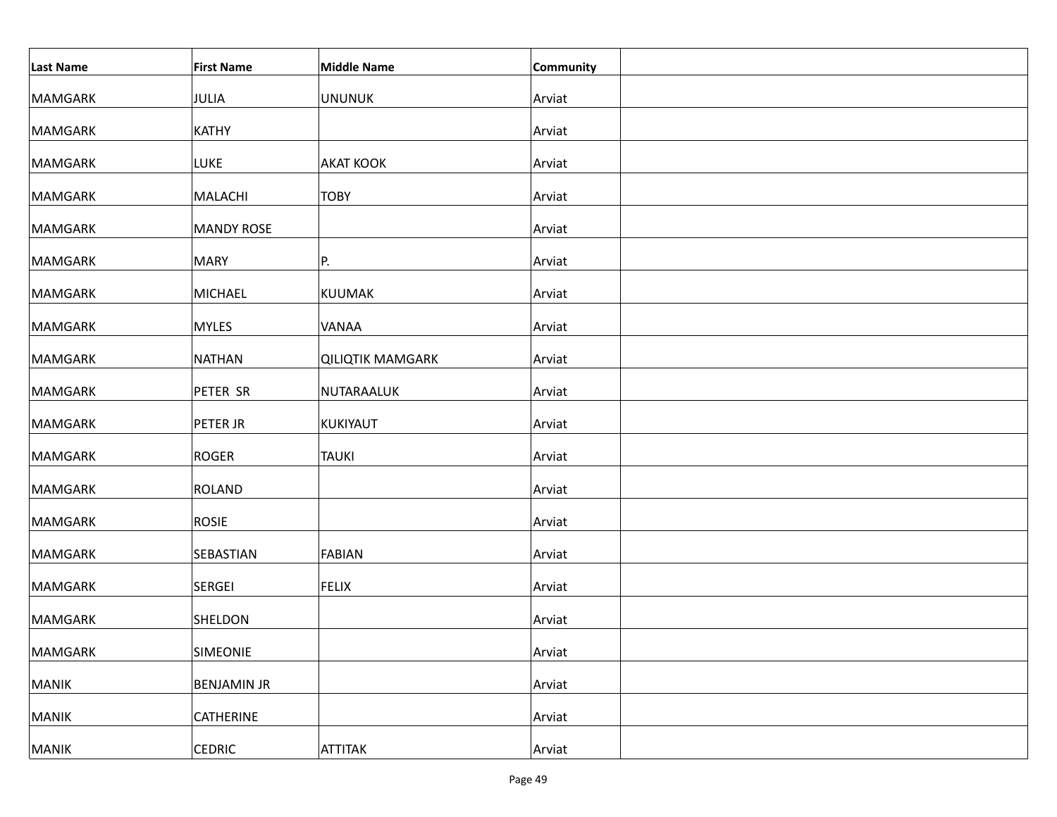| Last Name | First Name | Middle Name | Community | |
|---|---|---|---|---|
| MAMGARK | JULIA | UNUNUK | Arviat | |
| MAMGARK | KATHY | | Arviat | |
| MAMGARK | LUKE | AKAT KOOK | Arviat | |
| MAMGARK | MALACHI | TOBY | Arviat | |
| MAMGARK | MANDY ROSE | | Arviat | |
| MAMGARK | MARY | P. | Arviat | |
| MAMGARK | MICHAEL | KUUMAK | Arviat | |
| MAMGARK | MYLES | VANAA | Arviat | |
| MAMGARK | NATHAN | QILIQTIK MAMGARK | Arviat | |
| MAMGARK | PETER SR | NUTARAALUK | Arviat | |
| MAMGARK | PETER JR | KUKIYAUT | Arviat | |
| MAMGARK | ROGER | TAUKI | Arviat | |
| MAMGARK | ROLAND | | Arviat | |
| MAMGARK | ROSIE | | Arviat | |
| MAMGARK | SEBASTIAN | FABIAN | Arviat | |
| MAMGARK | SERGEI | FELIX | Arviat | |
| MAMGARK | SHELDON | | Arviat | |
| MAMGARK | SIMEONIE | | Arviat | |
| MANIK | BENJAMIN JR | | Arviat | |
| MANIK | CATHERINE | | Arviat | |
| MANIK | CEDRIC | ATTITAK | Arviat | |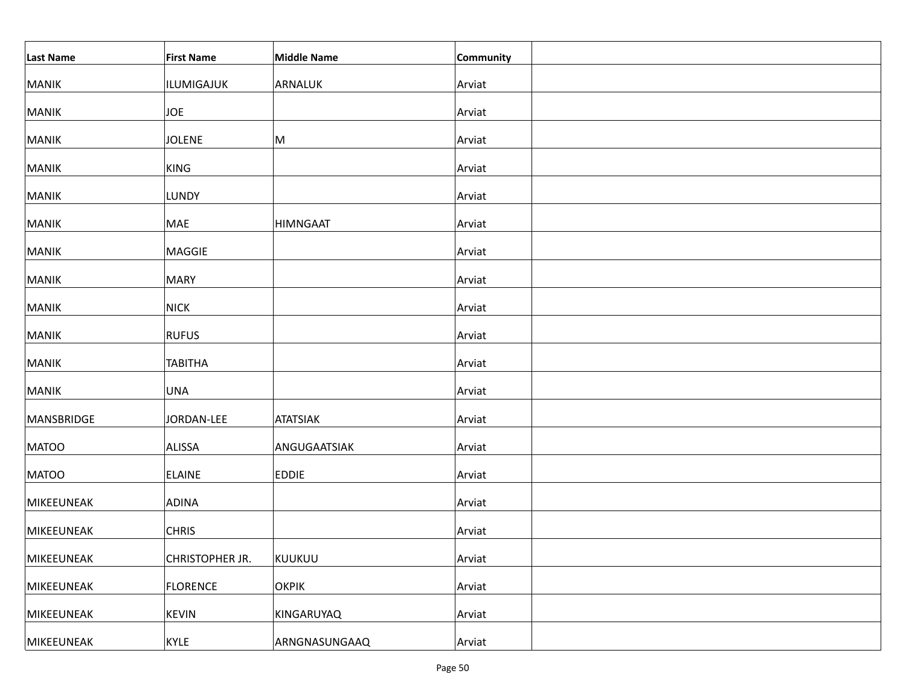| Last Name | First Name | Middle Name | Community | |
|---|---|---|---|---|
| MANIK | ILUMIGAJUK | ARNALUK | Arviat | |
| MANIK | JOE | | Arviat | |
| MANIK | JOLENE | M | Arviat | |
| MANIK | KING | | Arviat | |
| MANIK | LUNDY | | Arviat | |
| MANIK | MAE | HIMNGAAT | Arviat | |
| MANIK | MAGGIE | | Arviat | |
| MANIK | MARY | | Arviat | |
| MANIK | NICK | | Arviat | |
| MANIK | RUFUS | | Arviat | |
| MANIK | TABITHA | | Arviat | |
| MANIK | UNA | | Arviat | |
| MANSBRIDGE | JORDAN-LEE | ATATSIAK | Arviat | |
| MATOO | ALISSA | ANGUGAATSIAK | Arviat | |
| MATOO | ELAINE | EDDIE | Arviat | |
| MIKEEUNEAK | ADINA | | Arviat | |
| MIKEEUNEAK | CHRIS | | Arviat | |
| MIKEEUNEAK | CHRISTOPHER JR. | KUUKUU | Arviat | |
| MIKEEUNEAK | FLORENCE | OKPIK | Arviat | |
| MIKEEUNEAK | KEVIN | KINGARUYAQ | Arviat | |
| MIKEEUNEAK | KYLE | ARNGNASUNGAAQ | Arviat | |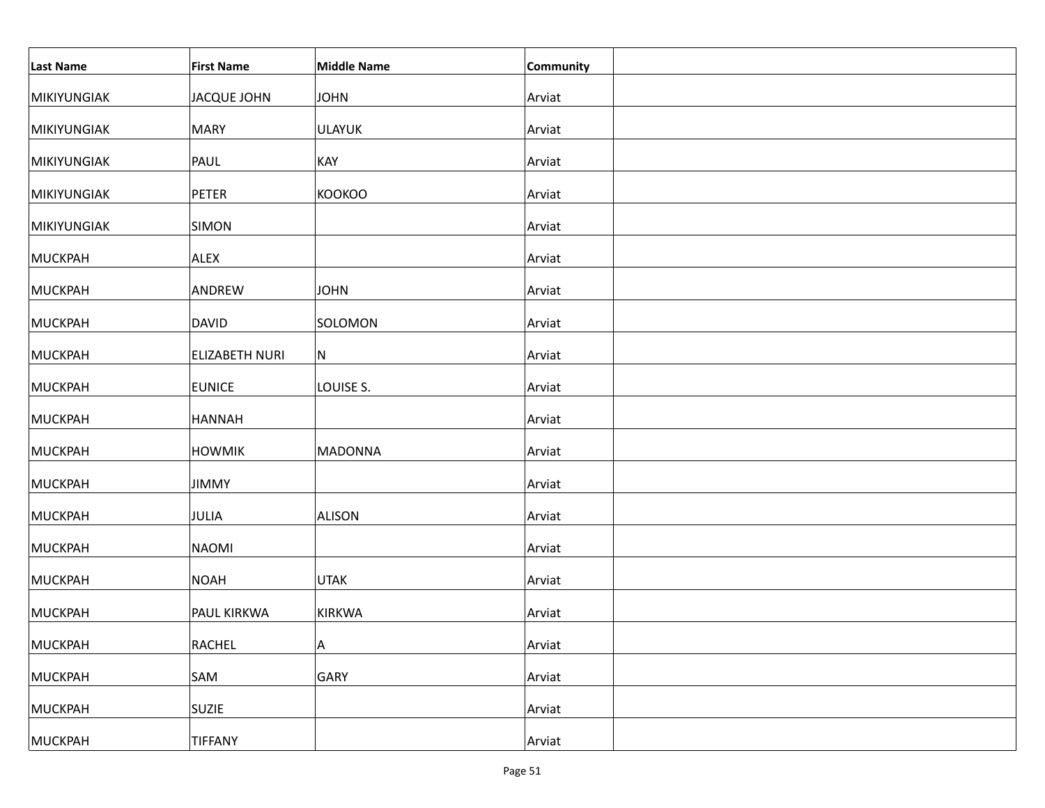| Last Name | First Name | Middle Name | Community | |
|---|---|---|---|---|
| MIKIYUNGIAK | JACQUE JOHN | JOHN | Arviat | |
| MIKIYUNGIAK | MARY | ULAYUK | Arviat | |
| MIKIYUNGIAK | PAUL | KAY | Arviat | |
| MIKIYUNGIAK | PETER | KOOKOO | Arviat | |
| MIKIYUNGIAK | SIMON | | Arviat | |
| MUCKPAH | ALEX | | Arviat | |
| MUCKPAH | ANDREW | JOHN | Arviat | |
| MUCKPAH | DAVID | SOLOMON | Arviat | |
| MUCKPAH | ELIZABETH NURI | N | Arviat | |
| MUCKPAH | EUNICE | LOUISE S. | Arviat | |
| MUCKPAH | HANNAH | | Arviat | |
| MUCKPAH | HOWMIK | MADONNA | Arviat | |
| MUCKPAH | JIMMY | | Arviat | |
| MUCKPAH | JULIA | ALISON | Arviat | |
| MUCKPAH | NAOMI | | Arviat | |
| MUCKPAH | NOAH | UTAK | Arviat | |
| MUCKPAH | PAUL KIRKWA | KIRKWA | Arviat | |
| MUCKPAH | RACHEL | A | Arviat | |
| MUCKPAH | SAM | GARY | Arviat | |
| MUCKPAH | SUZIE | | Arviat | |
| MUCKPAH | TIFFANY | | Arviat | |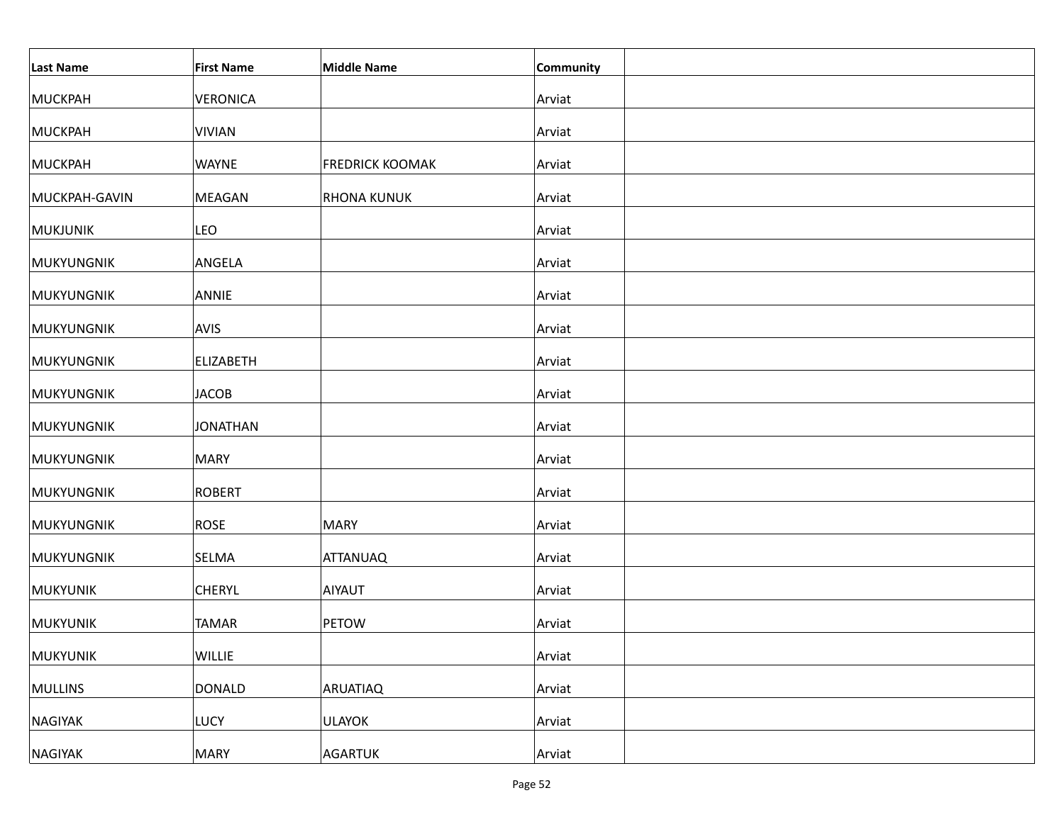| Last Name | First Name | Middle Name | Community | |
|---|---|---|---|---|
| MUCKPAH | VERONICA | | Arviat | |
| MUCKPAH | VIVIAN | | Arviat | |
| MUCKPAH | WAYNE | FREDRICK KOOMAK | Arviat | |
| MUCKPAH-GAVIN | MEAGAN | RHONA KUNUK | Arviat | |
| MUKJUNIK | LEO | | Arviat | |
| MUKYUNGNIK | ANGELA | | Arviat | |
| MUKYUNGNIK | ANNIE | | Arviat | |
| MUKYUNGNIK | AVIS | | Arviat | |
| MUKYUNGNIK | ELIZABETH | | Arviat | |
| MUKYUNGNIK | JACOB | | Arviat | |
| MUKYUNGNIK | JONATHAN | | Arviat | |
| MUKYUNGNIK | MARY | | Arviat | |
| MUKYUNGNIK | ROBERT | | Arviat | |
| MUKYUNGNIK | ROSE | MARY | Arviat | |
| MUKYUNGNIK | SELMA | ATTANUAQ | Arviat | |
| MUKYUNIK | CHERYL | AIYAUT | Arviat | |
| MUKYUNIK | TAMAR | PETOW | Arviat | |
| MUKYUNIK | WILLIE | | Arviat | |
| MULLINS | DONALD | ARUATIAQ | Arviat | |
| NAGIYAK | LUCY | ULAYOK | Arviat | |
| NAGIYAK | MARY | AGARTUK | Arviat | |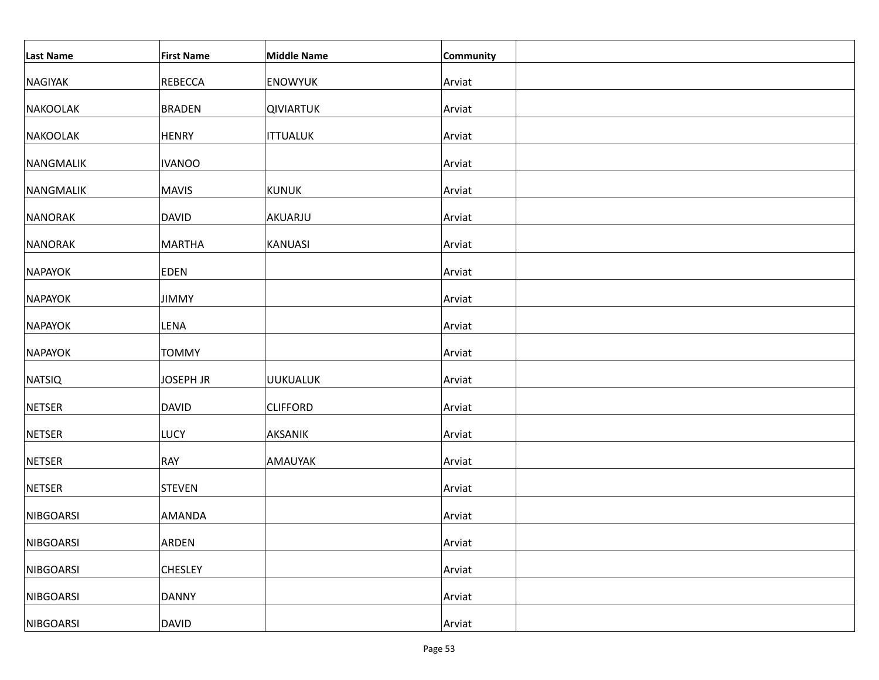| Last Name | First Name | Middle Name | Community | |
|---|---|---|---|---|
| NAGIYAK | REBECCA | ENOWYUK | Arviat | |
| NAKOOLAK | BRADEN | QIVIARTUK | Arviat | |
| NAKOOLAK | HENRY | ITTUALUK | Arviat | |
| NANGMALIK | IVANOO | | Arviat | |
| NANGMALIK | MAVIS | KUNUK | Arviat | |
| NANORAK | DAVID | AKUARJU | Arviat | |
| NANORAK | MARTHA | KANUASI | Arviat | |
| NAPAYOK | EDEN | | Arviat | |
| NAPAYOK | JIMMY | | Arviat | |
| NAPAYOK | LENA | | Arviat | |
| NAPAYOK | TOMMY | | Arviat | |
| NATSIQ | JOSEPH JR | UUKUALUK | Arviat | |
| NETSER | DAVID | CLIFFORD | Arviat | |
| NETSER | LUCY | AKSANIK | Arviat | |
| NETSER | RAY | AMAUYAK | Arviat | |
| NETSER | STEVEN | | Arviat | |
| NIBGOARSI | AMANDA | | Arviat | |
| NIBGOARSI | ARDEN | | Arviat | |
| NIBGOARSI | CHESLEY | | Arviat | |
| NIBGOARSI | DANNY | | Arviat | |
| NIBGOARSI | DAVID | | Arviat | |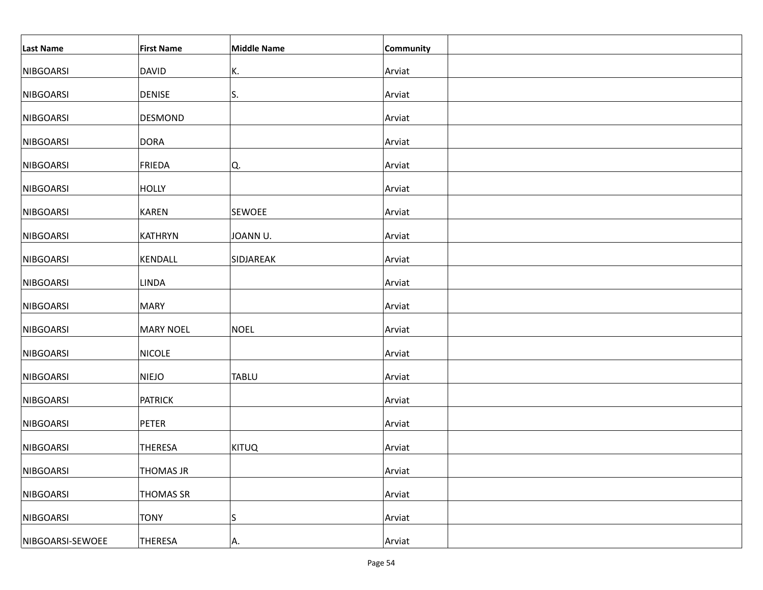| Last Name | First Name | Middle Name | Community | |
|---|---|---|---|---|
| NIBGOARSI | DAVID | K. | Arviat | |
| NIBGOARSI | DENISE | S. | Arviat | |
| NIBGOARSI | DESMOND | | Arviat | |
| NIBGOARSI | DORA | | Arviat | |
| NIBGOARSI | FRIEDA | Q. | Arviat | |
| NIBGOARSI | HOLLY | | Arviat | |
| NIBGOARSI | KAREN | SEWOEE | Arviat | |
| NIBGOARSI | KATHRYN | JOANN U. | Arviat | |
| NIBGOARSI | KENDALL | SIDJAREAK | Arviat | |
| NIBGOARSI | LINDA | | Arviat | |
| NIBGOARSI | MARY | | Arviat | |
| NIBGOARSI | MARY NOEL | NOEL | Arviat | |
| NIBGOARSI | NICOLE | | Arviat | |
| NIBGOARSI | NIEJO | TABLU | Arviat | |
| NIBGOARSI | PATRICK | | Arviat | |
| NIBGOARSI | PETER | | Arviat | |
| NIBGOARSI | THERESA | KITUQ | Arviat | |
| NIBGOARSI | THOMAS JR | | Arviat | |
| NIBGOARSI | THOMAS SR | | Arviat | |
| NIBGOARSI | TONY | S | Arviat | |
| NIBGOARSI-SEWOEE | THERESA | A. | Arviat | |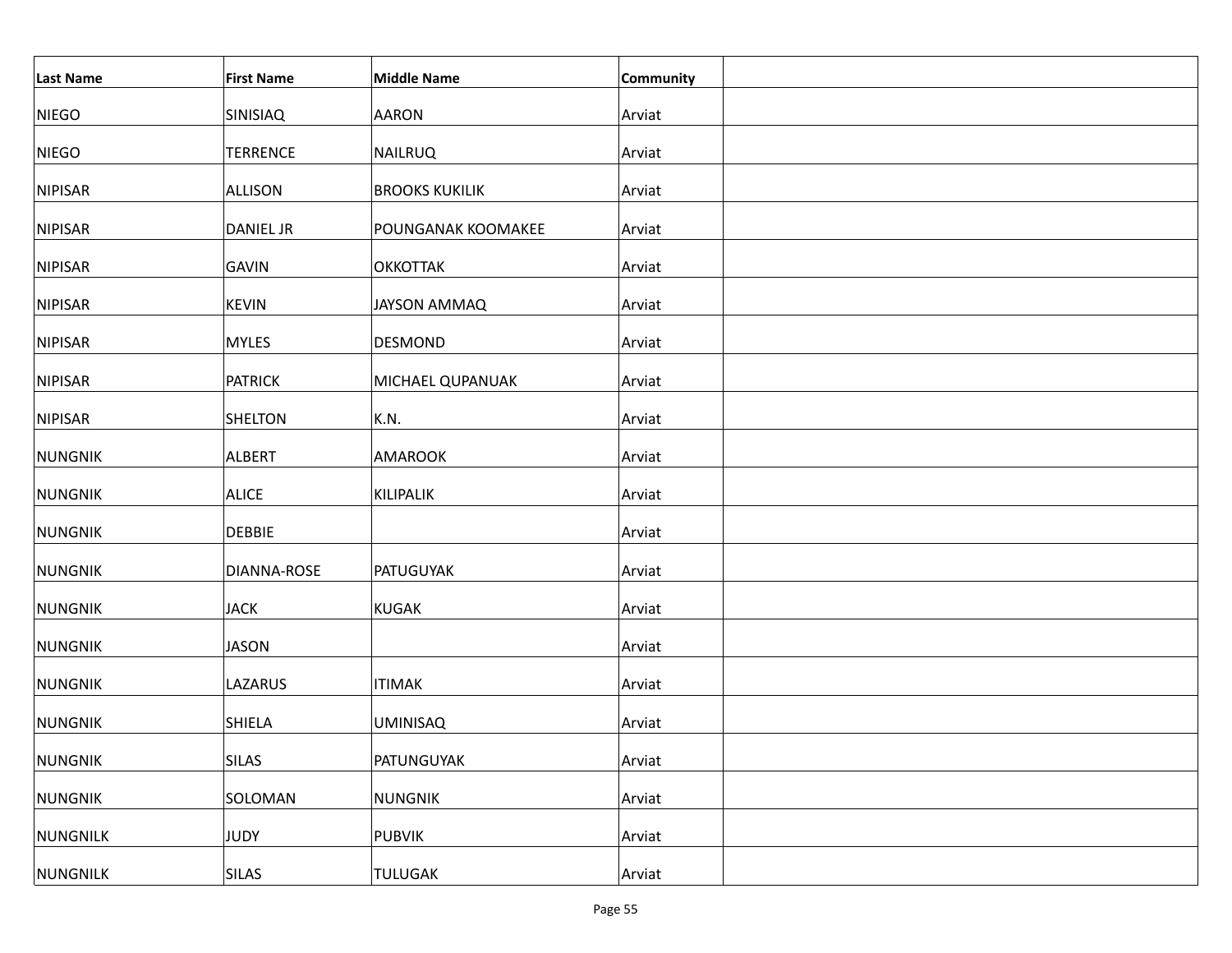| Last Name | First Name | Middle Name | Community | |
|---|---|---|---|---|
| NIEGO | SINISIAQ | AARON | Arviat | |
| NIEGO | TERRENCE | NAILRUQ | Arviat | |
| NIPISAR | ALLISON | BROOKS KUKILIK | Arviat | |
| NIPISAR | DANIEL JR | POUNGANAK KOOMAKEE | Arviat | |
| NIPISAR | GAVIN | OKKOTTAK | Arviat | |
| NIPISAR | KEVIN | JAYSON AMMAQ | Arviat | |
| NIPISAR | MYLES | DESMOND | Arviat | |
| NIPISAR | PATRICK | MICHAEL QUPANUAK | Arviat | |
| NIPISAR | SHELTON | K.N. | Arviat | |
| NUNGNIK | ALBERT | AMAROOK | Arviat | |
| NUNGNIK | ALICE | KILIPALIK | Arviat | |
| NUNGNIK | DEBBIE | | Arviat | |
| NUNGNIK | DIANNA-ROSE | PATUGUYAK | Arviat | |
| NUNGNIK | JACK | KUGAK | Arviat | |
| NUNGNIK | JASON | | Arviat | |
| NUNGNIK | LAZARUS | ITIMAK | Arviat | |
| NUNGNIK | SHIELA | UMINISAQ | Arviat | |
| NUNGNIK | SILAS | PATUNGUYAK | Arviat | |
| NUNGNIK | SOLOMAN | NUNGNIK | Arviat | |
| NUNGNILK | JUDY | PUBVIK | Arviat | |
| NUNGNILK | SILAS | TULUGAK | Arviat | |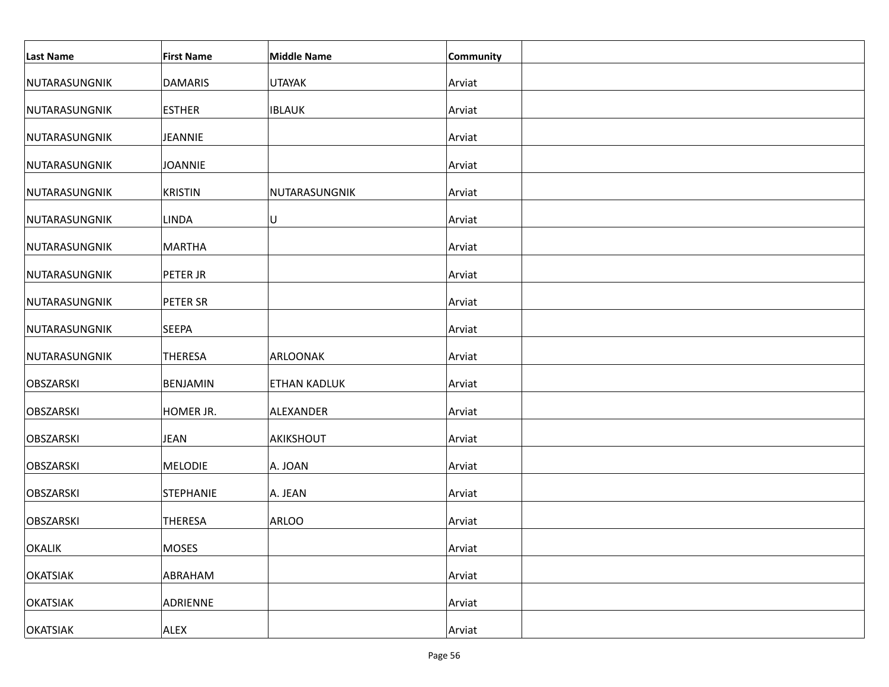| Last Name | First Name | Middle Name | Community | |
|---|---|---|---|---|
| NUTARASUNGNIK | DAMARIS | UTAYAK | Arviat | |
| NUTARASUNGNIK | ESTHER | IBLAUK | Arviat | |
| NUTARASUNGNIK | JEANNIE | | Arviat | |
| NUTARASUNGNIK | JOANNIE | | Arviat | |
| NUTARASUNGNIK | KRISTIN | NUTARASUNGNIK | Arviat | |
| NUTARASUNGNIK | LINDA | U | Arviat | |
| NUTARASUNGNIK | MARTHA | | Arviat | |
| NUTARASUNGNIK | PETER JR | | Arviat | |
| NUTARASUNGNIK | PETER SR | | Arviat | |
| NUTARASUNGNIK | SEEPA | | Arviat | |
| NUTARASUNGNIK | THERESA | ARLOONAK | Arviat | |
| OBSZARSKI | BENJAMIN | ETHAN KADLUK | Arviat | |
| OBSZARSKI | HOMER JR. | ALEXANDER | Arviat | |
| OBSZARSKI | JEAN | AKIKSHOUT | Arviat | |
| OBSZARSKI | MELODIE | A. JOAN | Arviat | |
| OBSZARSKI | STEPHANIE | A. JEAN | Arviat | |
| OBSZARSKI | THERESA | ARLOO | Arviat | |
| OKALIK | MOSES | | Arviat | |
| OKATSIAK | ABRAHAM | | Arviat | |
| OKATSIAK | ADRIENNE | | Arviat | |
| OKATSIAK | ALEX | | Arviat | |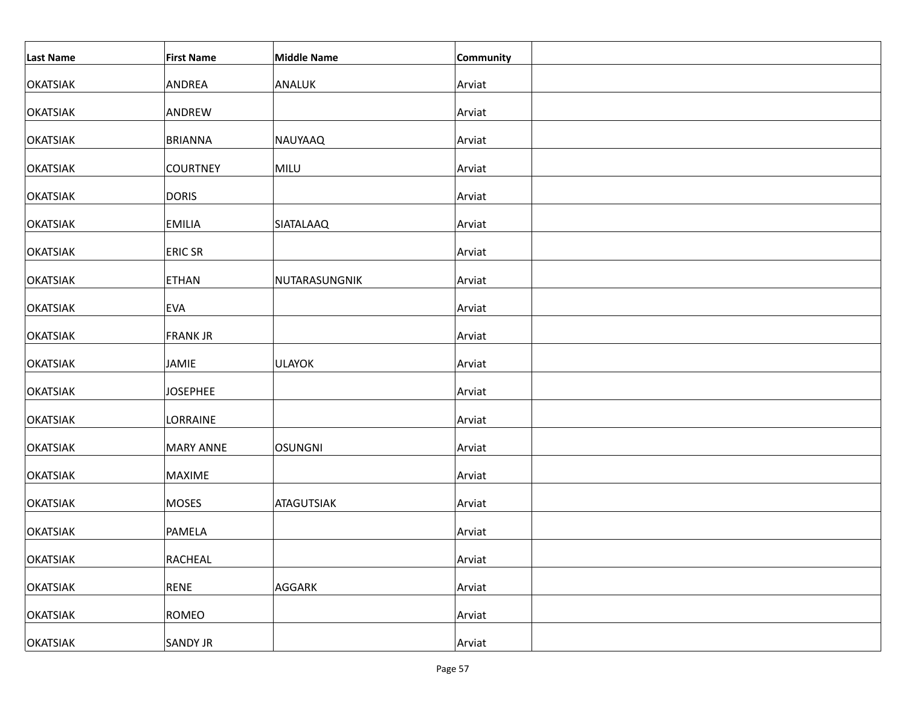| Last Name | First Name | Middle Name | Community | |
|---|---|---|---|---|
| OKATSIAK | ANDREA | ANALUK | Arviat | |
| OKATSIAK | ANDREW | | Arviat | |
| OKATSIAK | BRIANNA | NAUYAAQ | Arviat | |
| OKATSIAK | COURTNEY | MILU | Arviat | |
| OKATSIAK | DORIS | | Arviat | |
| OKATSIAK | EMILIA | SIATALAAQ | Arviat | |
| OKATSIAK | ERIC SR | | Arviat | |
| OKATSIAK | ETHAN | NUTARASUNGNIK | Arviat | |
| OKATSIAK | EVA | | Arviat | |
| OKATSIAK | FRANK JR | | Arviat | |
| OKATSIAK | JAMIE | ULAYOK | Arviat | |
| OKATSIAK | JOSEPHEE | | Arviat | |
| OKATSIAK | LORRAINE | | Arviat | |
| OKATSIAK | MARY ANNE | OSUNGNI | Arviat | |
| OKATSIAK | MAXIME | | Arviat | |
| OKATSIAK | MOSES | ATAGUTSIAK | Arviat | |
| OKATSIAK | PAMELA | | Arviat | |
| OKATSIAK | RACHEAL | | Arviat | |
| OKATSIAK | RENE | AGGARK | Arviat | |
| OKATSIAK | ROMEO | | Arviat | |
| OKATSIAK | SANDY JR | | Arviat | |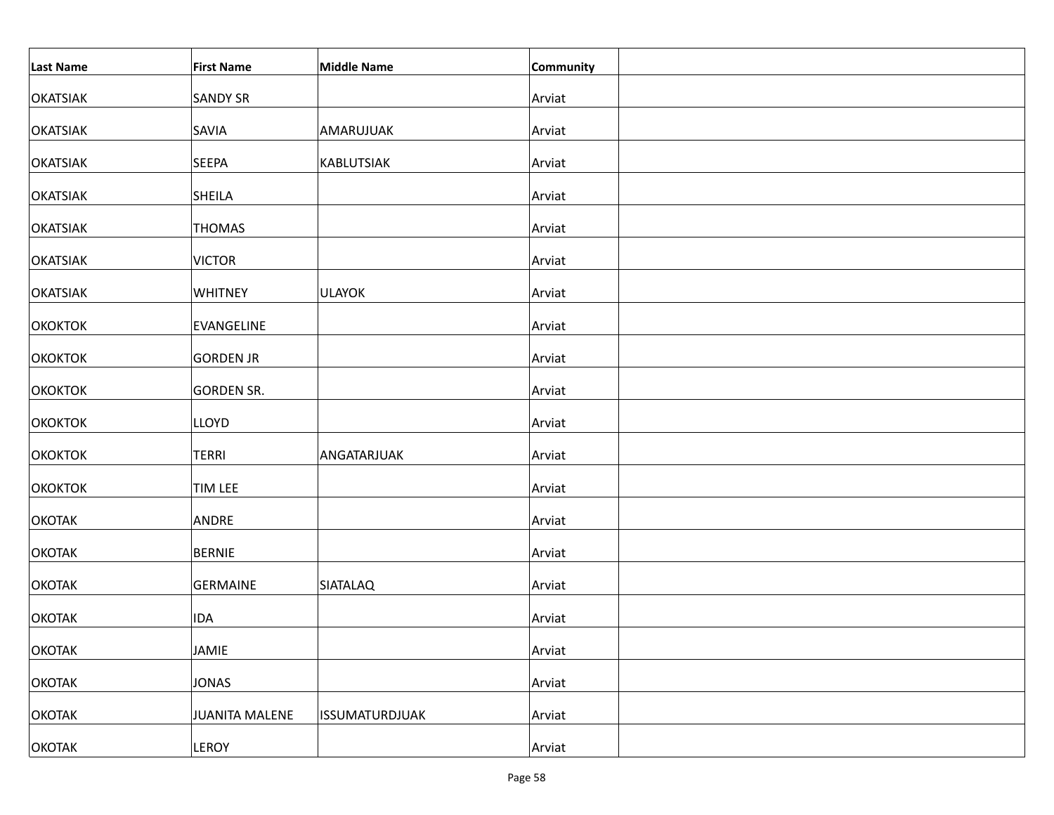| Last Name | First Name | Middle Name | Community | |
|---|---|---|---|---|
| OKATSIAK | SANDY SR | | Arviat | |
| OKATSIAK | SAVIA | AMARUJUAK | Arviat | |
| OKATSIAK | SEEPA | KABLUTSIAK | Arviat | |
| OKATSIAK | SHEILA | | Arviat | |
| OKATSIAK | THOMAS | | Arviat | |
| OKATSIAK | VICTOR | | Arviat | |
| OKATSIAK | WHITNEY | ULAYOK | Arviat | |
| OKOKTOK | EVANGELINE | | Arviat | |
| OKOKTOK | GORDEN JR | | Arviat | |
| OKOKTOK | GORDEN SR. | | Arviat | |
| OKOKTOK | LLOYD | | Arviat | |
| OKOKTOK | TERRI | ANGATARJUAK | Arviat | |
| OKOKTOK | TIM LEE | | Arviat | |
| OKOTAK | ANDRE | | Arviat | |
| OKOTAK | BERNIE | | Arviat | |
| OKOTAK | GERMAINE | SIATALAQ | Arviat | |
| OKOTAK | IDA | | Arviat | |
| OKOTAK | JAMIE | | Arviat | |
| OKOTAK | JONAS | | Arviat | |
| OKOTAK | JUANITA MALENE | ISSUMATURDJUAK | Arviat | |
| OKOTAK | LEROY | | Arviat | |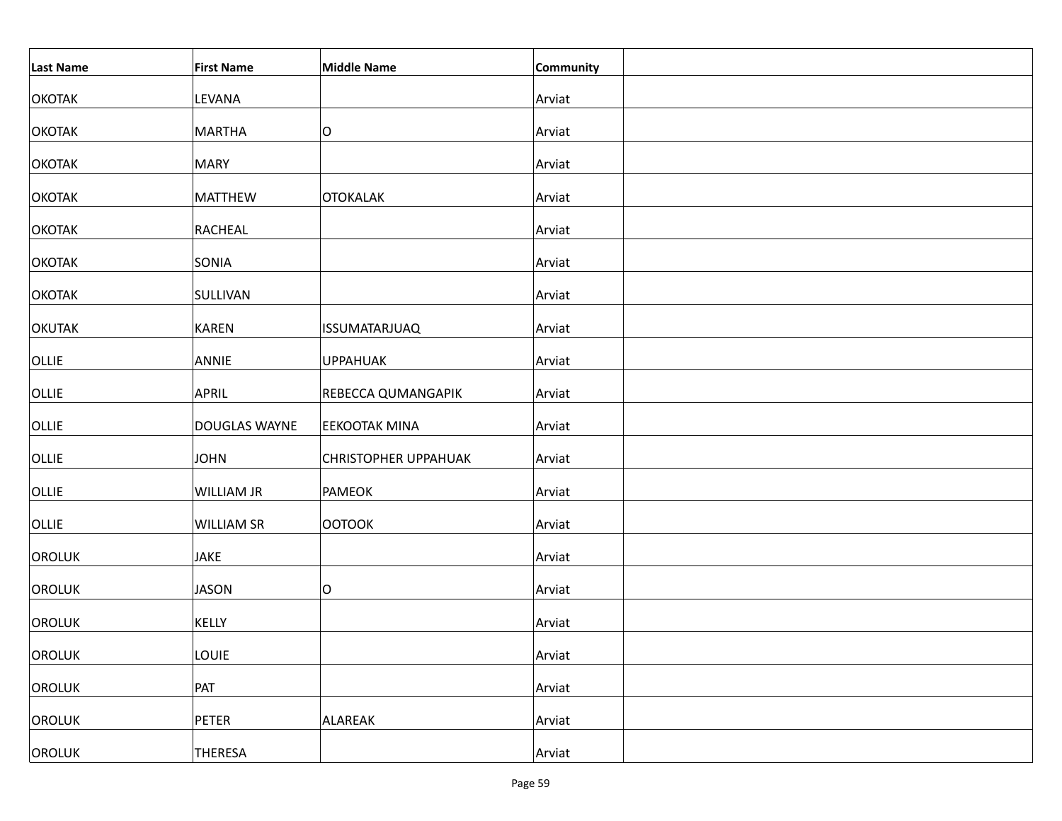| Last Name | First Name | Middle Name | Community | |
|---|---|---|---|---|
| OKOTAK | LEVANA | | Arviat | |
| OKOTAK | MARTHA | O | Arviat | |
| OKOTAK | MARY | | Arviat | |
| OKOTAK | MATTHEW | OTOKALAK | Arviat | |
| OKOTAK | RACHEAL | | Arviat | |
| OKOTAK | SONIA | | Arviat | |
| OKOTAK | SULLIVAN | | Arviat | |
| OKUTAK | KAREN | ISSUMATARJUAQ | Arviat | |
| OLLIE | ANNIE | UPPAHUAK | Arviat | |
| OLLIE | APRIL | REBECCA QUMANGAPIK | Arviat | |
| OLLIE | DOUGLAS WAYNE | EEKOOTAK MINA | Arviat | |
| OLLIE | JOHN | CHRISTOPHER UPPAHUAK | Arviat | |
| OLLIE | WILLIAM JR | PAMEOK | Arviat | |
| OLLIE | WILLIAM SR | OOTOOK | Arviat | |
| OROLUK | JAKE | | Arviat | |
| OROLUK | JASON | O | Arviat | |
| OROLUK | KELLY | | Arviat | |
| OROLUK | LOUIE | | Arviat | |
| OROLUK | PAT | | Arviat | |
| OROLUK | PETER | ALAREAK | Arviat | |
| OROLUK | THERESA | | Arviat | |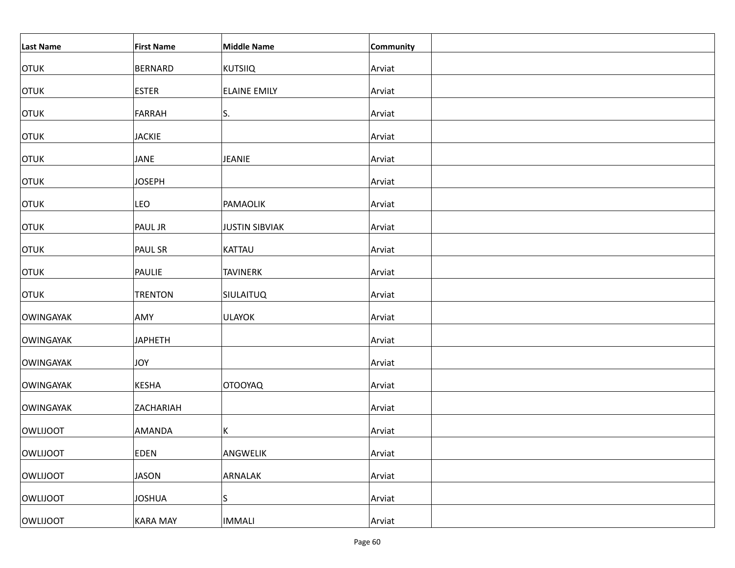| Last Name | First Name | Middle Name | Community | |
|---|---|---|---|---|
| OTUK | BERNARD | KUTSIIQ | Arviat | |
| OTUK | ESTER | ELAINE EMILY | Arviat | |
| OTUK | FARRAH | S. | Arviat | |
| OTUK | JACKIE | | Arviat | |
| OTUK | JANE | JEANIE | Arviat | |
| OTUK | JOSEPH | | Arviat | |
| OTUK | LEO | PAMAOLIK | Arviat | |
| OTUK | PAUL JR | JUSTIN SIBVIAK | Arviat | |
| OTUK | PAUL SR | KATTAU | Arviat | |
| OTUK | PAULIE | TAVINERK | Arviat | |
| OTUK | TRENTON | SIULAITUQ | Arviat | |
| OWINGAYAK | AMY | ULAYOK | Arviat | |
| OWINGAYAK | JAPHETH | | Arviat | |
| OWINGAYAK | JOY | | Arviat | |
| OWINGAYAK | KESHA | OTOOYAQ | Arviat | |
| OWINGAYAK | ZACHARIAH | | Arviat | |
| OWLIJOOT | AMANDA | K | Arviat | |
| OWLIJOOT | EDEN | ANGWELIK | Arviat | |
| OWLIJOOT | JASON | ARNALAK | Arviat | |
| OWLIJOOT | JOSHUA | S | Arviat | |
| OWLIJOOT | KARA MAY | IMMALI | Arviat | |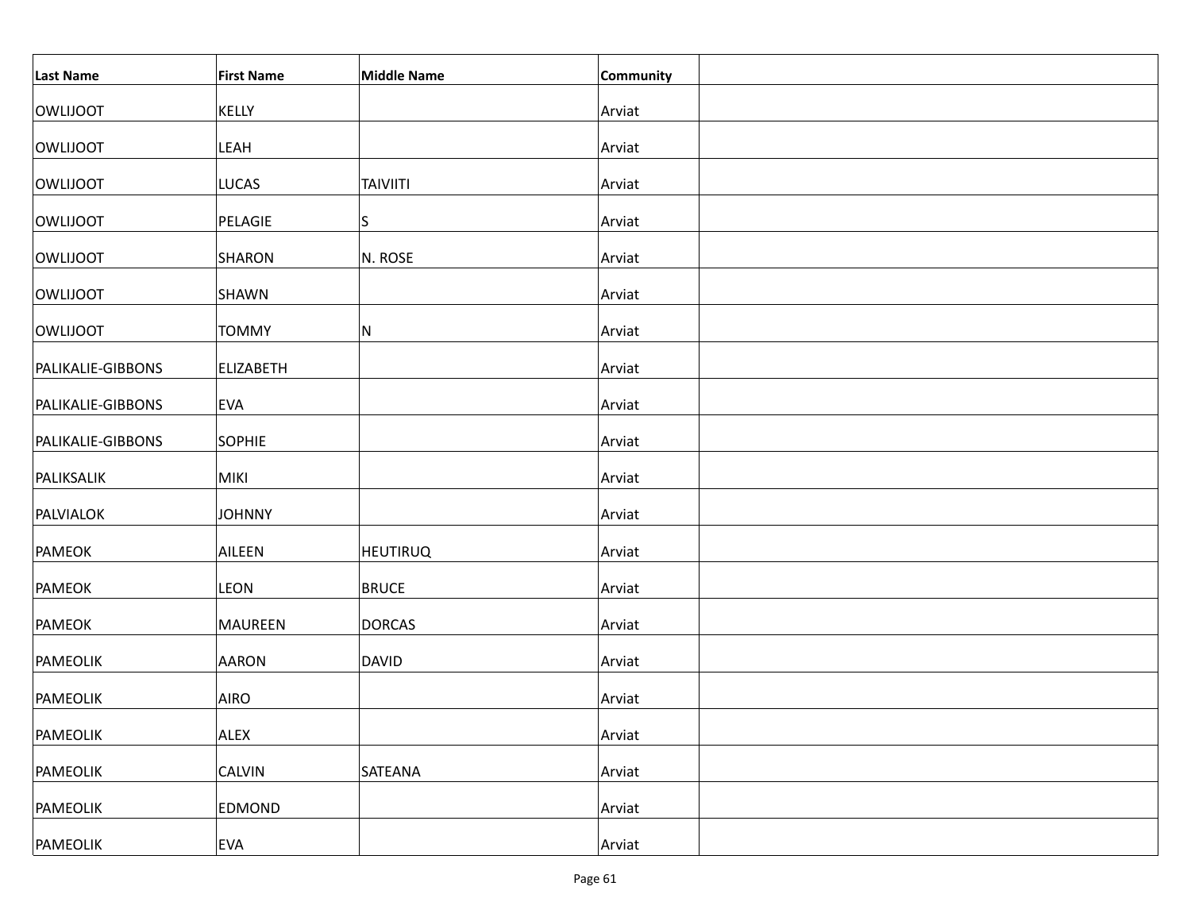| Last Name | First Name | Middle Name | Community | |
|---|---|---|---|---|
| OWLIJOOT | KELLY | | Arviat | |
| OWLIJOOT | LEAH | | Arviat | |
| OWLIJOOT | LUCAS | TAIVIITI | Arviat | |
| OWLIJOOT | PELAGIE | S | Arviat | |
| OWLIJOOT | SHARON | N. ROSE | Arviat | |
| OWLIJOOT | SHAWN | | Arviat | |
| OWLIJOOT | TOMMY | N | Arviat | |
| PALIKALIE-GIBBONS | ELIZABETH | | Arviat | |
| PALIKALIE-GIBBONS | EVA | | Arviat | |
| PALIKALIE-GIBBONS | SOPHIE | | Arviat | |
| PALIKSALIK | MIKI | | Arviat | |
| PALVIALOK | JOHNNY | | Arviat | |
| PAMEOK | AILEEN | HEUTIRUQ | Arviat | |
| PAMEOK | LEON | BRUCE | Arviat | |
| PAMEOK | MAUREEN | DORCAS | Arviat | |
| PAMEOLIK | AARON | DAVID | Arviat | |
| PAMEOLIK | AIRO | | Arviat | |
| PAMEOLIK | ALEX | | Arviat | |
| PAMEOLIK | CALVIN | SATEANA | Arviat | |
| PAMEOLIK | EDMOND | | Arviat | |
| PAMEOLIK | EVA | | Arviat | |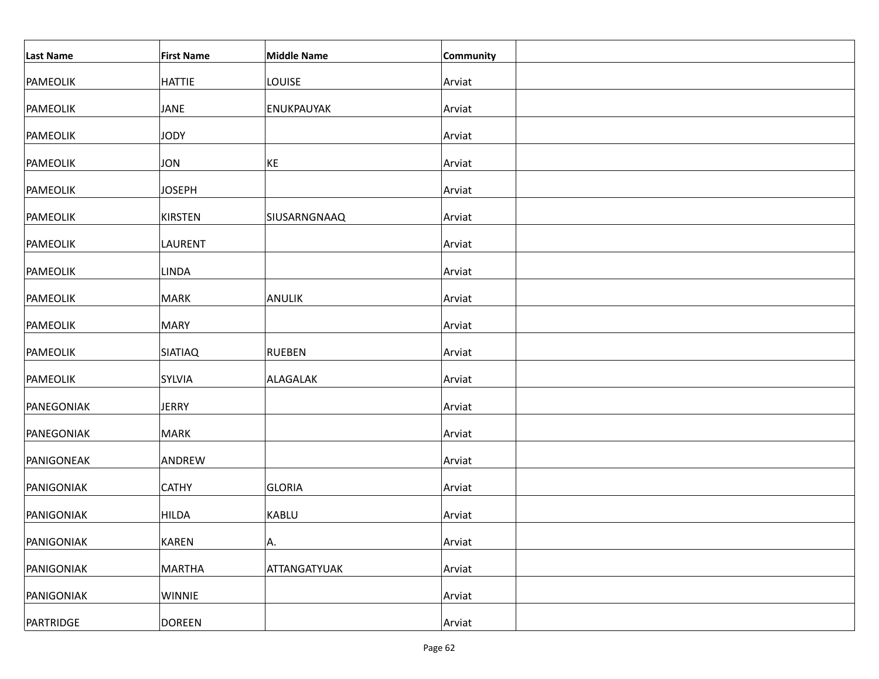| Last Name | First Name | Middle Name | Community | |
|---|---|---|---|---|
| PAMEOLIK | HATTIE | LOUISE | Arviat | |
| PAMEOLIK | JANE | ENUKPAUYAK | Arviat | |
| PAMEOLIK | JODY | | Arviat | |
| PAMEOLIK | JON | KE | Arviat | |
| PAMEOLIK | JOSEPH | | Arviat | |
| PAMEOLIK | KIRSTEN | SIUSARNGNAAQ | Arviat | |
| PAMEOLIK | LAURENT | | Arviat | |
| PAMEOLIK | LINDA | | Arviat | |
| PAMEOLIK | MARK | ANULIK | Arviat | |
| PAMEOLIK | MARY | | Arviat | |
| PAMEOLIK | SIATIAQ | RUEBEN | Arviat | |
| PAMEOLIK | SYLVIA | ALAGALAK | Arviat | |
| PANEGONIAK | JERRY | | Arviat | |
| PANEGONIAK | MARK | | Arviat | |
| PANIGONEAK | ANDREW | | Arviat | |
| PANIGONIAK | CATHY | GLORIA | Arviat | |
| PANIGONIAK | HILDA | KABLU | Arviat | |
| PANIGONIAK | KAREN | A. | Arviat | |
| PANIGONIAK | MARTHA | ATTANGATYUAK | Arviat | |
| PANIGONIAK | WINNIE | | Arviat | |
| PARTRIDGE | DOREEN | | Arviat | |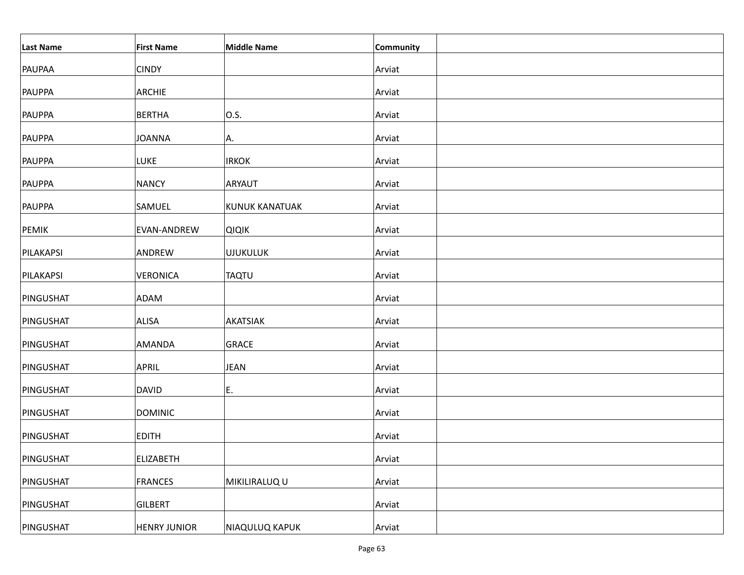| Last Name | First Name | Middle Name | Community | |
|---|---|---|---|---|
| PAUPAA | CINDY | | Arviat | |
| PAUPPA | ARCHIE | | Arviat | |
| PAUPPA | BERTHA | O.S. | Arviat | |
| PAUPPA | JOANNA | A. | Arviat | |
| PAUPPA | LUKE | IRKOK | Arviat | |
| PAUPPA | NANCY | ARYAUT | Arviat | |
| PAUPPA | SAMUEL | KUNUK KANATUAK | Arviat | |
| PEMIK | EVAN-ANDREW | QIQIK | Arviat | |
| PILAKAPSI | ANDREW | UJUKULUK | Arviat | |
| PILAKAPSI | VERONICA | TAQTU | Arviat | |
| PINGUSHAT | ADAM | | Arviat | |
| PINGUSHAT | ALISA | AKATSIAK | Arviat | |
| PINGUSHAT | AMANDA | GRACE | Arviat | |
| PINGUSHAT | APRIL | JEAN | Arviat | |
| PINGUSHAT | DAVID | E. | Arviat | |
| PINGUSHAT | DOMINIC | | Arviat | |
| PINGUSHAT | EDITH | | Arviat | |
| PINGUSHAT | ELIZABETH | | Arviat | |
| PINGUSHAT | FRANCES | MIKILIRALUQ U | Arviat | |
| PINGUSHAT | GILBERT | | Arviat | |
| PINGUSHAT | HENRY JUNIOR | NIAQULUQ KAPUK | Arviat | |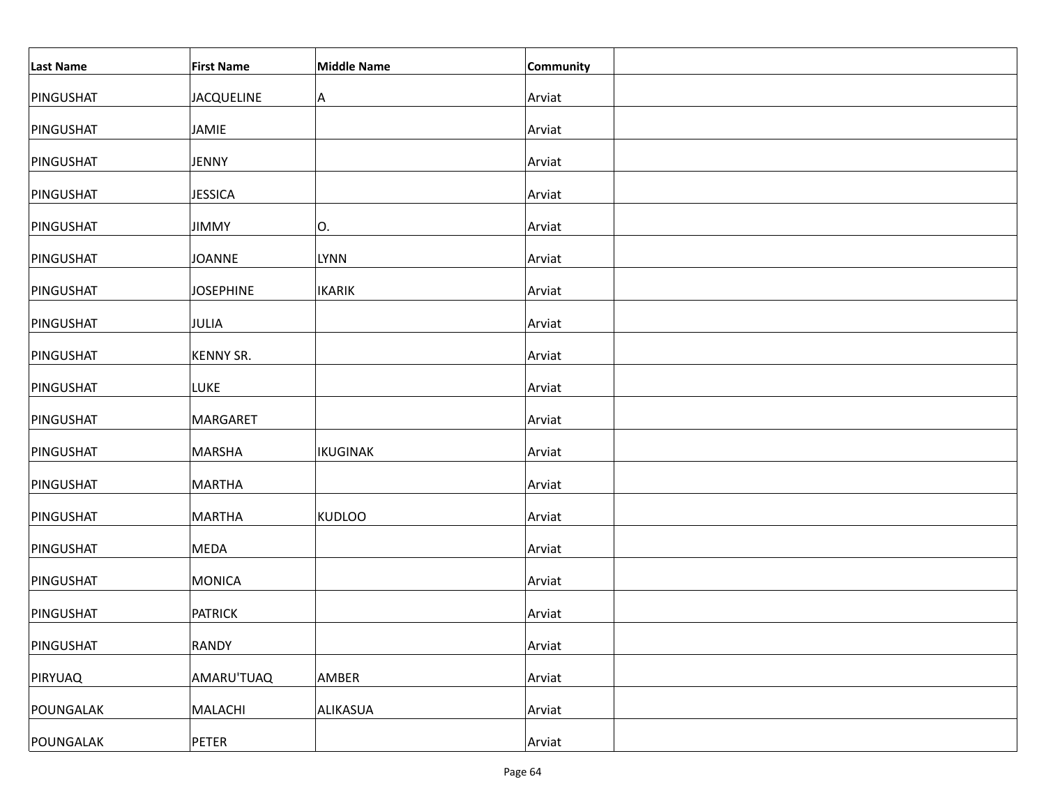| Last Name | First Name | Middle Name | Community | |
|---|---|---|---|---|
| PINGUSHAT | JACQUELINE | A | Arviat | |
| PINGUSHAT | JAMIE | | Arviat | |
| PINGUSHAT | JENNY | | Arviat | |
| PINGUSHAT | JESSICA | | Arviat | |
| PINGUSHAT | JIMMY | O. | Arviat | |
| PINGUSHAT | JOANNE | LYNN | Arviat | |
| PINGUSHAT | JOSEPHINE | IKARIK | Arviat | |
| PINGUSHAT | JULIA | | Arviat | |
| PINGUSHAT | KENNY SR. | | Arviat | |
| PINGUSHAT | LUKE | | Arviat | |
| PINGUSHAT | MARGARET | | Arviat | |
| PINGUSHAT | MARSHA | IKUGINAK | Arviat | |
| PINGUSHAT | MARTHA | | Arviat | |
| PINGUSHAT | MARTHA | KUDLOO | Arviat | |
| PINGUSHAT | MEDA | | Arviat | |
| PINGUSHAT | MONICA | | Arviat | |
| PINGUSHAT | PATRICK | | Arviat | |
| PINGUSHAT | RANDY | | Arviat | |
| PIRYUAQ | AMARU'TUAQ | AMBER | Arviat | |
| POUNGALAK | MALACHI | ALIKASUA | Arviat | |
| POUNGALAK | PETER | | Arviat | |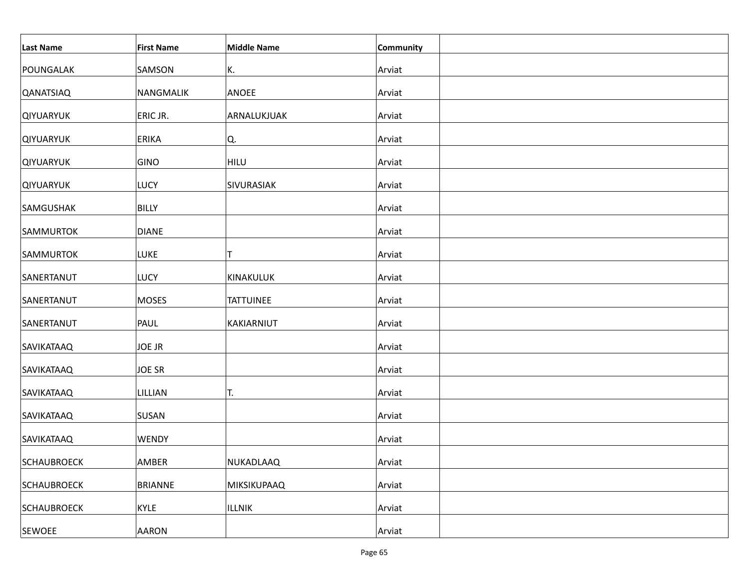| Last Name | First Name | Middle Name | Community | |
|---|---|---|---|---|
| POUNGALAK | SAMSON | K. | Arviat | |
| QANATSIAQ | NANGMALIK | ANOEE | Arviat | |
| QIYUARYUK | ERIC JR. | ARNALUKJUAK | Arviat | |
| QIYUARYUK | ERIKA | Q. | Arviat | |
| QIYUARYUK | GINO | HILU | Arviat | |
| QIYUARYUK | LUCY | SIVURASIAK | Arviat | |
| SAMGUSHAK | BILLY | | Arviat | |
| SAMMURTOK | DIANE | | Arviat | |
| SAMMURTOK | LUKE | T | Arviat | |
| SANERTANUT | LUCY | KINAKULUK | Arviat | |
| SANERTANUT | MOSES | TATTUINEE | Arviat | |
| SANERTANUT | PAUL | KAKIARNIUT | Arviat | |
| SAVIKATAAQ | JOE JR | | Arviat | |
| SAVIKATAAQ | JOE SR | | Arviat | |
| SAVIKATAAQ | LILLIAN | T. | Arviat | |
| SAVIKATAAQ | SUSAN | | Arviat | |
| SAVIKATAAQ | WENDY | | Arviat | |
| SCHAUBROECK | AMBER | NUKADLAAQ | Arviat | |
| SCHAUBROECK | BRIANNE | MIKSIKUPAAQ | Arviat | |
| SCHAUBROECK | KYLE | ILLNIK | Arviat | |
| SEWOEE | AARON | | Arviat | |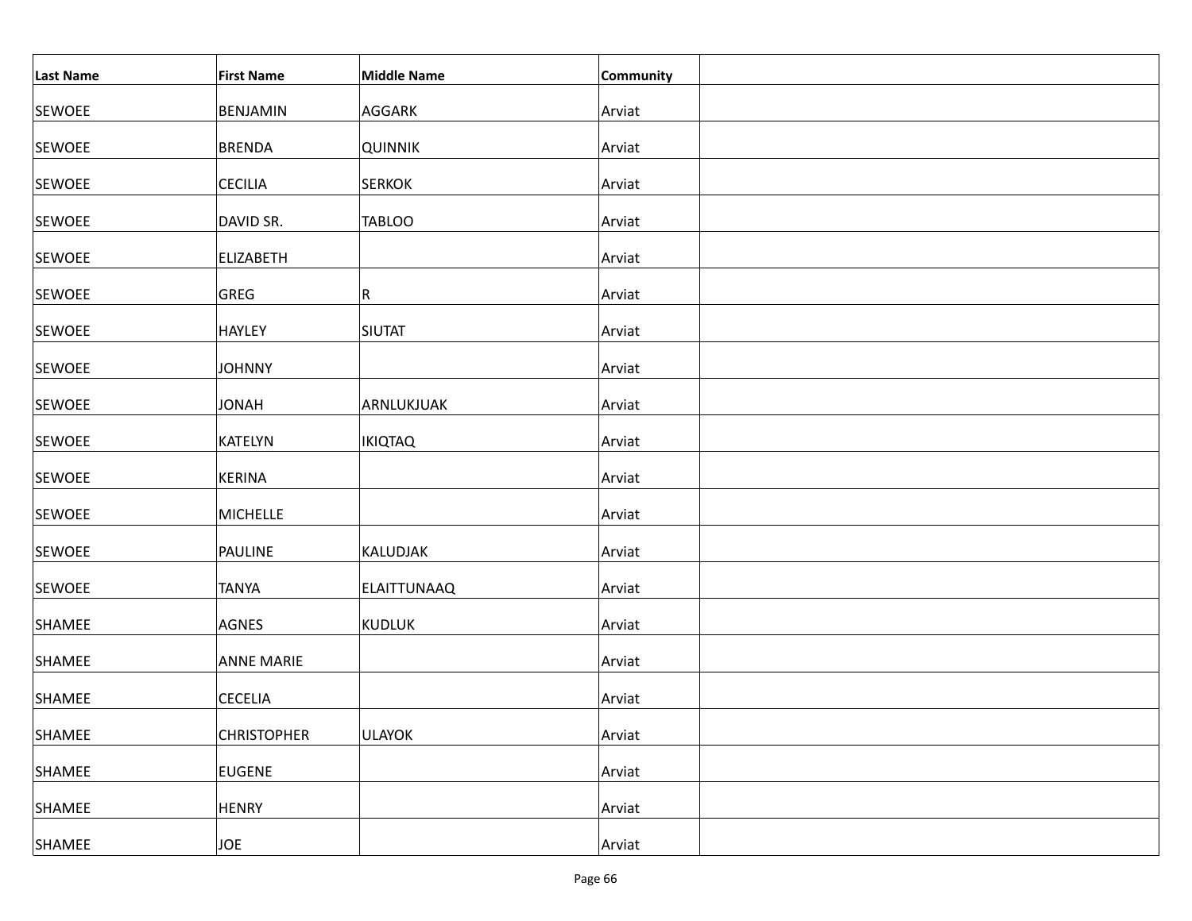| Last Name | First Name | Middle Name | Community | |
|---|---|---|---|---|
| SEWOEE | BENJAMIN | AGGARK | Arviat | |
| SEWOEE | BRENDA | QUINNIK | Arviat | |
| SEWOEE | CECILIA | SERKOK | Arviat | |
| SEWOEE | DAVID SR. | TABLOO | Arviat | |
| SEWOEE | ELIZABETH | | Arviat | |
| SEWOEE | GREG | R | Arviat | |
| SEWOEE | HAYLEY | SIUTAT | Arviat | |
| SEWOEE | JOHNNY | | Arviat | |
| SEWOEE | JONAH | ARNLUKJUAK | Arviat | |
| SEWOEE | KATELYN | IKIQTAQ | Arviat | |
| SEWOEE | KERINA | | Arviat | |
| SEWOEE | MICHELLE | | Arviat | |
| SEWOEE | PAULINE | KALUDJAK | Arviat | |
| SEWOEE | TANYA | ELAITTUNAAQ | Arviat | |
| SHAMEE | AGNES | KUDLUK | Arviat | |
| SHAMEE | ANNE MARIE | | Arviat | |
| SHAMEE | CECELIA | | Arviat | |
| SHAMEE | CHRISTOPHER | ULAYOK | Arviat | |
| SHAMEE | EUGENE | | Arviat | |
| SHAMEE | HENRY | | Arviat | |
| SHAMEE | JOE | | Arviat | |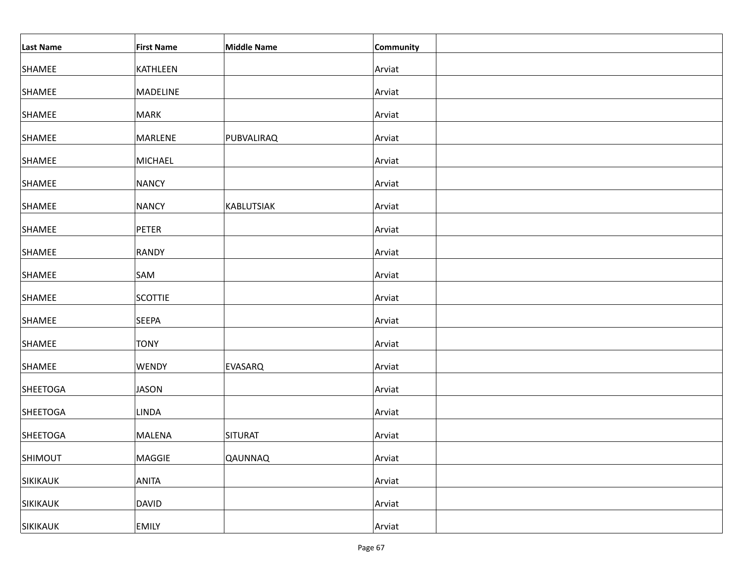| Last Name | First Name | Middle Name | Community | |
|---|---|---|---|---|
| SHAMEE | KATHLEEN | | Arviat | |
| SHAMEE | MADELINE | | Arviat | |
| SHAMEE | MARK | | Arviat | |
| SHAMEE | MARLENE | PUBVALIRAQ | Arviat | |
| SHAMEE | MICHAEL | | Arviat | |
| SHAMEE | NANCY | | Arviat | |
| SHAMEE | NANCY | KABLUTSIAK | Arviat | |
| SHAMEE | PETER | | Arviat | |
| SHAMEE | RANDY | | Arviat | |
| SHAMEE | SAM | | Arviat | |
| SHAMEE | SCOTTIE | | Arviat | |
| SHAMEE | SEEPA | | Arviat | |
| SHAMEE | TONY | | Arviat | |
| SHAMEE | WENDY | EVASARQ | Arviat | |
| SHEETOGA | JASON | | Arviat | |
| SHEETOGA | LINDA | | Arviat | |
| SHEETOGA | MALENA | SITURAT | Arviat | |
| SHIMOUT | MAGGIE | QAUNNAQ | Arviat | |
| SIKIKAUK | ANITA | | Arviat | |
| SIKIKAUK | DAVID | | Arviat | |
| SIKIKAUK | EMILY | | Arviat | |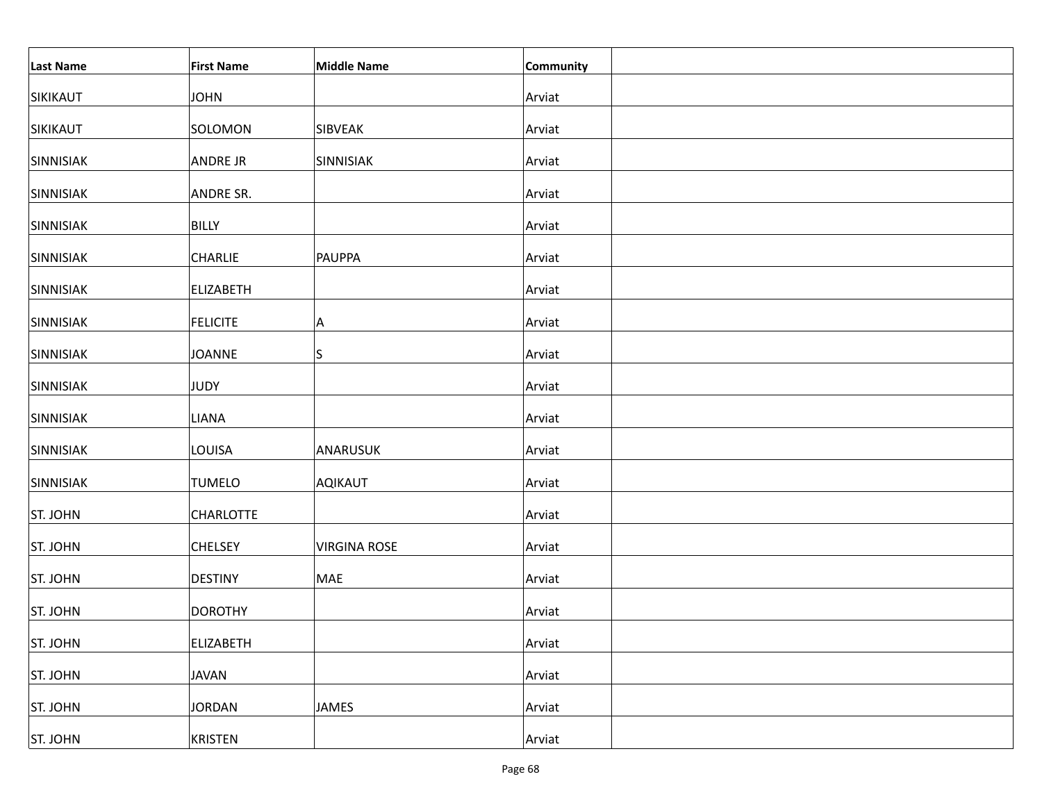| Last Name | First Name | Middle Name | Community | |
|---|---|---|---|---|
| SIKIKAUT | JOHN | | Arviat | |
| SIKIKAUT | SOLOMON | SIBVEAK | Arviat | |
| SINNISIAK | ANDRE JR | SINNISIAK | Arviat | |
| SINNISIAK | ANDRE SR. | | Arviat | |
| SINNISIAK | BILLY | | Arviat | |
| SINNISIAK | CHARLIE | PAUPPA | Arviat | |
| SINNISIAK | ELIZABETH | | Arviat | |
| SINNISIAK | FELICITE | A | Arviat | |
| SINNISIAK | JOANNE | S | Arviat | |
| SINNISIAK | JUDY | | Arviat | |
| SINNISIAK | LIANA | | Arviat | |
| SINNISIAK | LOUISA | ANARUSUK | Arviat | |
| SINNISIAK | TUMELO | AQIKAUT | Arviat | |
| ST. JOHN | CHARLOTTE | | Arviat | |
| ST. JOHN | CHELSEY | VIRGINA ROSE | Arviat | |
| ST. JOHN | DESTINY | MAE | Arviat | |
| ST. JOHN | DOROTHY | | Arviat | |
| ST. JOHN | ELIZABETH | | Arviat | |
| ST. JOHN | JAVAN | | Arviat | |
| ST. JOHN | JORDAN | JAMES | Arviat | |
| ST. JOHN | KRISTEN | | Arviat | |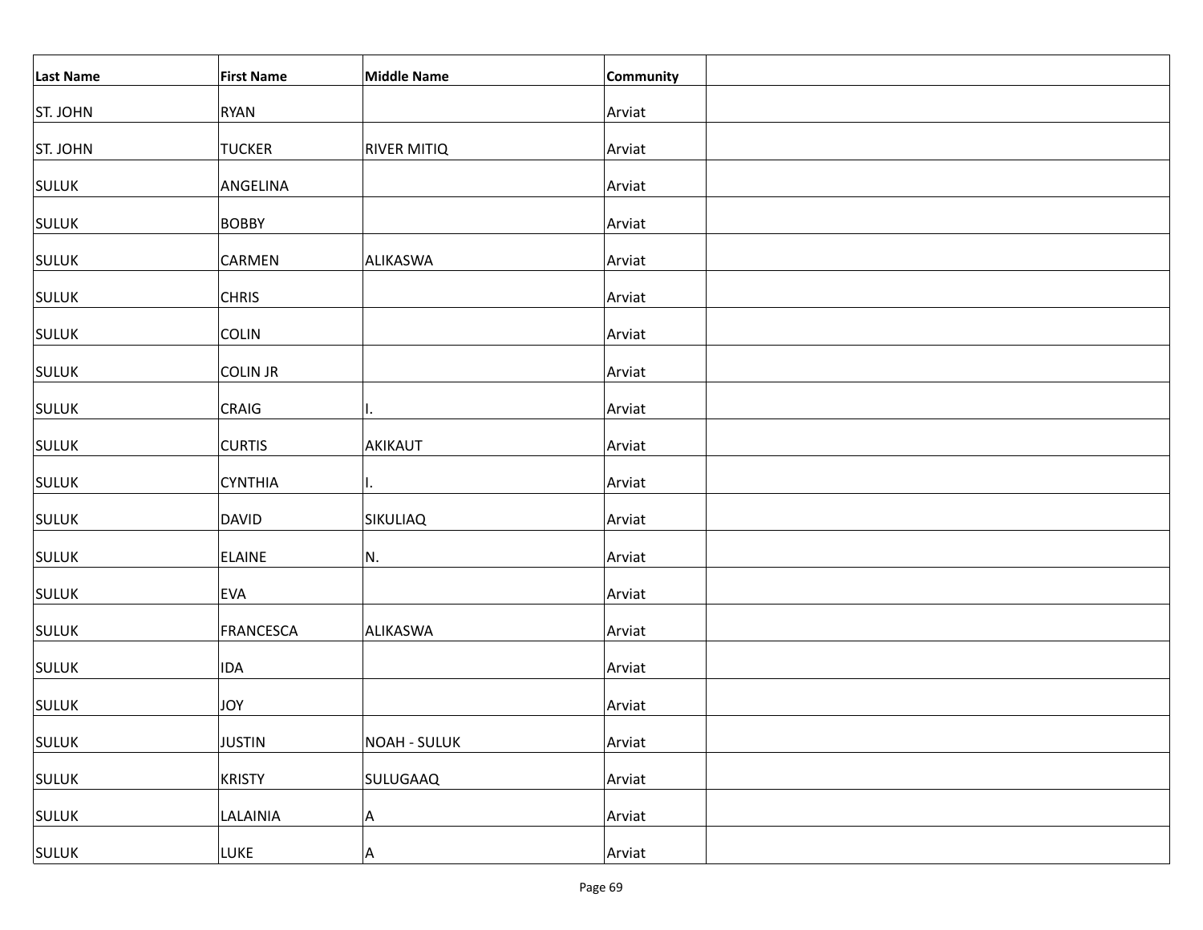| Last Name | First Name | Middle Name | Community | |
|---|---|---|---|---|
| ST. JOHN | RYAN | | Arviat | |
| ST. JOHN | TUCKER | RIVER MITIQ | Arviat | |
| SULUK | ANGELINA | | Arviat | |
| SULUK | BOBBY | | Arviat | |
| SULUK | CARMEN | ALIKASWA | Arviat | |
| SULUK | CHRIS | | Arviat | |
| SULUK | COLIN | | Arviat | |
| SULUK | COLIN JR | | Arviat | |
| SULUK | CRAIG | I. | Arviat | |
| SULUK | CURTIS | AKIKAUT | Arviat | |
| SULUK | CYNTHIA | I. | Arviat | |
| SULUK | DAVID | SIKULIAQ | Arviat | |
| SULUK | ELAINE | N. | Arviat | |
| SULUK | EVA | | Arviat | |
| SULUK | FRANCESCA | ALIKASWA | Arviat | |
| SULUK | IDA | | Arviat | |
| SULUK | JOY | | Arviat | |
| SULUK | JUSTIN | NOAH - SULUK | Arviat | |
| SULUK | KRISTY | SULUGAAQ | Arviat | |
| SULUK | LALAINIA | A | Arviat | |
| SULUK | LUKE | A | Arviat | |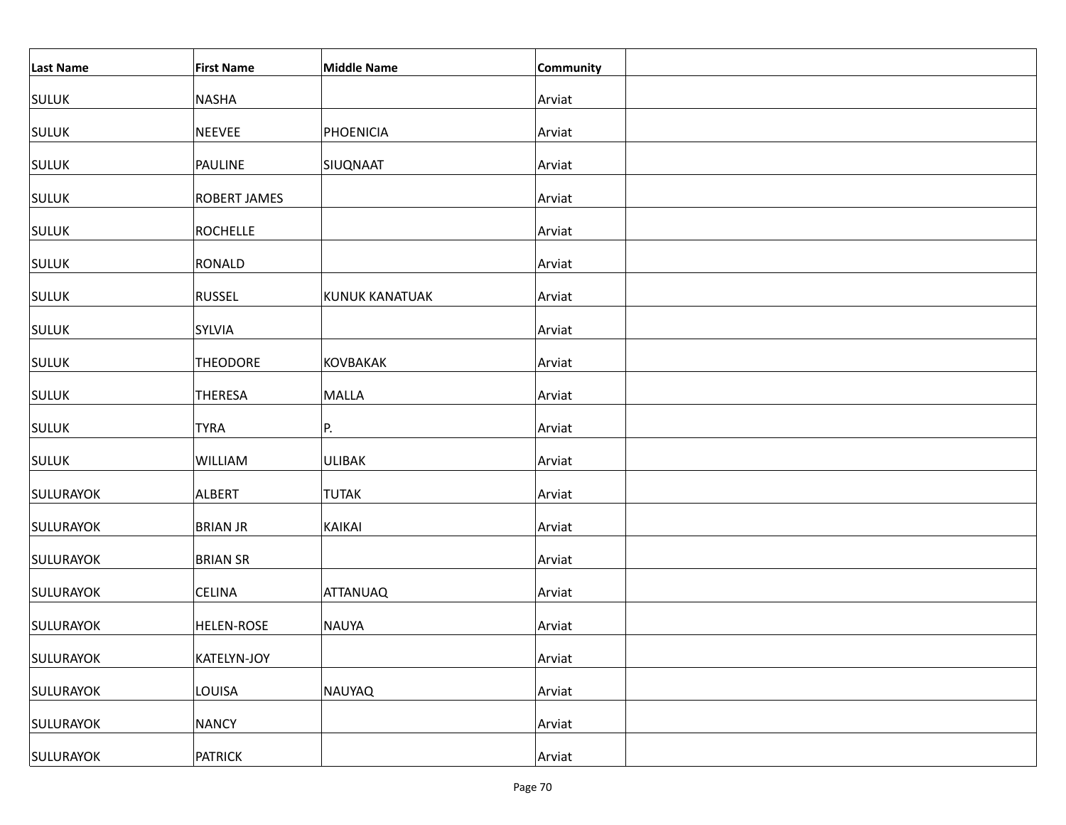| Last Name | First Name | Middle Name | Community | |
|---|---|---|---|---|
| SULUK | NASHA | | Arviat | |
| SULUK | NEEVEE | PHOENICIA | Arviat | |
| SULUK | PAULINE | SIUQNAAT | Arviat | |
| SULUK | ROBERT JAMES | | Arviat | |
| SULUK | ROCHELLE | | Arviat | |
| SULUK | RONALD | | Arviat | |
| SULUK | RUSSEL | KUNUK KANATUAK | Arviat | |
| SULUK | SYLVIA | | Arviat | |
| SULUK | THEODORE | KOVBAKAK | Arviat | |
| SULUK | THERESA | MALLA | Arviat | |
| SULUK | TYRA | P. | Arviat | |
| SULUK | WILLIAM | ULIBAK | Arviat | |
| SULURAYOK | ALBERT | TUTAK | Arviat | |
| SULURAYOK | BRIAN JR | KAIKAI | Arviat | |
| SULURAYOK | BRIAN SR | | Arviat | |
| SULURAYOK | CELINA | ATTANUAQ | Arviat | |
| SULURAYOK | HELEN-ROSE | NAUYA | Arviat | |
| SULURAYOK | KATELYN-JOY | | Arviat | |
| SULURAYOK | LOUISA | NAUYAQ | Arviat | |
| SULURAYOK | NANCY | | Arviat | |
| SULURAYOK | PATRICK | | Arviat | |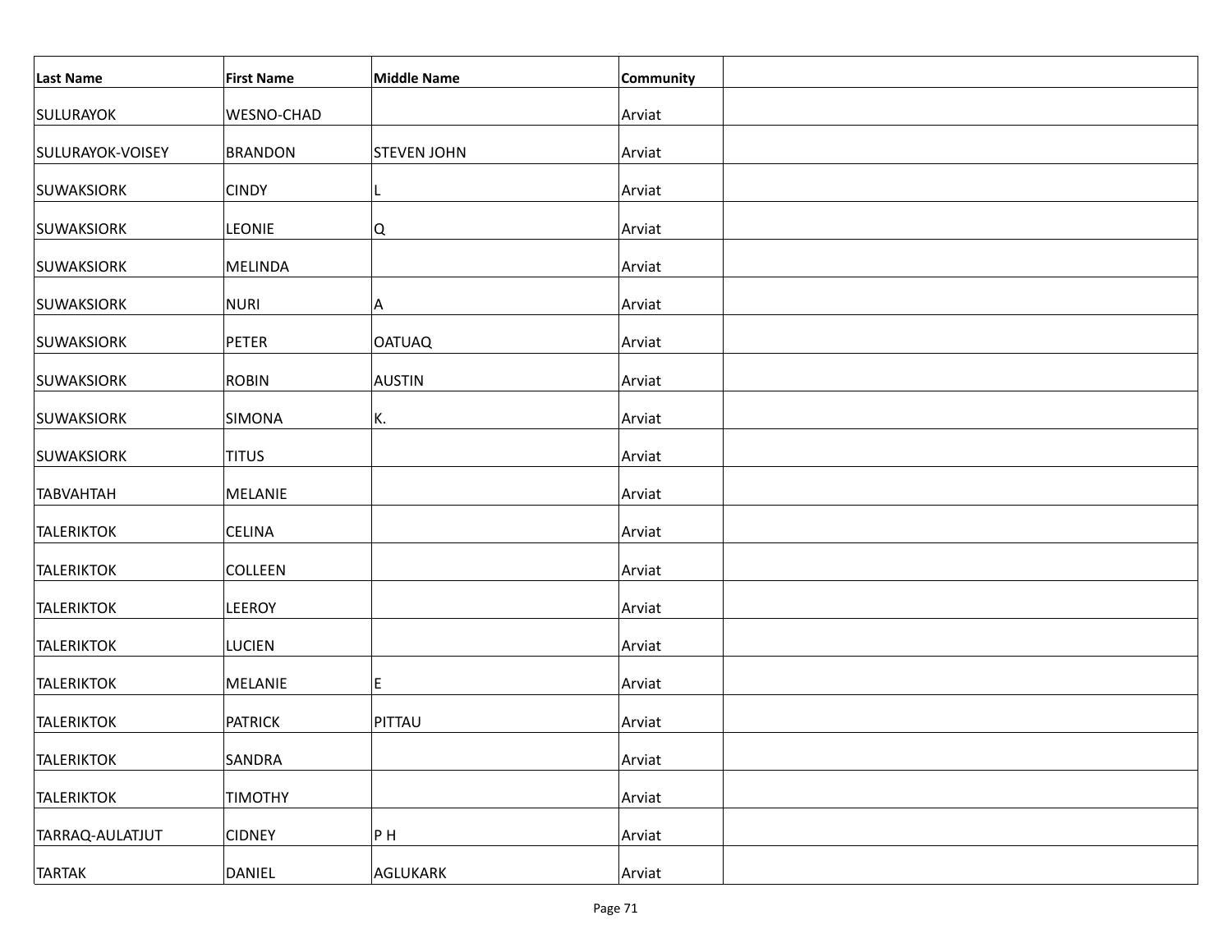| Last Name | First Name | Middle Name | Community | |
|---|---|---|---|---|
| SULURAYOK | WESNO-CHAD | | Arviat | |
| SULURAYOK-VOISEY | BRANDON | STEVEN JOHN | Arviat | |
| SUWAKSIORK | CINDY | L | Arviat | |
| SUWAKSIORK | LEONIE | Q | Arviat | |
| SUWAKSIORK | MELINDA | | Arviat | |
| SUWAKSIORK | NURI | A | Arviat | |
| SUWAKSIORK | PETER | OATUAQ | Arviat | |
| SUWAKSIORK | ROBIN | AUSTIN | Arviat | |
| SUWAKSIORK | SIMONA | K. | Arviat | |
| SUWAKSIORK | TITUS | | Arviat | |
| TABVAHTAH | MELANIE | | Arviat | |
| TALERIKTOK | CELINA | | Arviat | |
| TALERIKTOK | COLLEEN | | Arviat | |
| TALERIKTOK | LEEROY | | Arviat | |
| TALERIKTOK | LUCIEN | | Arviat | |
| TALERIKTOK | MELANIE | E | Arviat | |
| TALERIKTOK | PATRICK | PITTAU | Arviat | |
| TALERIKTOK | SANDRA | | Arviat | |
| TALERIKTOK | TIMOTHY | | Arviat | |
| TARRAQ-AULATJUT | CIDNEY | P H | Arviat | |
| TARTAK | DANIEL | AGLUKARK | Arviat | |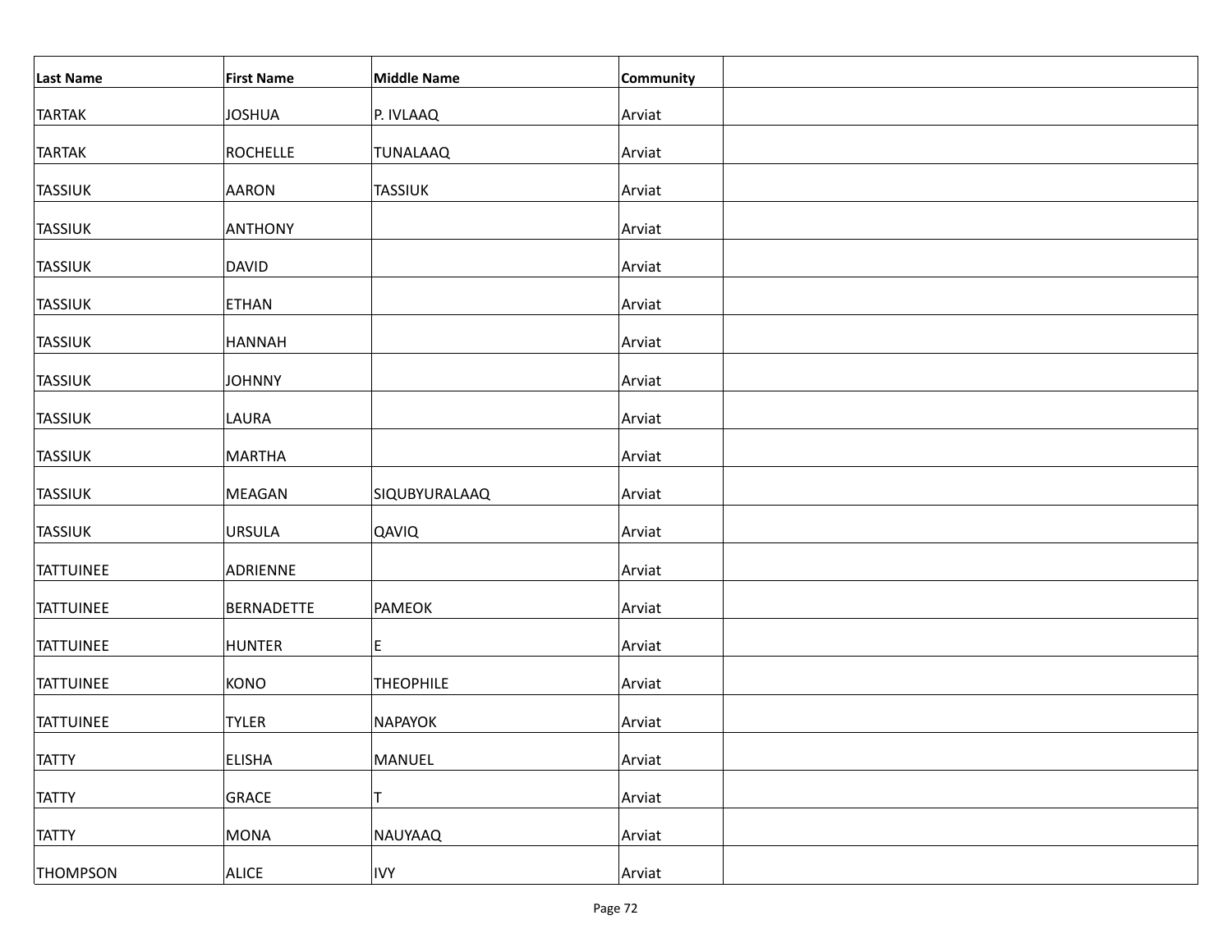| Last Name | First Name | Middle Name | Community | |
|---|---|---|---|---|
| TARTAK | JOSHUA | P. IVLAAQ | Arviat | |
| TARTAK | ROCHELLE | TUNALAAQ | Arviat | |
| TASSIUK | AARON | TASSIUK | Arviat | |
| TASSIUK | ANTHONY | | Arviat | |
| TASSIUK | DAVID | | Arviat | |
| TASSIUK | ETHAN | | Arviat | |
| TASSIUK | HANNAH | | Arviat | |
| TASSIUK | JOHNNY | | Arviat | |
| TASSIUK | LAURA | | Arviat | |
| TASSIUK | MARTHA | | Arviat | |
| TASSIUK | MEAGAN | SIQUBYURALAAQ | Arviat | |
| TASSIUK | URSULA | QAVIQ | Arviat | |
| TATTUINEE | ADRIENNE | | Arviat | |
| TATTUINEE | BERNADETTE | PAMEOK | Arviat | |
| TATTUINEE | HUNTER | E | Arviat | |
| TATTUINEE | KONO | THEOPHILE | Arviat | |
| TATTUINEE | TYLER | NAPAYOK | Arviat | |
| TATTY | ELISHA | MANUEL | Arviat | |
| TATTY | GRACE | T | Arviat | |
| TATTY | MONA | NAUYAAQ | Arviat | |
| THOMPSON | ALICE | IVY | Arviat | |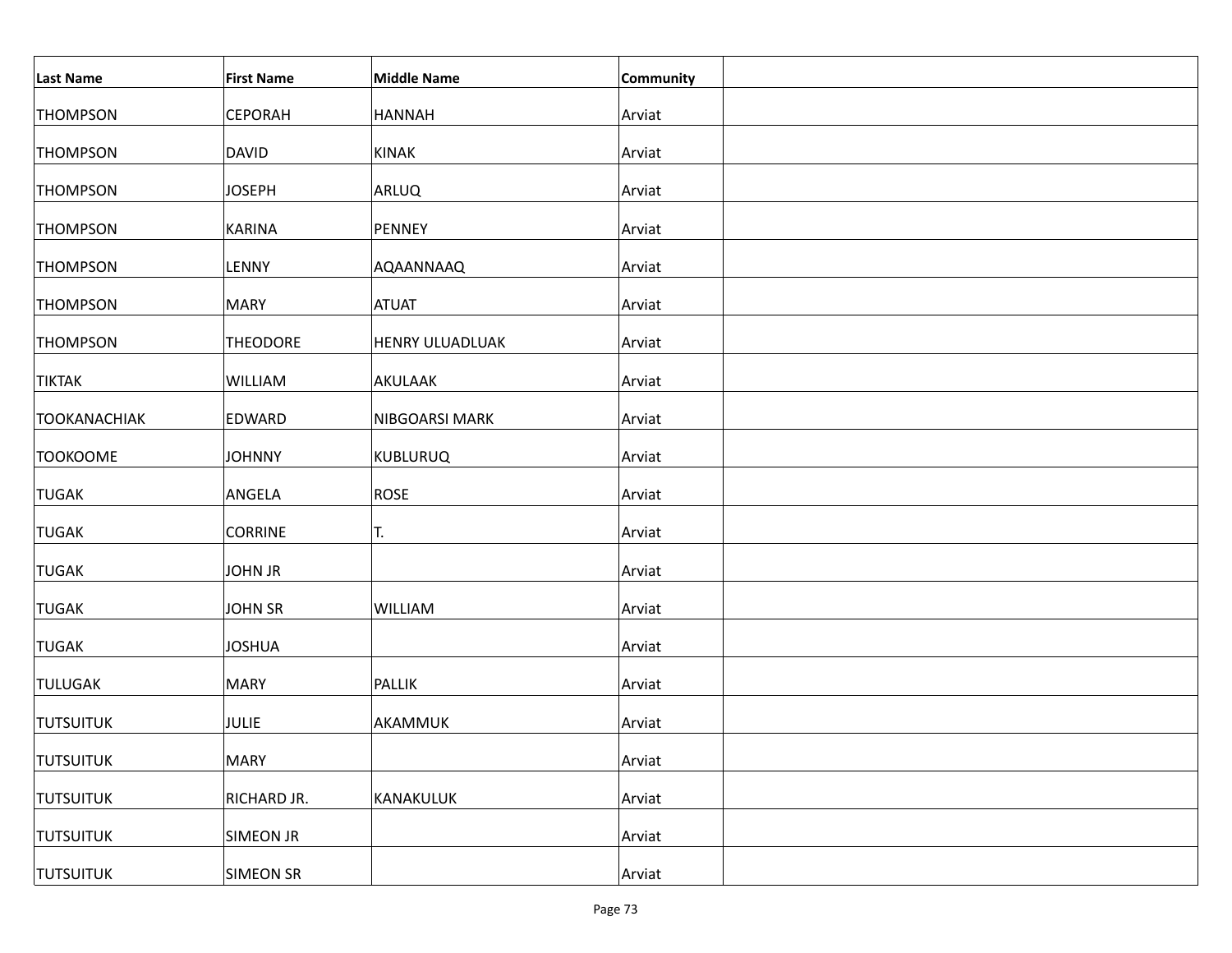| Last Name | First Name | Middle Name | Community | |
|---|---|---|---|---|
| THOMPSON | CEPORAH | HANNAH | Arviat | |
| THOMPSON | DAVID | KINAK | Arviat | |
| THOMPSON | JOSEPH | ARLUQ | Arviat | |
| THOMPSON | KARINA | PENNEY | Arviat | |
| THOMPSON | LENNY | AQAANNAAQ | Arviat | |
| THOMPSON | MARY | ATUAT | Arviat | |
| THOMPSON | THEODORE | HENRY ULUADLUAK | Arviat | |
| TIKTAK | WILLIAM | AKULAAK | Arviat | |
| TOOKANACHIAK | EDWARD | NIBGOARSI MARK | Arviat | |
| TOOKOOME | JOHNNY | KUBLURUQ | Arviat | |
| TUGAK | ANGELA | ROSE | Arviat | |
| TUGAK | CORRINE | T. | Arviat | |
| TUGAK | JOHN JR | | Arviat | |
| TUGAK | JOHN SR | WILLIAM | Arviat | |
| TUGAK | JOSHUA | | Arviat | |
| TULUGAK | MARY | PALLIK | Arviat | |
| TUTSUITUK | JULIE | AKAMMUK | Arviat | |
| TUTSUITUK | MARY | | Arviat | |
| TUTSUITUK | RICHARD JR. | KANAKULUK | Arviat | |
| TUTSUITUK | SIMEON JR | | Arviat | |
| TUTSUITUK | SIMEON SR | | Arviat | |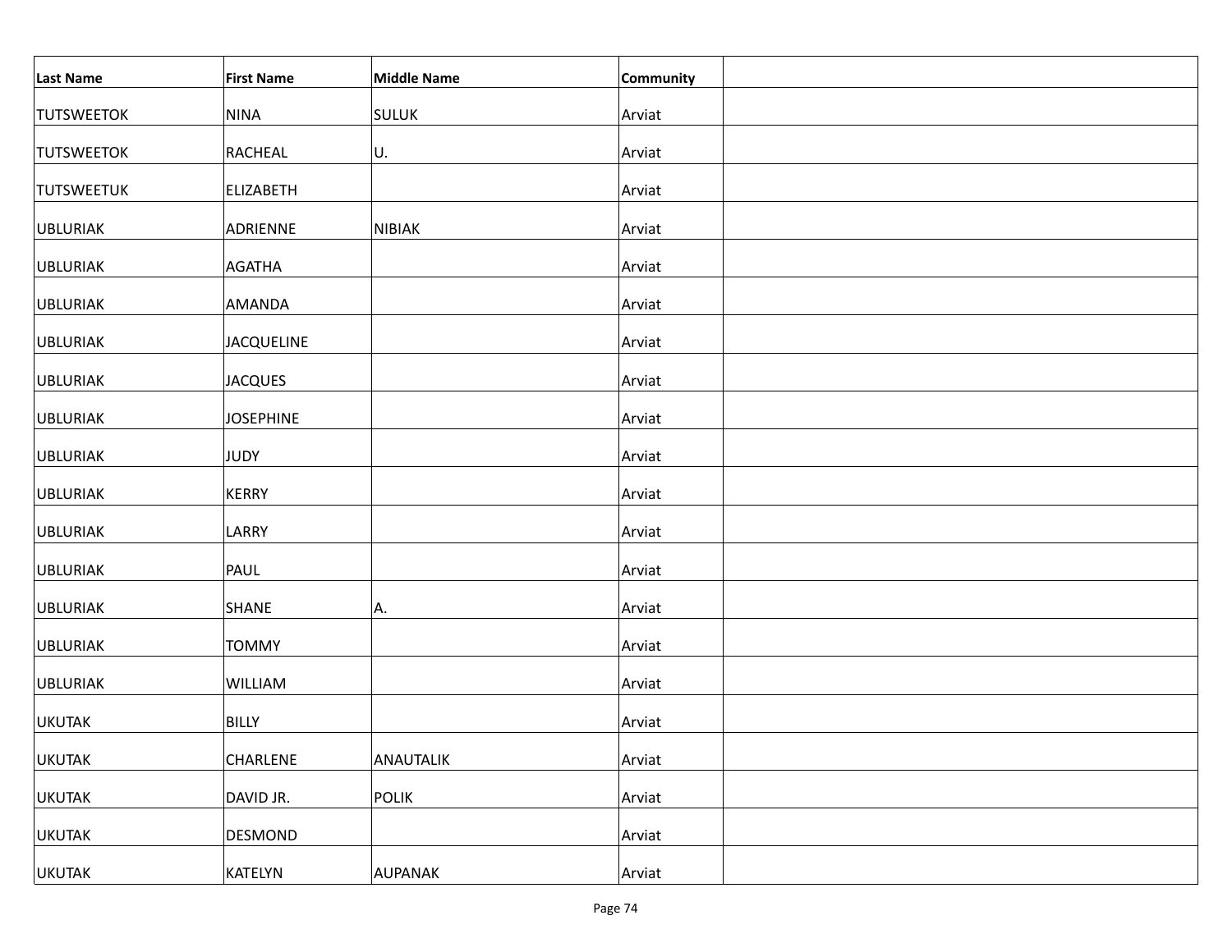| Last Name | First Name | Middle Name | Community | |
|---|---|---|---|---|
| TUTSWEETOK | NINA | SULUK | Arviat | |
| TUTSWEETOK | RACHEAL | U. | Arviat | |
| TUTSWEETUK | ELIZABETH | | Arviat | |
| UBLURIAK | ADRIENNE | NIBIAK | Arviat | |
| UBLURIAK | AGATHA | | Arviat | |
| UBLURIAK | AMANDA | | Arviat | |
| UBLURIAK | JACQUELINE | | Arviat | |
| UBLURIAK | JACQUES | | Arviat | |
| UBLURIAK | JOSEPHINE | | Arviat | |
| UBLURIAK | JUDY | | Arviat | |
| UBLURIAK | KERRY | | Arviat | |
| UBLURIAK | LARRY | | Arviat | |
| UBLURIAK | PAUL | | Arviat | |
| UBLURIAK | SHANE | A. | Arviat | |
| UBLURIAK | TOMMY | | Arviat | |
| UBLURIAK | WILLIAM | | Arviat | |
| UKUTAK | BILLY | | Arviat | |
| UKUTAK | CHARLENE | ANAUTALIK | Arviat | |
| UKUTAK | DAVID JR. | POLIK | Arviat | |
| UKUTAK | DESMOND | | Arviat | |
| UKUTAK | KATELYN | AUPANAK | Arviat | |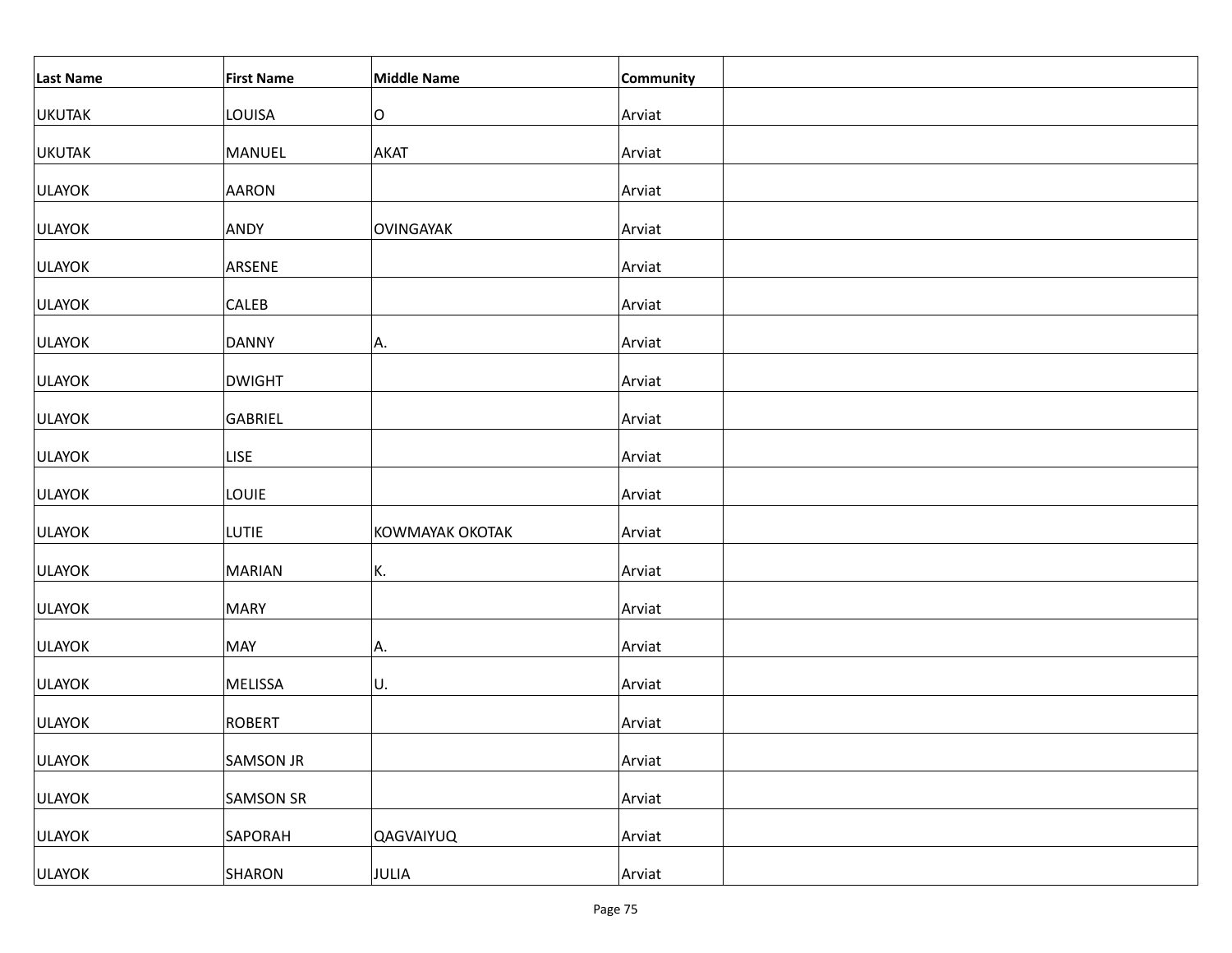| Last Name | First Name | Middle Name | Community | |
|---|---|---|---|---|
| UKUTAK | LOUISA | O | Arviat | |
| UKUTAK | MANUEL | AKAT | Arviat | |
| ULAYOK | AARON | | Arviat | |
| ULAYOK | ANDY | OVINGAYAK | Arviat | |
| ULAYOK | ARSENE | | Arviat | |
| ULAYOK | CALEB | | Arviat | |
| ULAYOK | DANNY | A. | Arviat | |
| ULAYOK | DWIGHT | | Arviat | |
| ULAYOK | GABRIEL | | Arviat | |
| ULAYOK | LISE | | Arviat | |
| ULAYOK | LOUIE | | Arviat | |
| ULAYOK | LUTIE | KOWMAYAK OKOTAK | Arviat | |
| ULAYOK | MARIAN | K. | Arviat | |
| ULAYOK | MARY | | Arviat | |
| ULAYOK | MAY | A. | Arviat | |
| ULAYOK | MELISSA | U. | Arviat | |
| ULAYOK | ROBERT | | Arviat | |
| ULAYOK | SAMSON JR | | Arviat | |
| ULAYOK | SAMSON SR | | Arviat | |
| ULAYOK | SAPORAH | QAGVAIYUQ | Arviat | |
| ULAYOK | SHARON | JULIA | Arviat | |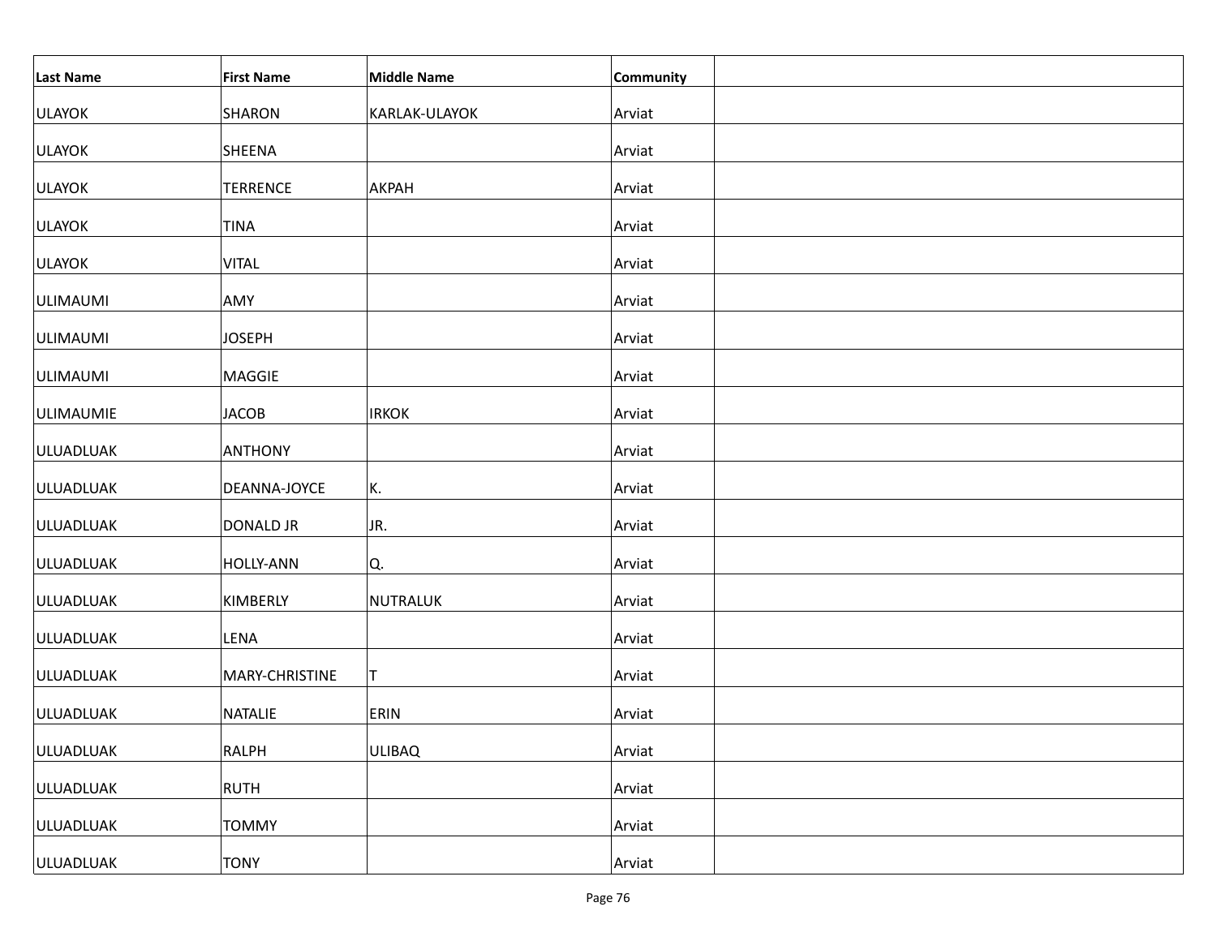| Last Name | First Name | Middle Name | Community | |
|---|---|---|---|---|
| ULAYOK | SHARON | KARLAK-ULAYOK | Arviat | |
| ULAYOK | SHEENA | | Arviat | |
| ULAYOK | TERRENCE | AKPAH | Arviat | |
| ULAYOK | TINA | | Arviat | |
| ULAYOK | VITAL | | Arviat | |
| ULIMAUMI | AMY | | Arviat | |
| ULIMAUMI | JOSEPH | | Arviat | |
| ULIMAUMI | MAGGIE | | Arviat | |
| ULIMAUMIE | JACOB | IRKOK | Arviat | |
| ULUADLUAK | ANTHONY | | Arviat | |
| ULUADLUAK | DEANNA-JOYCE | K. | Arviat | |
| ULUADLUAK | DONALD JR | JR. | Arviat | |
| ULUADLUAK | HOLLY-ANN | Q. | Arviat | |
| ULUADLUAK | KIMBERLY | NUTRALUK | Arviat | |
| ULUADLUAK | LENA | | Arviat | |
| ULUADLUAK | MARY-CHRISTINE | T | Arviat | |
| ULUADLUAK | NATALIE | ERIN | Arviat | |
| ULUADLUAK | RALPH | ULIBAQ | Arviat | |
| ULUADLUAK | RUTH | | Arviat | |
| ULUADLUAK | TOMMY | | Arviat | |
| ULUADLUAK | TONY | | Arviat | |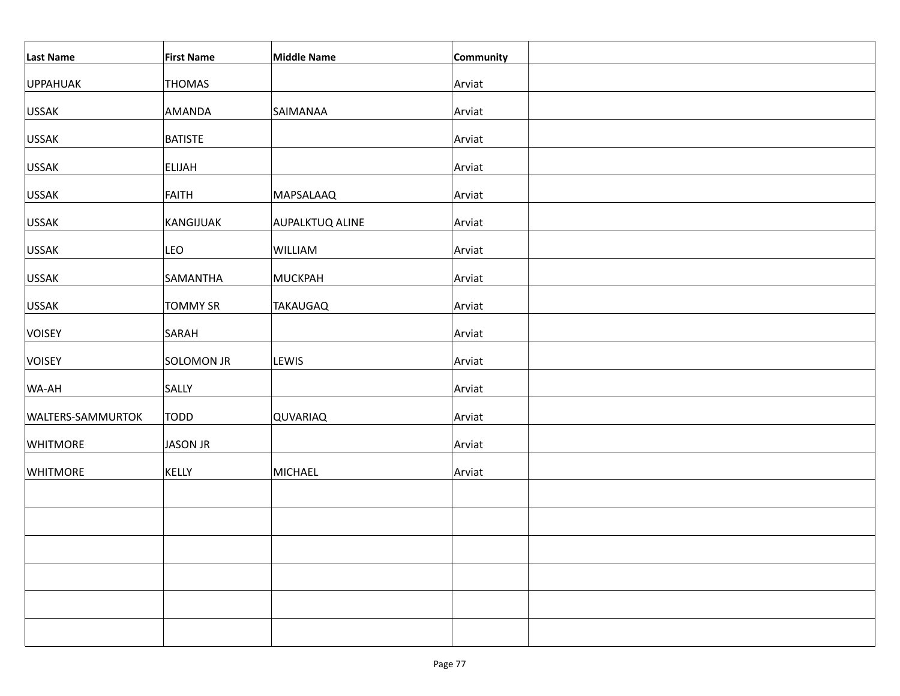| Last Name | First Name | Middle Name | Community | |
|---|---|---|---|---|
| UPPAHUAK | THOMAS | | Arviat | |
| USSAK | AMANDA | SAIMANAA | Arviat | |
| USSAK | BATISTE | | Arviat | |
| USSAK | ELIJAH | | Arviat | |
| USSAK | FAITH | MAPSALAAQ | Arviat | |
| USSAK | KANGIJUAK | AUPALKTUQ ALINE | Arviat | |
| USSAK | LEO | WILLIAM | Arviat | |
| USSAK | SAMANTHA | MUCKPAH | Arviat | |
| USSAK | TOMMY SR | TAKAUGAQ | Arviat | |
| VOISEY | SARAH | | Arviat | |
| VOISEY | SOLOMON JR | LEWIS | Arviat | |
| WA-AH | SALLY | | Arviat | |
| WALTERS-SAMMURTOK | TODD | QUVARIAQ | Arviat | |
| WHITMORE | JASON JR | | Arviat | |
| WHITMORE | KELLY | MICHAEL | Arviat | |
| | | | | |
| | | | | |
| | | | | |
| | | | | |
| | | | | |
| | | | | |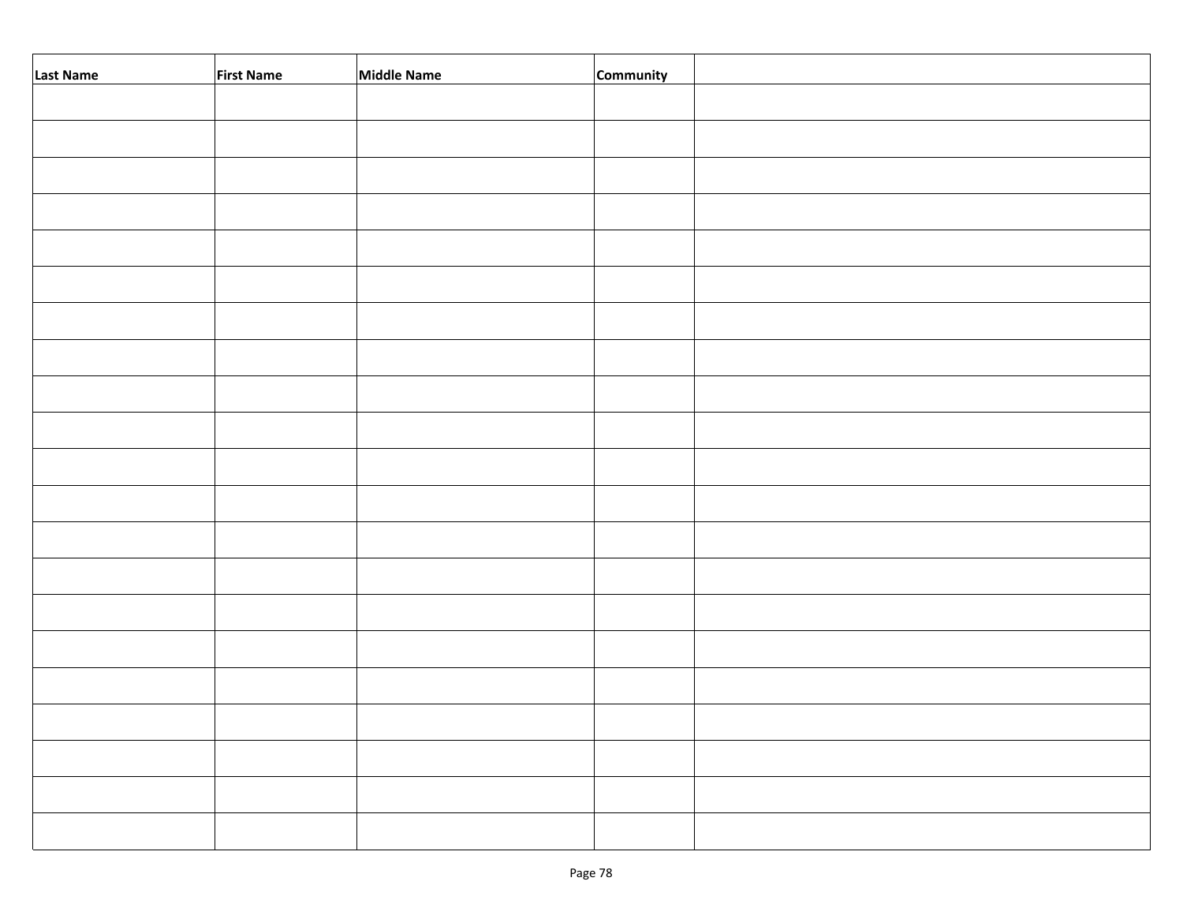| Last Name | First Name | Middle Name | Community | |
|---|---|---|---|---|
| | | | | |
| | | | | |
| | | | | |
| | | | | |
| | | | | |
| | | | | |
| | | | | |
| | | | | |
| | | | | |
| | | | | |
| | | | | |
| | | | | |
| | | | | |
| | | | | |
| | | | | |
| | | | | |
| | | | | |
| | | | | |
| | | | | |
| | | | | |
| | | | | |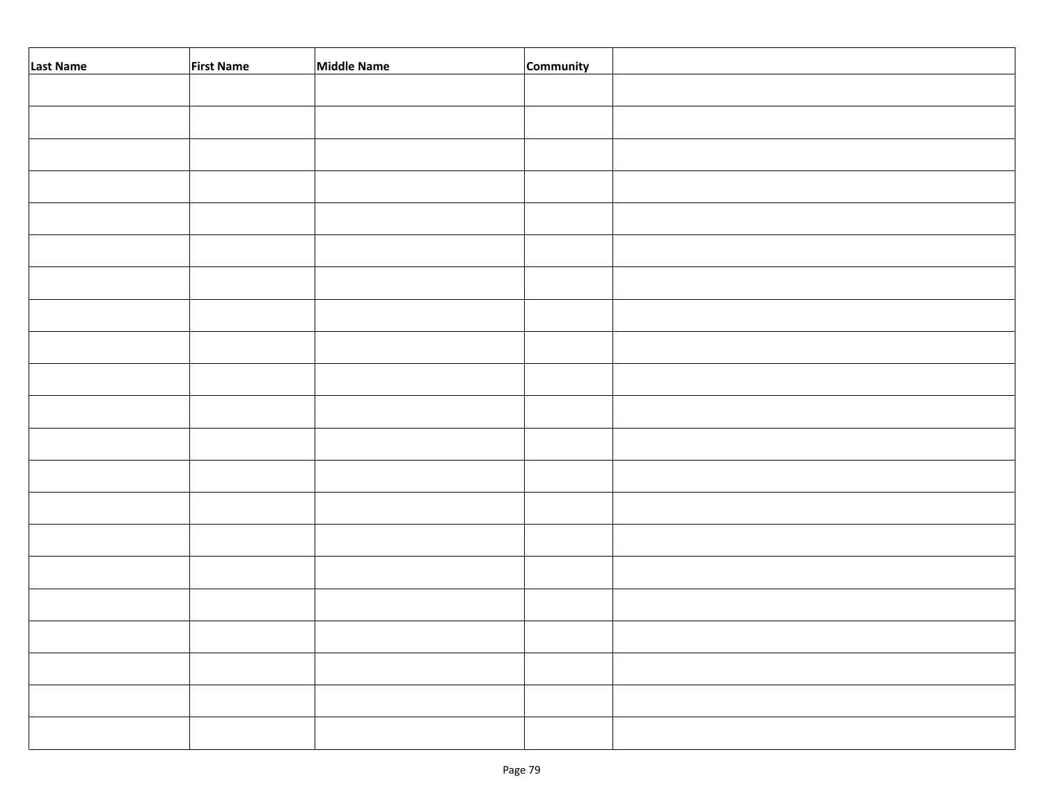| Last Name | First Name | Middle Name | Community | |
|---|---|---|---|---|
| | | | | |
| | | | | |
| | | | | |
| | | | | |
| | | | | |
| | | | | |
| | | | | |
| | | | | |
| | | | | |
| | | | | |
| | | | | |
| | | | | |
| | | | | |
| | | | | |
| | | | | |
| | | | | |
| | | | | |
| | | | | |
| | | | | |
| | | | | |
| | | | | |